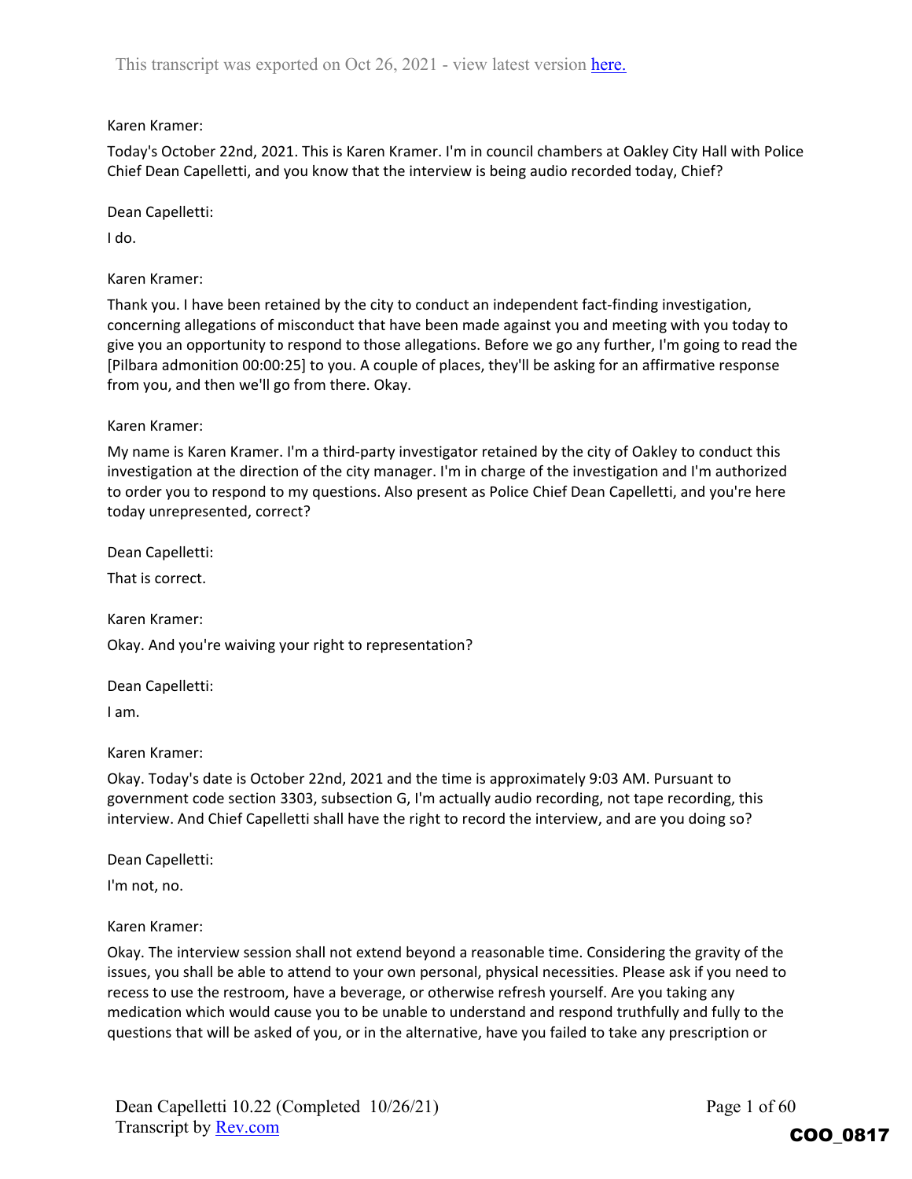This transcript was exported on Oct 26, 2021 - view latest version [here.](#)

Karen Kramer:

Today's October 22nd, 2021. This is Karen Kramer. I'm in council chambers at Oakley City Hall with Police Chief Dean Capelletti, and you know that the interview is being audio recorded today, Chief?

Dean Capelletti:

I do.

Karen Kramer:

Thank you. I have been retained by the city to conduct an independent fact-finding investigation, concerning allegations of misconduct that have been made against you and meeting with you today to give you an opportunity to respond to those allegations. Before we go any further, I'm going to read the [Pilbara admonition 00:00:25] to you. A couple of places, they'll be asking for an affirmative response from you, and then we'll go from there. Okay.

Karen Kramer:

My name is Karen Kramer. I'm a third-party investigator retained by the city of Oakley to conduct this investigation at the direction of the city manager. I'm in charge of the investigation and I'm authorized to order you to respond to my questions. Also present as Police Chief Dean Capelletti, and you're here today unrepresented, correct?

Dean Capelletti:

That is correct.

Karen Kramer:

Okay. And you're waiving your right to representation?

Dean Capelletti:

I am.

Karen Kramer:

Okay. Today's date is October 22nd, 2021 and the time is approximately 9:03 AM. Pursuant to government code section 3303, subsection G, I'm actually audio recording, not tape recording, this interview. And Chief Capelletti shall have the right to record the interview, and are you doing so?

Dean Capelletti:

I'm not, no.

Karen Kramer:

Okay. The interview session shall not extend beyond a reasonable time. Considering the gravity of the issues, you shall be able to attend to your own personal, physical necessities. Please ask if you need to recess to use the restroom, have a beverage, or otherwise refresh yourself. Are you taking any medication which would cause you to be unable to understand and respond truthfully and fully to the questions that will be asked of you, or in the alternative, have you failed to take any prescription or

Dean Capelletti 10.22 (Completed 10/26/21)
Transcript by [Rev.com](#)

COO_0817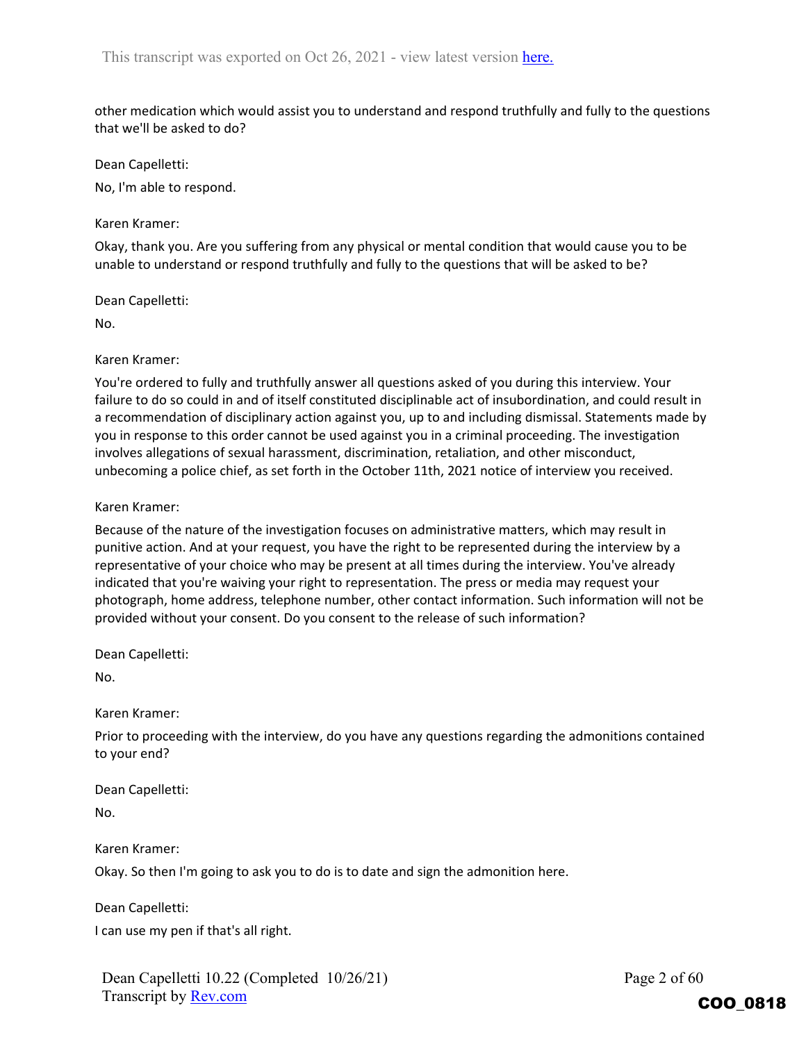other medication which would assist you to understand and respond truthfully and fully to the questions that we'll be asked to do?

Dean Capelletti:

No, I'm able to respond.

Karen Kramer:

Okay, thank you. Are you suffering from any physical or mental condition that would cause you to be unable to understand or respond truthfully and fully to the questions that will be asked to be?

Dean Capelletti:

No.

Karen Kramer:

You're ordered to fully and truthfully answer all questions asked of you during this interview. Your failure to do so could in and of itself constituted disciplinable act of insubordination, and could result in a recommendation of disciplinary action against you, up to and including dismissal. Statements made by you in response to this order cannot be used against you in a criminal proceeding. The investigation involves allegations of sexual harassment, discrimination, retaliation, and other misconduct, unbecoming a police chief, as set forth in the October 11th, 2021 notice of interview you received.

Karen Kramer:

Because of the nature of the investigation focuses on administrative matters, which may result in punitive action. And at your request, you have the right to be represented during the interview by a representative of your choice who may be present at all times during the interview. You've already indicated that you're waiving your right to representation. The press or media may request your photograph, home address, telephone number, other contact information. Such information will not be provided without your consent. Do you consent to the release of such information?

Dean Capelletti:

No.

Karen Kramer:

Prior to proceeding with the interview, do you have any questions regarding the admonitions contained to your end?

Dean Capelletti:

No.

Karen Kramer:

Okay. So then I'm going to ask you to do is to date and sign the admonition here.

Dean Capelletti:

I can use my pen if that's all right.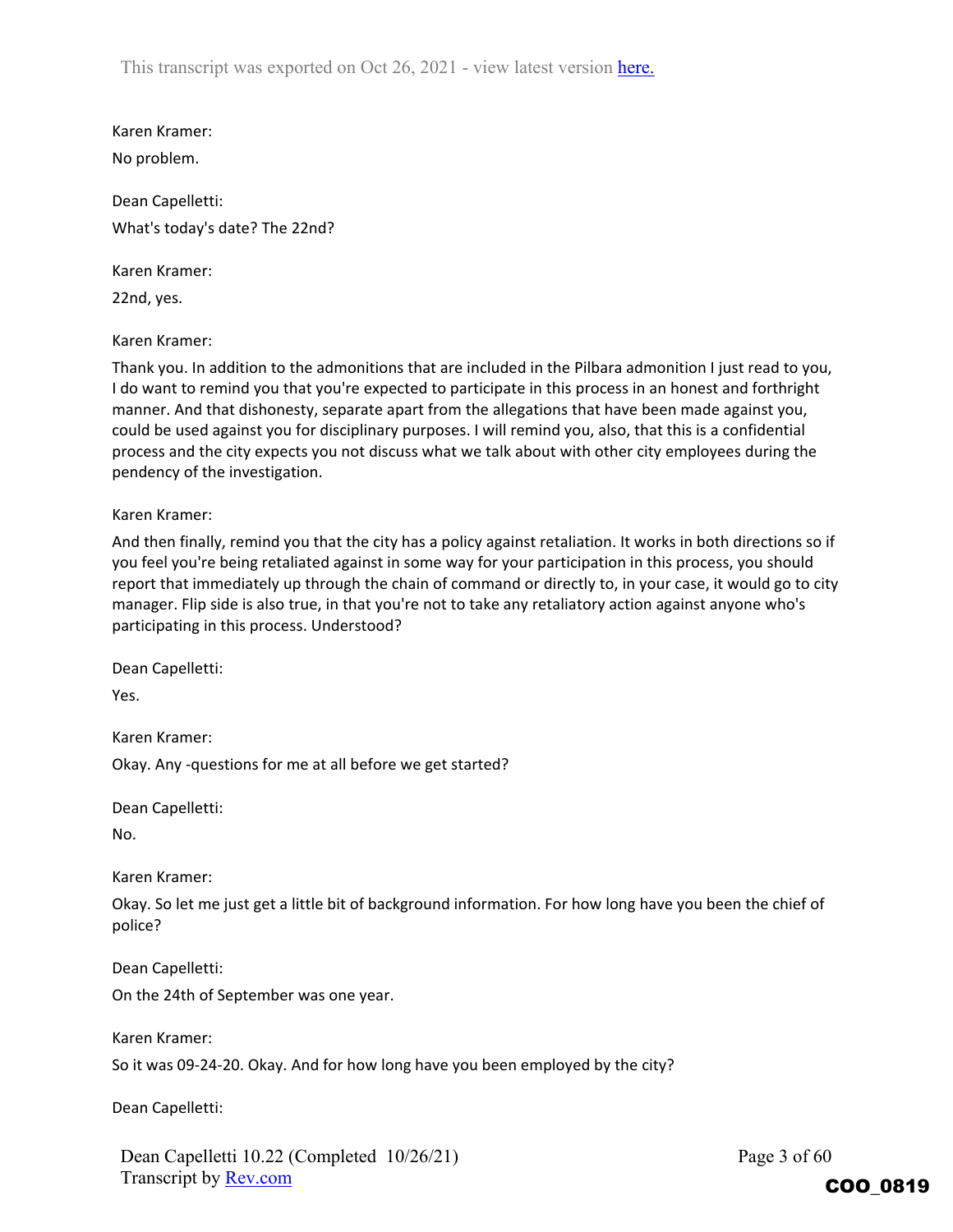Karen Kramer:

No problem.

Dean Capelletti:

What's today's date? The 22nd?

Karen Kramer:

22nd, yes.

Karen Kramer:

Thank you. In addition to the admonitions that are included in the Pilbara admonition I just read to you, I do want to remind you that you're expected to participate in this process in an honest and forthright manner. And that dishonesty, separate apart from the allegations that have been made against you, could be used against you for disciplinary purposes. I will remind you, also, that this is a confidential process and the city expects you not discuss what we talk about with other city employees during the pendency of the investigation.

Karen Kramer:

And then finally, remind you that the city has a policy against retaliation. It works in both directions so if you feel you're being retaliated against in some way for your participation in this process, you should report that immediately up through the chain of command or directly to, in your case, it would go to city manager. Flip side is also true, in that you're not to take any retaliatory action against anyone who's participating in this process. Understood?

Dean Capelletti:

Yes.

Karen Kramer:

Okay. Any -questions for me at all before we get started?

Dean Capelletti:

No.

Karen Kramer:

Okay. So let me just get a little bit of background information. For how long have you been the chief of police?

Dean Capelletti:

On the 24th of September was one year.

Karen Kramer:

So it was 09-24-20. Okay. And for how long have you been employed by the city?

Dean Capelletti: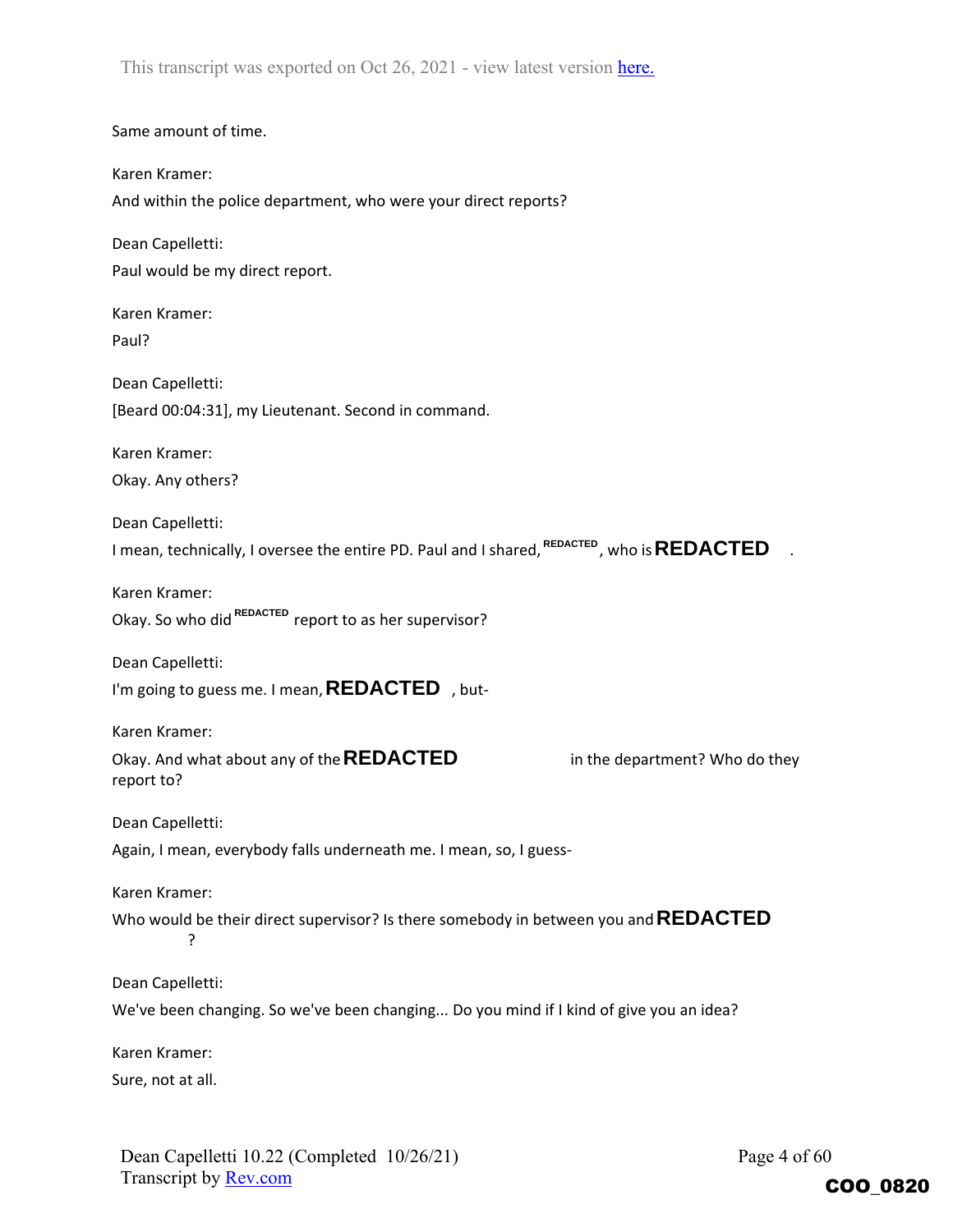Same amount of time.

Karen Kramer:

And within the police department, who were your direct reports?

Dean Capelletti:

Paul would be my direct report.

Karen Kramer:

Paul?

Dean Capelletti:

[Beard 00:04:31], my Lieutenant. Second in command.

Karen Kramer:

Okay. Any others?

Dean Capelletti:

I mean, technically, I oversee the entire PD. Paul and I shared, REDACTED, who is **REDACTED** .

Karen Kramer:

Okay. So who did REDACTED report to as her supervisor?

Dean Capelletti:

I'm going to guess me. I mean, **REDACTED** , but-

Karen Kramer:

Okay. And what about any of the **REDACTED** in the department? Who do they report to?

Dean Capelletti:

Again, I mean, everybody falls underneath me. I mean, so, I guess-

Karen Kramer:

Who would be their direct supervisor? Is there somebody in between you and **REDACTED** ?

Dean Capelletti:

We've been changing. So we've been changing... Do you mind if I kind of give you an idea?

Karen Kramer:

Sure, not at all.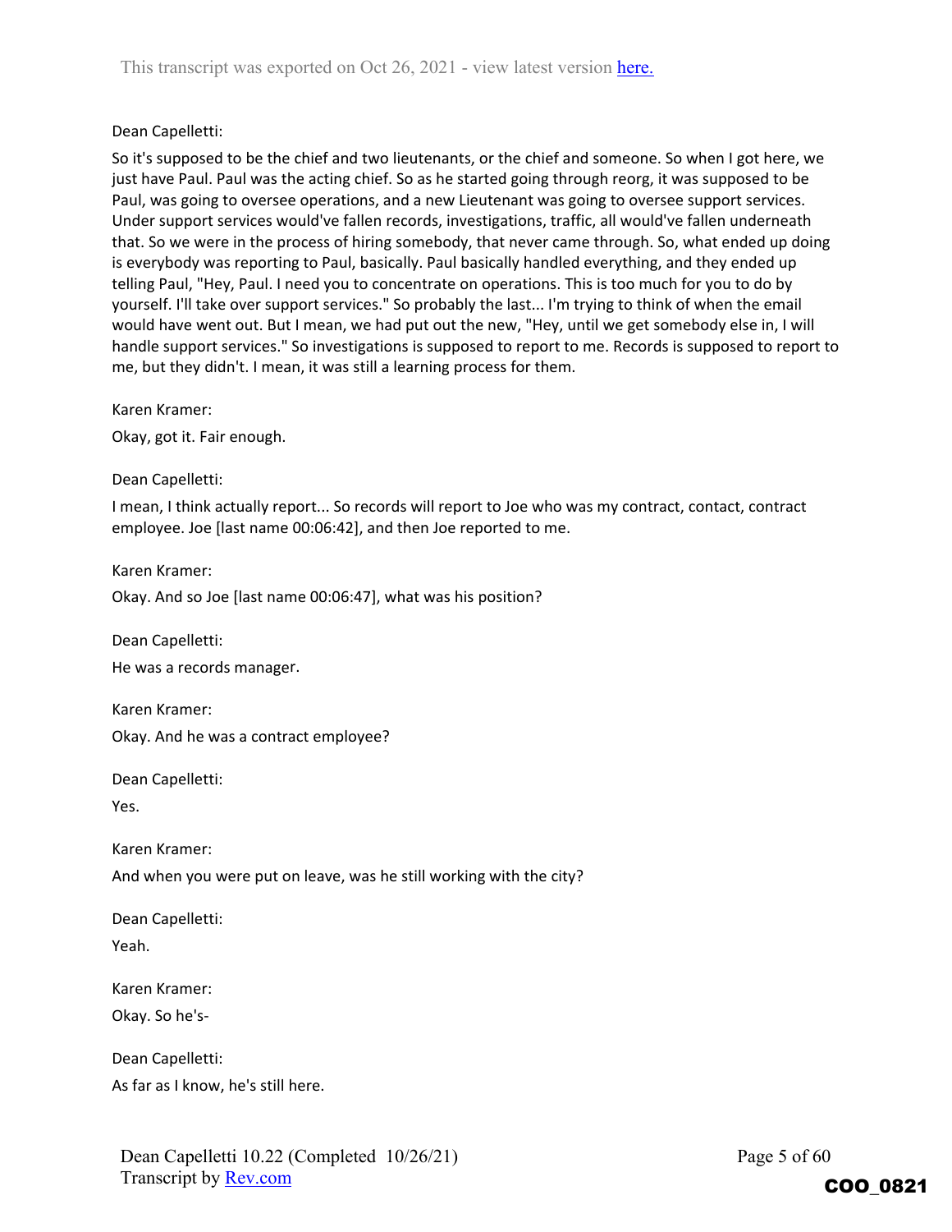Dean Capelletti:

So it's supposed to be the chief and two lieutenants, or the chief and someone. So when I got here, we just have Paul. Paul was the acting chief. So as he started going through reorg, it was supposed to be Paul, was going to oversee operations, and a new Lieutenant was going to oversee support services. Under support services would've fallen records, investigations, traffic, all would've fallen underneath that. So we were in the process of hiring somebody, that never came through. So, what ended up doing is everybody was reporting to Paul, basically. Paul basically handled everything, and they ended up telling Paul, "Hey, Paul. I need you to concentrate on operations. This is too much for you to do by yourself. I'll take over support services." So probably the last... I'm trying to think of when the email would have went out. But I mean, we had put out the new, "Hey, until we get somebody else in, I will handle support services." So investigations is supposed to report to me. Records is supposed to report to me, but they didn't. I mean, it was still a learning process for them.

Karen Kramer:

Okay, got it. Fair enough.

Dean Capelletti:

I mean, I think actually report... So records will report to Joe who was my contract, contact, contract employee. Joe [last name 00:06:42], and then Joe reported to me.

Karen Kramer:

Okay. And so Joe [last name 00:06:47], what was his position?

Dean Capelletti:

He was a records manager.

Karen Kramer:

Okay. And he was a contract employee?

Dean Capelletti:

Yes.

Karen Kramer:

And when you were put on leave, was he still working with the city?

Dean Capelletti:

Yeah.

Karen Kramer:

Okay. So he's-

Dean Capelletti:

As far as I know, he's still here.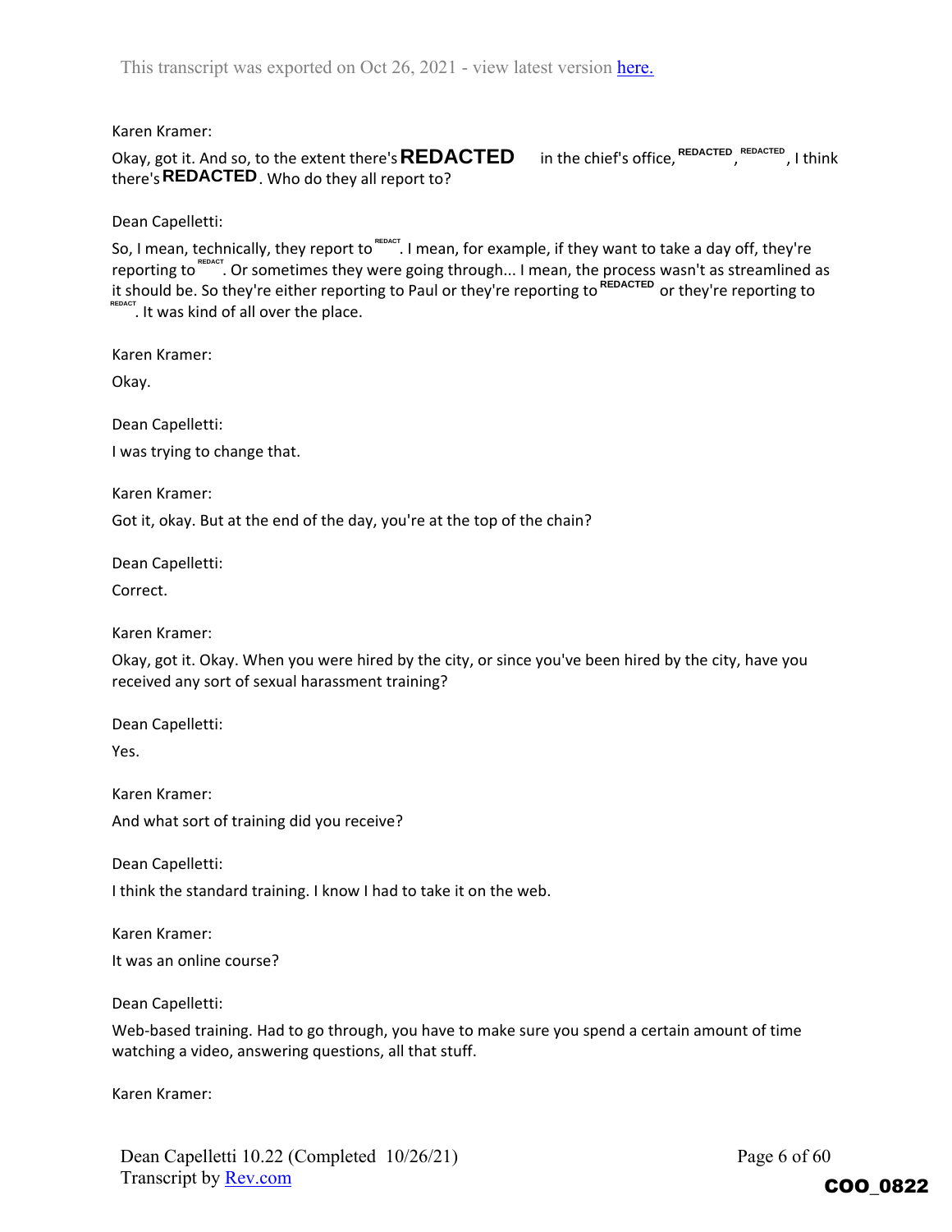Karen Kramer:

Okay, got it. And so, to the extent there's **REDACTED** in the chief's office, REDACTED, REDACTED, I think there's **REDACTED**. Who do they all report to?

Dean Capelletti:

So, I mean, technically, they report to REDACT. I mean, for example, if they want to take a day off, they're reporting to REDACT. Or sometimes they were going through... I mean, the process wasn't as streamlined as it should be. So they're either reporting to Paul or they're reporting to REDACTED or they're reporting to REDACT. It was kind of all over the place.

Karen Kramer:

Okay.

Dean Capelletti:

I was trying to change that.

Karen Kramer:

Got it, okay. But at the end of the day, you're at the top of the chain?

Dean Capelletti:

Correct.

Karen Kramer:

Okay, got it. Okay. When you were hired by the city, or since you've been hired by the city, have you received any sort of sexual harassment training?

Dean Capelletti:

Yes.

Karen Kramer:

And what sort of training did you receive?

Dean Capelletti:

I think the standard training. I know I had to take it on the web.

Karen Kramer:

It was an online course?

Dean Capelletti:

Web-based training. Had to go through, you have to make sure you spend a certain amount of time watching a video, answering questions, all that stuff.

Karen Kramer: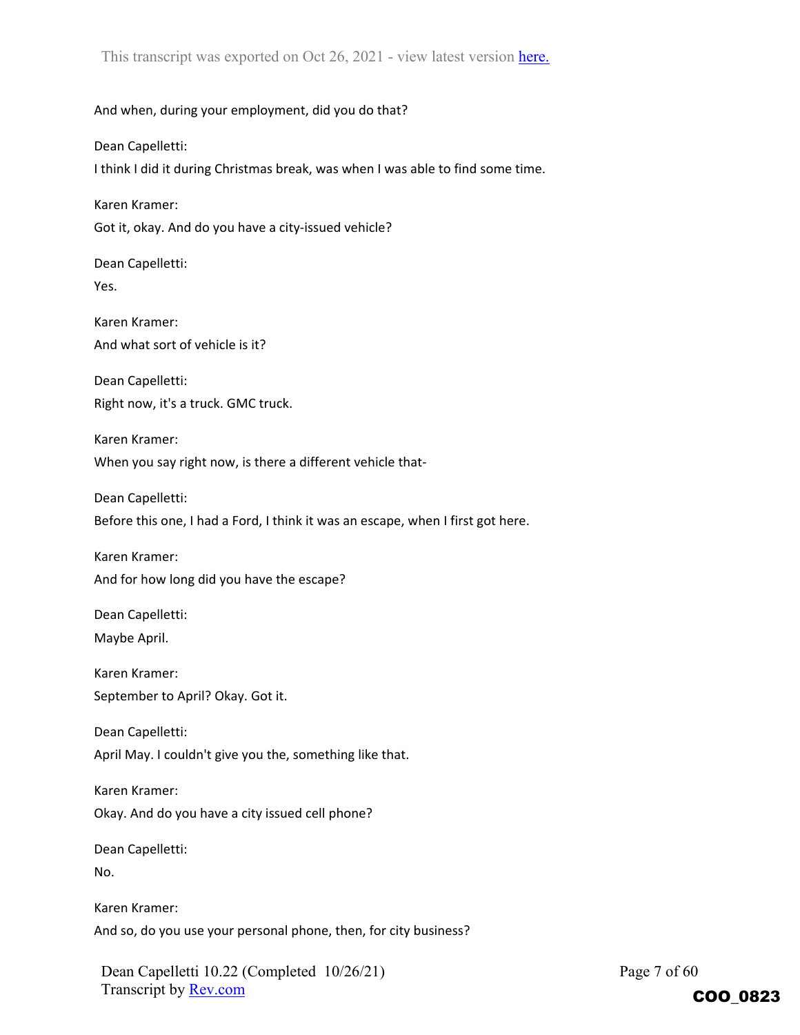And when, during your employment, did you do that?

Dean Capelletti:

I think I did it during Christmas break, was when I was able to find some time.

Karen Kramer:

Got it, okay. And do you have a city-issued vehicle?

Dean Capelletti:

Yes.

Karen Kramer:

And what sort of vehicle is it?

Dean Capelletti:

Right now, it's a truck. GMC truck.

Karen Kramer:

When you say right now, is there a different vehicle that-

Dean Capelletti:

Before this one, I had a Ford, I think it was an escape, when I first got here.

Karen Kramer:

And for how long did you have the escape?

Dean Capelletti:

Maybe April.

Karen Kramer:

September to April? Okay. Got it.

Dean Capelletti:

April May. I couldn't give you the, something like that.

Karen Kramer:

Okay. And do you have a city issued cell phone?

Dean Capelletti:

No.

Karen Kramer:

And so, do you use your personal phone, then, for city business?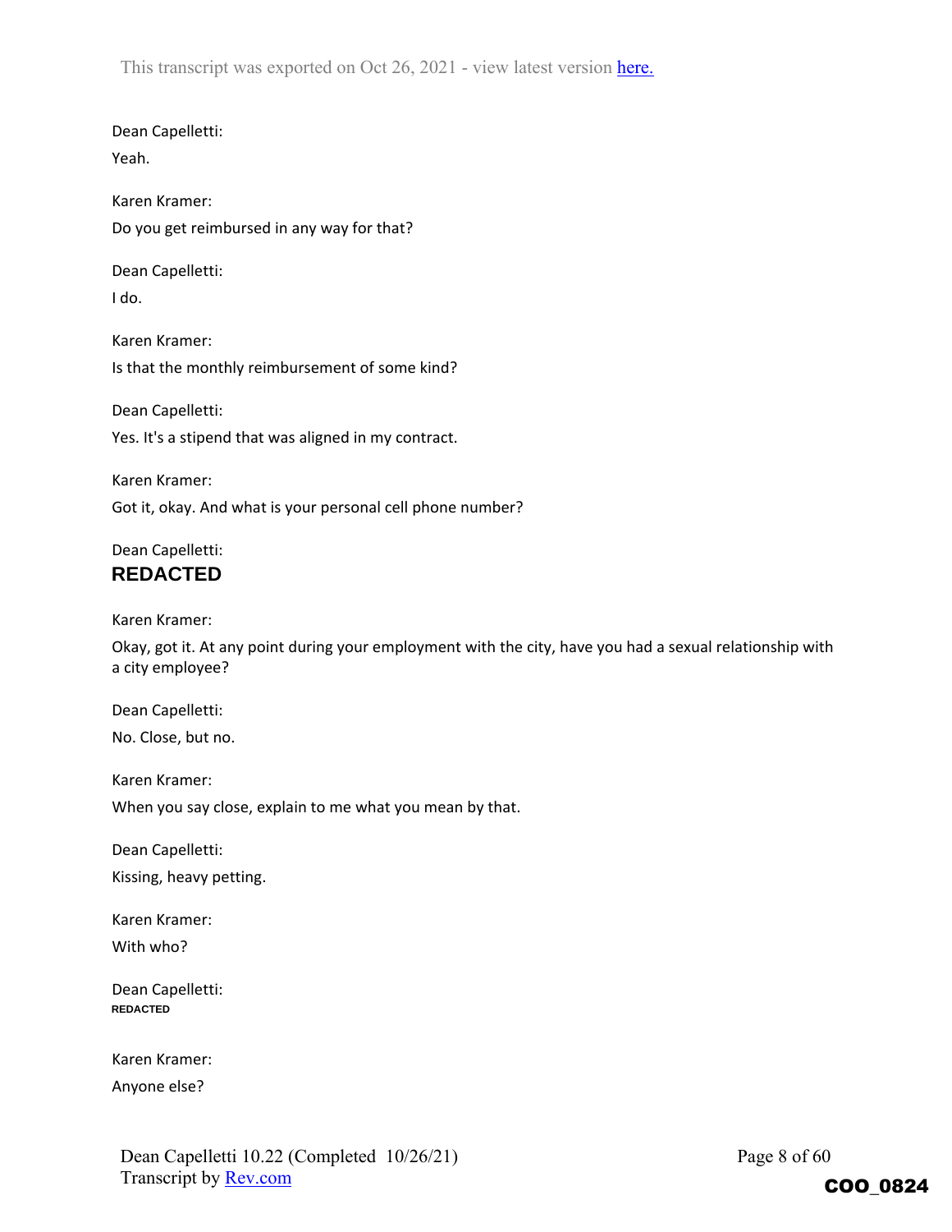Dean Capelletti:

Yeah.

Karen Kramer:

Do you get reimbursed in any way for that?

Dean Capelletti:

I do.

Karen Kramer:

Is that the monthly reimbursement of some kind?

Dean Capelletti:

Yes. It's a stipend that was aligned in my contract.

Karen Kramer:

Got it, okay. And what is your personal cell phone number?

Dean Capelletti:

**REDACTED**

Karen Kramer:

Okay, got it. At any point during your employment with the city, have you had a sexual relationship with a city employee?

Dean Capelletti:

No. Close, but no.

Karen Kramer:

When you say close, explain to me what you mean by that.

Dean Capelletti:

Kissing, heavy petting.

Karen Kramer:

With who?

Dean Capelletti:

**REDACTED**

Karen Kramer:

Anyone else?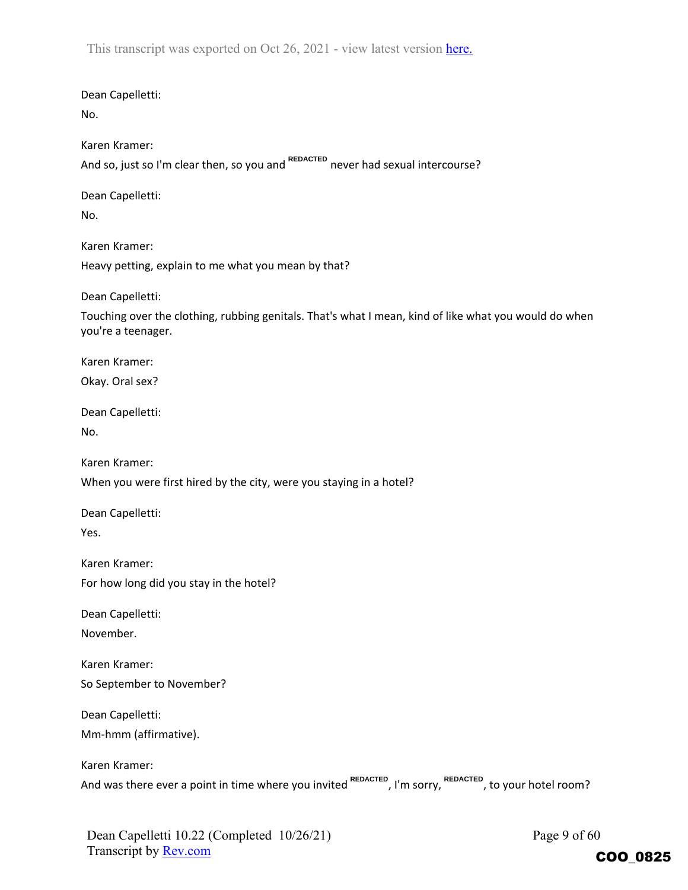Dean Capelletti:

No.

Karen Kramer:

And so, just so I'm clear then, so you and REDACTED never had sexual intercourse?

Dean Capelletti:

No.

Karen Kramer:

Heavy petting, explain to me what you mean by that?

Dean Capelletti:

Touching over the clothing, rubbing genitals. That's what I mean, kind of like what you would do when you're a teenager.

Karen Kramer:

Okay. Oral sex?

Dean Capelletti:

No.

Karen Kramer:

When you were first hired by the city, were you staying in a hotel?

Dean Capelletti:

Yes.

Karen Kramer:

For how long did you stay in the hotel?

Dean Capelletti:

November.

Karen Kramer:

So September to November?

Dean Capelletti:

Mm-hmm (affirmative).

Karen Kramer:

And was there ever a point in time where you invited REDACTED, I'm sorry, REDACTED, to your hotel room?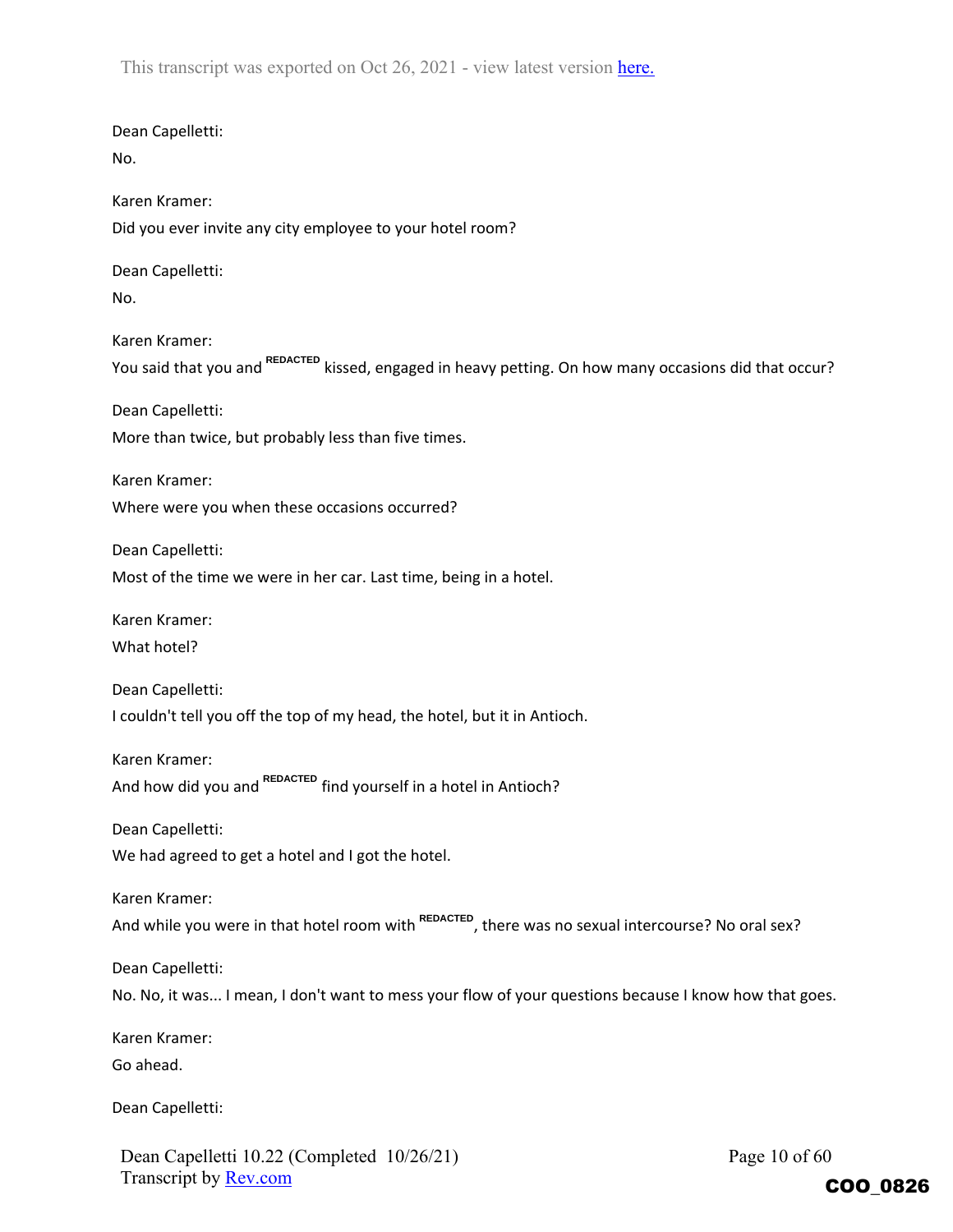Dean Capelletti:

No.

Karen Kramer:

Did you ever invite any city employee to your hotel room?

Dean Capelletti:

No.

Karen Kramer:

You said that you and REDACTED kissed, engaged in heavy petting. On how many occasions did that occur?

Dean Capelletti:

More than twice, but probably less than five times.

Karen Kramer:

Where were you when these occasions occurred?

Dean Capelletti:

Most of the time we were in her car. Last time, being in a hotel.

Karen Kramer:

What hotel?

Dean Capelletti:

I couldn't tell you off the top of my head, the hotel, but it in Antioch.

Karen Kramer:

And how did you and REDACTED find yourself in a hotel in Antioch?

Dean Capelletti:

We had agreed to get a hotel and I got the hotel.

Karen Kramer:

And while you were in that hotel room with REDACTED, there was no sexual intercourse? No oral sex?

Dean Capelletti:

No. No, it was... I mean, I don't want to mess your flow of your questions because I know how that goes.

Karen Kramer:

Go ahead.

Dean Capelletti: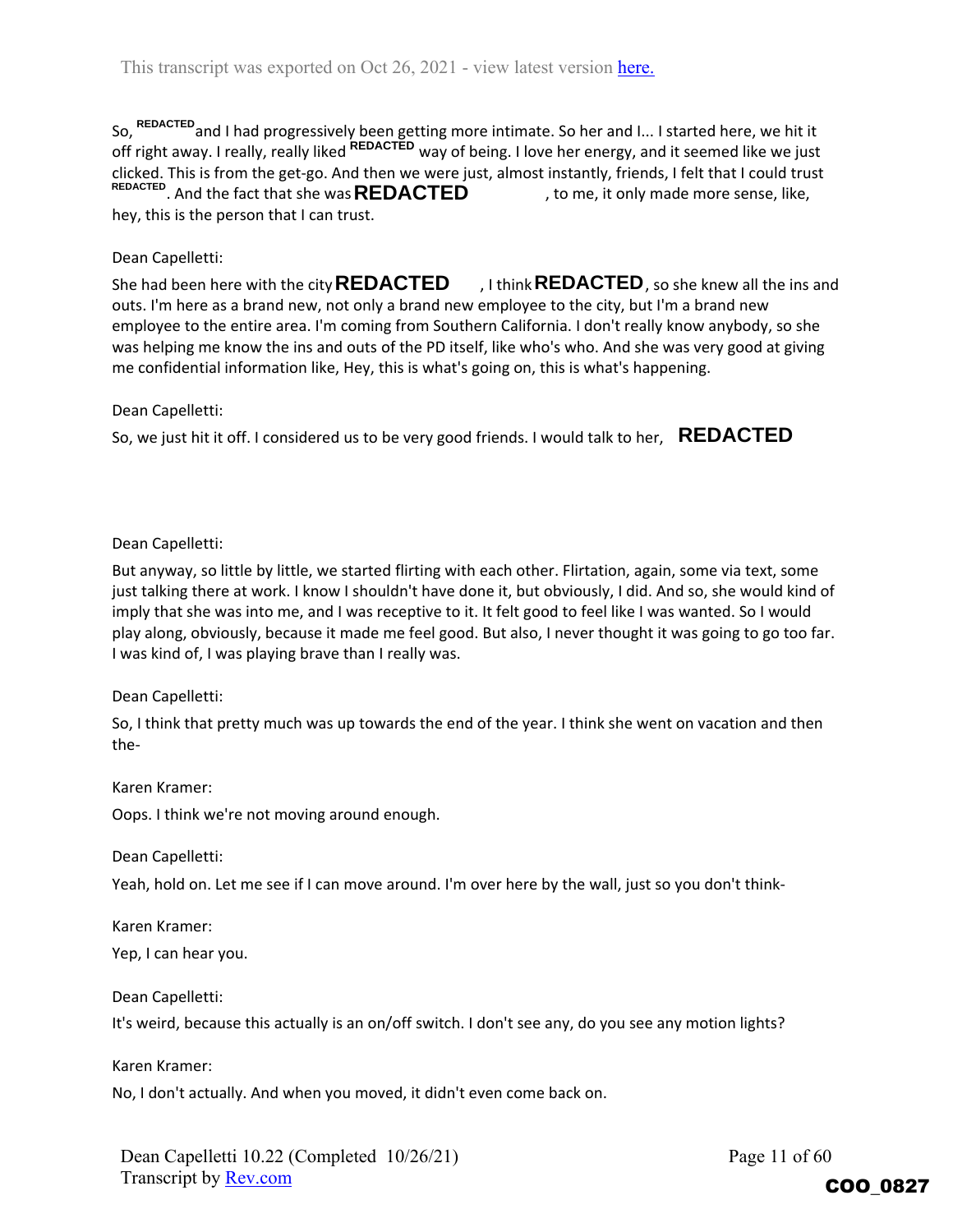So, REDACTED and I had progressively been getting more intimate. So her and I... I started here, we hit it off right away. I really, really liked REDACTED way of being. I love her energy, and it seemed like we just clicked. This is from the get-go. And then we were just, almost instantly, friends, I felt that I could trust REDACTED. And the fact that she was REDACTED, to me, it only made more sense, like, hey, this is the person that I can trust.

Dean Capelletti:

She had been here with the city REDACTED, I think REDACTED, so she knew all the ins and outs. I'm here as a brand new, not only a brand new employee to the city, but I'm a brand new employee to the entire area. I'm coming from Southern California. I don't really know anybody, so she was helping me know the ins and outs of the PD itself, like who's who. And she was very good at giving me confidential information like, Hey, this is what's going on, this is what's happening.

Dean Capelletti:

So, we just hit it off. I considered us to be very good friends. I would talk to her, REDACTED

Dean Capelletti:

But anyway, so little by little, we started flirting with each other. Flirtation, again, some via text, some just talking there at work. I know I shouldn't have done it, but obviously, I did. And so, she would kind of imply that she was into me, and I was receptive to it. It felt good to feel like I was wanted. So I would play along, obviously, because it made me feel good. But also, I never thought it was going to go too far. I was kind of, I was playing brave than I really was.

Dean Capelletti:

So, I think that pretty much was up towards the end of the year. I think she went on vacation and then the-

Karen Kramer:

Oops. I think we're not moving around enough.

Dean Capelletti:

Yeah, hold on. Let me see if I can move around. I'm over here by the wall, just so you don't think-

Karen Kramer:

Yep, I can hear you.

Dean Capelletti:

It's weird, because this actually is an on/off switch. I don't see any, do you see any motion lights?

Karen Kramer:

No, I don't actually. And when you moved, it didn't even come back on.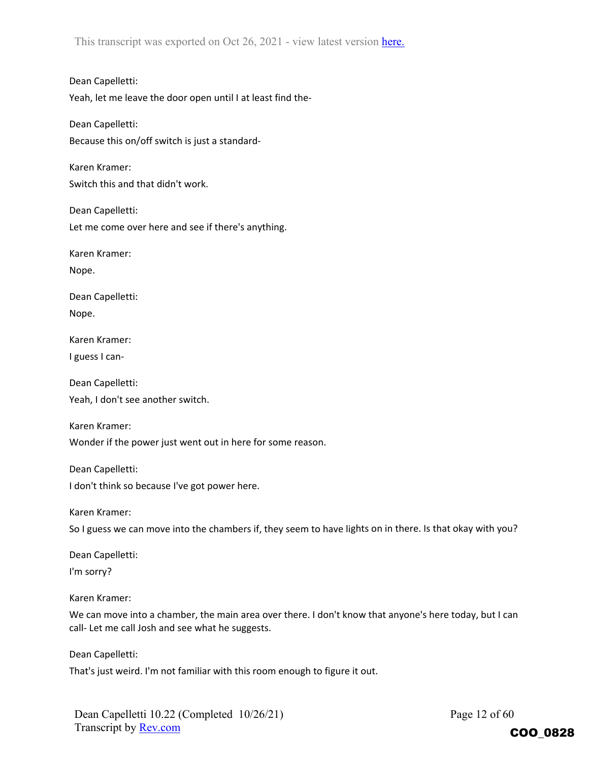Dean Capelletti:

Yeah, let me leave the door open until I at least find the-

Dean Capelletti:

Because this on/off switch is just a standard-

Karen Kramer:

Switch this and that didn't work.

Dean Capelletti:

Let me come over here and see if there's anything.

Karen Kramer:

Nope.

Dean Capelletti:

Nope.

Karen Kramer:

I guess I can-

Dean Capelletti:

Yeah, I don't see another switch.

Karen Kramer:

Wonder if the power just went out in here for some reason.

Dean Capelletti:

I don't think so because I've got power here.

Karen Kramer:

So I guess we can move into the chambers if, they seem to have lights on in there. Is that okay with you?

Dean Capelletti:

I'm sorry?

Karen Kramer:

We can move into a chamber, the main area over there. I don't know that anyone's here today, but I can call- Let me call Josh and see what he suggests.

Dean Capelletti:

That's just weird. I'm not familiar with this room enough to figure it out.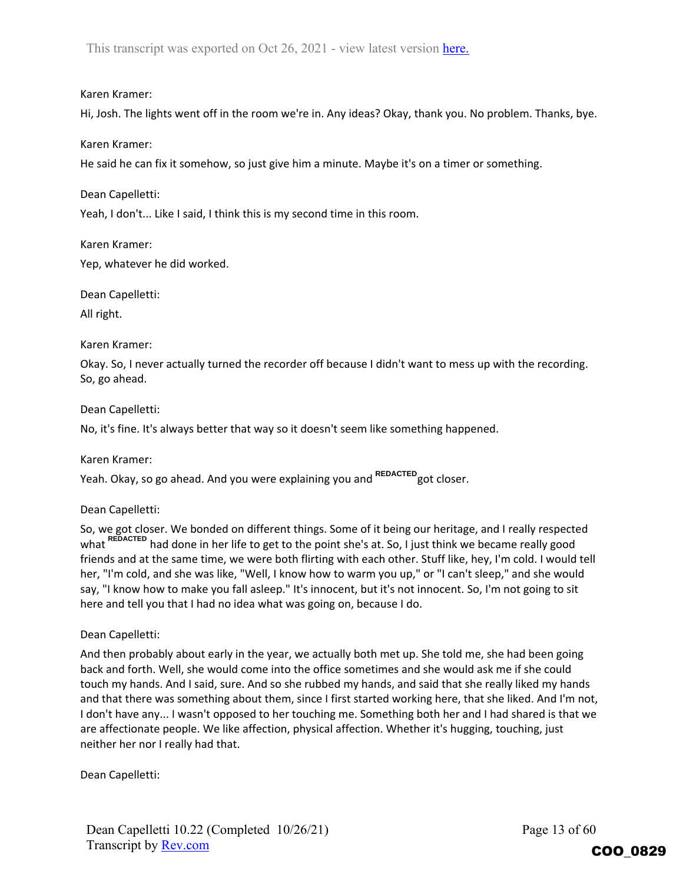Karen Kramer:

Hi, Josh. The lights went off in the room we're in. Any ideas? Okay, thank you. No problem. Thanks, bye.

Karen Kramer:

He said he can fix it somehow, so just give him a minute. Maybe it's on a timer or something.

Dean Capelletti:

Yeah, I don't... Like I said, I think this is my second time in this room.

Karen Kramer:

Yep, whatever he did worked.

Dean Capelletti:

All right.

Karen Kramer:

Okay. So, I never actually turned the recorder off because I didn't want to mess up with the recording. So, go ahead.

Dean Capelletti:

No, it's fine. It's always better that way so it doesn't seem like something happened.

Karen Kramer:

Yeah. Okay, so go ahead. And you were explaining you and REDACTED got closer.

Dean Capelletti:

So, we got closer. We bonded on different things. Some of it being our heritage, and I really respected what REDACTED had done in her life to get to the point she's at. So, I just think we became really good friends and at the same time, we were both flirting with each other. Stuff like, hey, I'm cold. I would tell her, "I'm cold, and she was like, "Well, I know how to warm you up," or "I can't sleep," and she would say, "I know how to make you fall asleep." It's innocent, but it's not innocent. So, I'm not going to sit here and tell you that I had no idea what was going on, because I do.

Dean Capelletti:

And then probably about early in the year, we actually both met up. She told me, she had been going back and forth. Well, she would come into the office sometimes and she would ask me if she could touch my hands. And I said, sure. And so she rubbed my hands, and said that she really liked my hands and that there was something about them, since I first started working here, that she liked. And I'm not, I don't have any... I wasn't opposed to her touching me. Something both her and I had shared is that we are affectionate people. We like affection, physical affection. Whether it's hugging, touching, just neither her nor I really had that.

Dean Capelletti: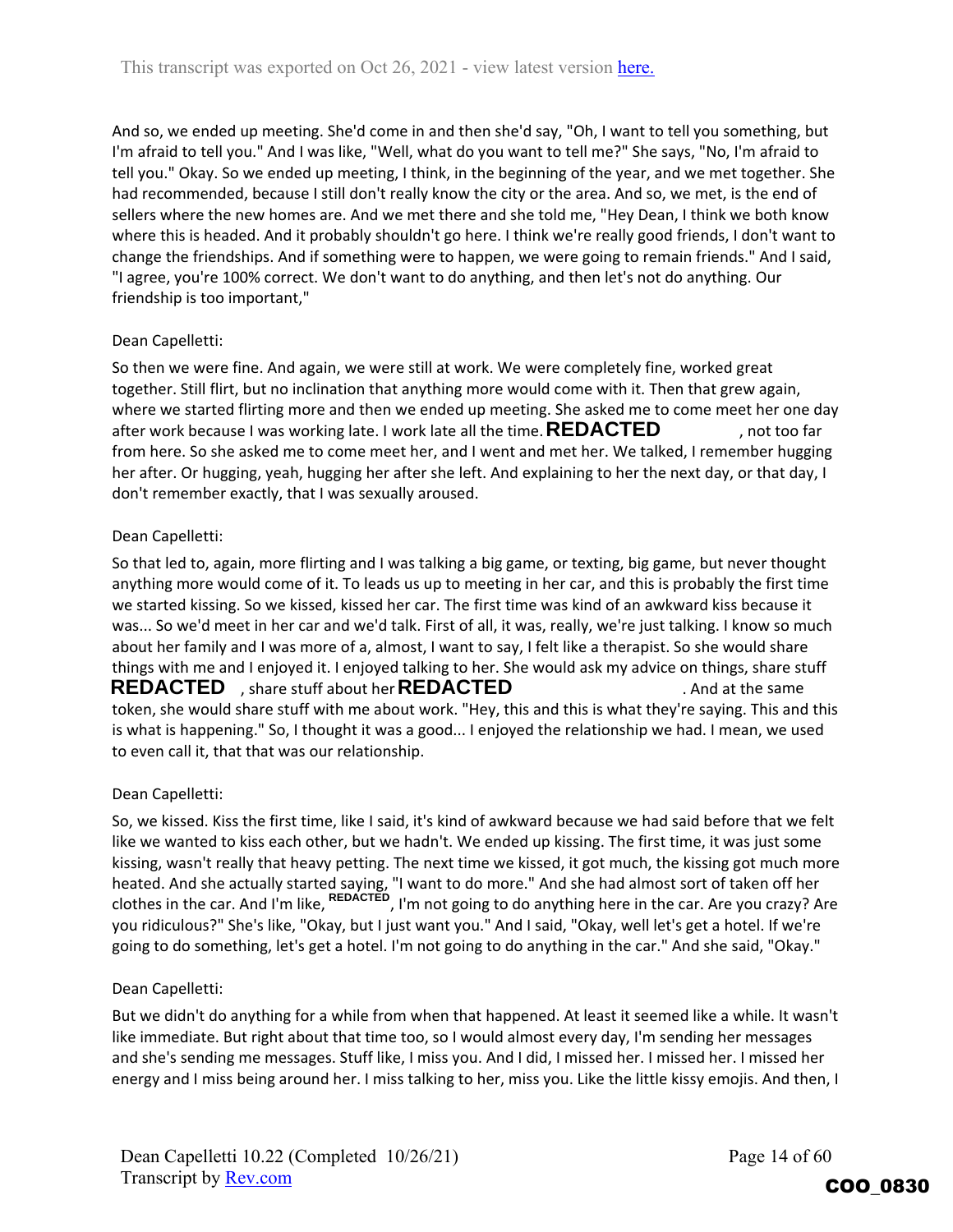And so, we ended up meeting. She'd come in and then she'd say, "Oh, I want to tell you something, but I'm afraid to tell you." And I was like, "Well, what do you want to tell me?" She says, "No, I'm afraid to tell you." Okay. So we ended up meeting, I think, in the beginning of the year, and we met together. She had recommended, because I still don't really know the city or the area. And so, we met, is the end of sellers where the new homes are. And we met there and she told me, "Hey Dean, I think we both know where this is headed. And it probably shouldn't go here. I think we're really good friends, I don't want to change the friendships. And if something were to happen, we were going to remain friends." And I said, "I agree, you're 100% correct. We don't want to do anything, and then let's not do anything. Our friendship is too important,"

Dean Capelletti:

So then we were fine. And again, we were still at work. We were completely fine, worked great together. Still flirt, but no inclination that anything more would come with it. Then that grew again, where we started flirting more and then we ended up meeting. She asked me to come meet her one day after work because I was working late. I work late all the time. **REDACTED** , not too far from here. So she asked me to come meet her, and I went and met her. We talked, I remember hugging her after. Or hugging, yeah, hugging her after she left. And explaining to her the next day, or that day, I don't remember exactly, that I was sexually aroused.

Dean Capelletti:

So that led to, again, more flirting and I was talking a big game, or texting, big game, but never thought anything more would come of it. To leads us up to meeting in her car, and this is probably the first time we started kissing. So we kissed, kissed her car. The first time was kind of an awkward kiss because it was... So we'd meet in her car and we'd talk. First of all, it was, really, we're just talking. I know so much about her family and I was more of a, almost, I want to say, I felt like a therapist. So she would share things with me and I enjoyed it. I enjoyed talking to her. She would ask my advice on things, share stuff **REDACTED** , share stuff about her **REDACTED** . And at the same token, she would share stuff with me about work. "Hey, this and this is what they're saying. This and this is what is happening." So, I thought it was a good... I enjoyed the relationship we had. I mean, we used to even call it, that that was our relationship.

Dean Capelletti:

So, we kissed. Kiss the first time, like I said, it's kind of awkward because we had said before that we felt like we wanted to kiss each other, but we hadn't. We ended up kissing. The first time, it was just some kissing, wasn't really that heavy petting. The next time we kissed, it got much, the kissing got much more heated. And she actually started saying, "I want to do more." And she had almost sort of taken off her clothes in the car. And I'm like, **REDACTED**, I'm not going to do anything here in the car. Are you crazy? Are you ridiculous?" She's like, "Okay, but I just want you." And I said, "Okay, well let's get a hotel. If we're going to do something, let's get a hotel. I'm not going to do anything in the car." And she said, "Okay."

Dean Capelletti:

But we didn't do anything for a while from when that happened. At least it seemed like a while. It wasn't like immediate. But right about that time too, so I would almost every day, I'm sending her messages and she's sending me messages. Stuff like, I miss you. And I did, I missed her. I missed her. I missed her energy and I miss being around her. I miss talking to her, miss you. Like the little kissy emojis. And then, I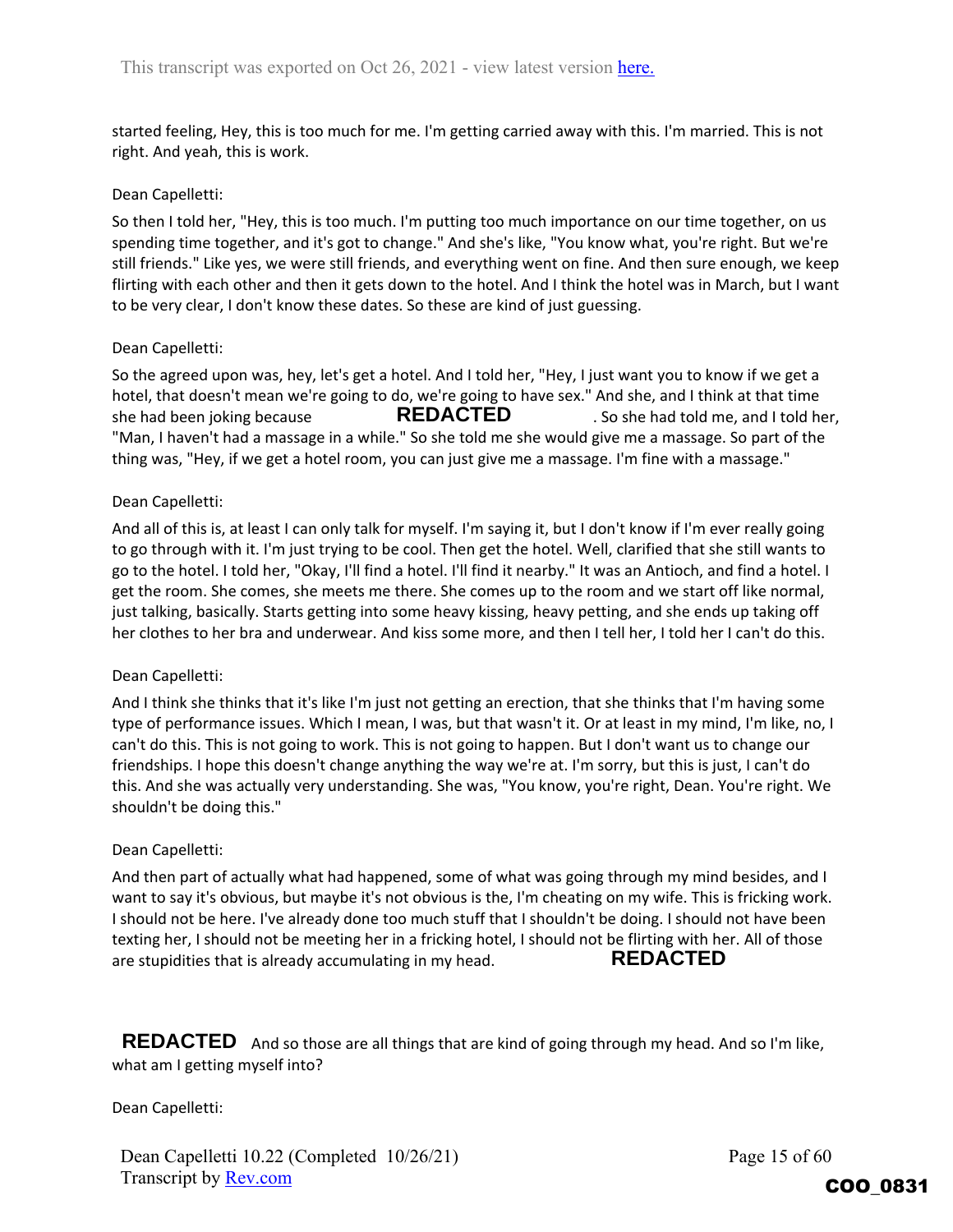started feeling, Hey, this is too much for me. I'm getting carried away with this. I'm married. This is not right. And yeah, this is work.

Dean Capelletti:

So then I told her, "Hey, this is too much. I'm putting too much importance on our time together, on us spending time together, and it's got to change." And she's like, "You know what, you're right. But we're still friends." Like yes, we were still friends, and everything went on fine. And then sure enough, we keep flirting with each other and then it gets down to the hotel. And I think the hotel was in March, but I want to be very clear, I don't know these dates. So these are kind of just guessing.

Dean Capelletti:

So the agreed upon was, hey, let's get a hotel. And I told her, "Hey, I just want you to know if we get a hotel, that doesn't mean we're going to do, we're going to have sex." And she, and I think at that time she had been joking because **REDACTED**. So she had told me, and I told her, "Man, I haven't had a massage in a while." So she told me she would give me a massage. So part of the thing was, "Hey, if we get a hotel room, you can just give me a massage. I'm fine with a massage."

Dean Capelletti:

And all of this is, at least I can only talk for myself. I'm saying it, but I don't know if I'm ever really going to go through with it. I'm just trying to be cool. Then get the hotel. Well, clarified that she still wants to go to the hotel. I told her, "Okay, I'll find a hotel. I'll find it nearby." It was an Antioch, and find a hotel. I get the room. She comes, she meets me there. She comes up to the room and we start off like normal, just talking, basically. Starts getting into some heavy kissing, heavy petting, and she ends up taking off her clothes to her bra and underwear. And kiss some more, and then I tell her, I told her I can't do this.

Dean Capelletti:

And I think she thinks that it's like I'm just not getting an erection, that she thinks that I'm having some type of performance issues. Which I mean, I was, but that wasn't it. Or at least in my mind, I'm like, no, I can't do this. This is not going to work. This is not going to happen. But I don't want us to change our friendships. I hope this doesn't change anything the way we're at. I'm sorry, but this is just, I can't do this. And she was actually very understanding. She was, "You know, you're right, Dean. You're right. We shouldn't be doing this."

Dean Capelletti:

And then part of actually what had happened, some of what was going through my mind besides, and I want to say it's obvious, but maybe it's not obvious is the, I'm cheating on my wife. This is fricking work. I should not be here. I've already done too much stuff that I shouldn't be doing. I should not have been texting her, I should not be meeting her in a fricking hotel, I should not be flirting with her. All of those are stupidities that is already accumulating in my head. **REDACTED**

**REDACTED** And so those are all things that are kind of going through my head. And so I'm like, what am I getting myself into?

Dean Capelletti: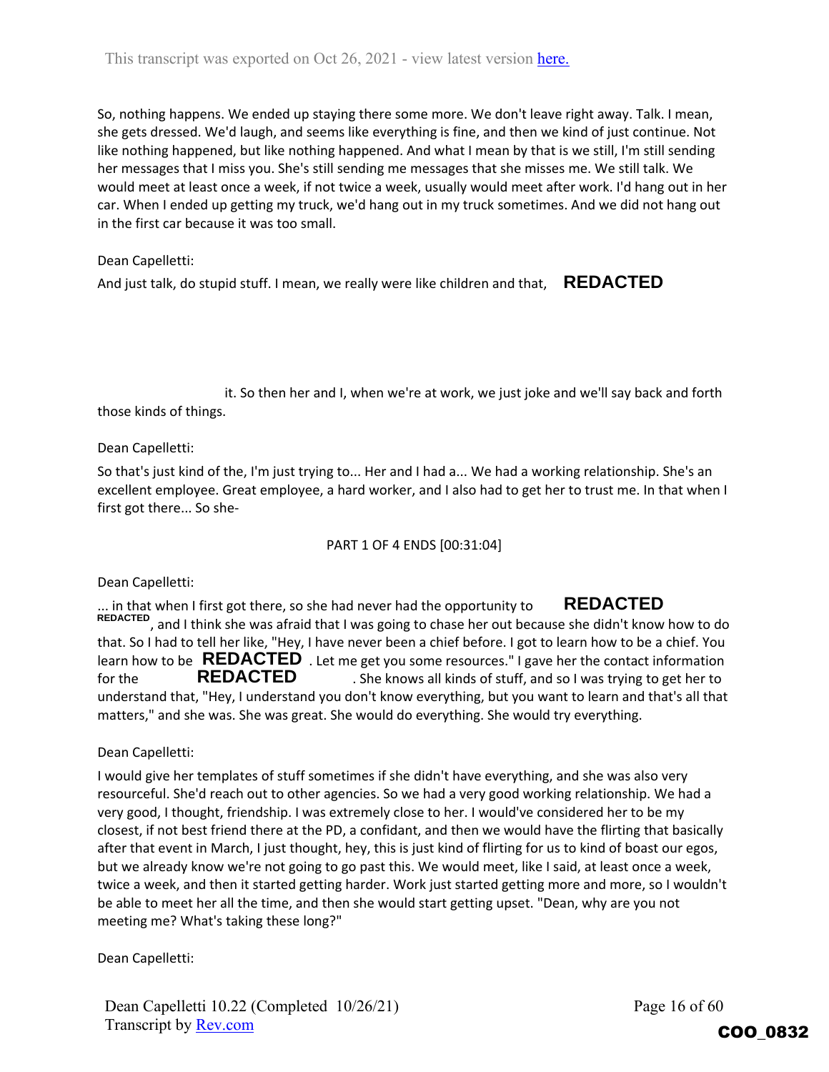So, nothing happens. We ended up staying there some more. We don't leave right away. Talk. I mean, she gets dressed. We'd laugh, and seems like everything is fine, and then we kind of just continue. Not like nothing happened, but like nothing happened. And what I mean by that is we still, I'm still sending her messages that I miss you. She's still sending me messages that she misses me. We still talk. We would meet at least once a week, if not twice a week, usually would meet after work. I'd hang out in her car. When I ended up getting my truck, we'd hang out in my truck sometimes. And we did not hang out in the first car because it was too small.

Dean Capelletti:

And just talk, do stupid stuff. I mean, we really were like children and that, **REDACTED**

it. So then her and I, when we're at work, we just joke and we'll say back and forth those kinds of things.

Dean Capelletti:

So that's just kind of the, I'm just trying to... Her and I had a... We had a working relationship. She's an excellent employee. Great employee, a hard worker, and I also had to get her to trust me. In that when I first got there... So she-

PART 1 OF 4 ENDS [00:31:04]

Dean Capelletti:

... in that when I first got there, so she had never had the opportunity to **REDACTED** **REDACTED**, and I think she was afraid that I was going to chase her out because she didn't know how to do that. So I had to tell her like, "Hey, I have never been a chief before. I got to learn how to be a chief. You learn how to be **REDACTED**. Let me get you some resources." I gave her the contact information for the **REDACTED**. She knows all kinds of stuff, and so I was trying to get her to understand that, "Hey, I understand you don't know everything, but you want to learn and that's all that matters," and she was. She was great. She would do everything. She would try everything.

Dean Capelletti:

I would give her templates of stuff sometimes if she didn't have everything, and she was also very resourceful. She'd reach out to other agencies. So we had a very good working relationship. We had a very good, I thought, friendship. I was extremely close to her. I would've considered her to be my closest, if not best friend there at the PD, a confidant, and then we would have the flirting that basically after that event in March, I just thought, hey, this is just kind of flirting for us to kind of boast our egos, but we already know we're not going to go past this. We would meet, like I said, at least once a week, twice a week, and then it started getting harder. Work just started getting more and more, so I wouldn't be able to meet her all the time, and then she would start getting upset. "Dean, why are you not meeting me? What's taking these long?"

Dean Capelletti: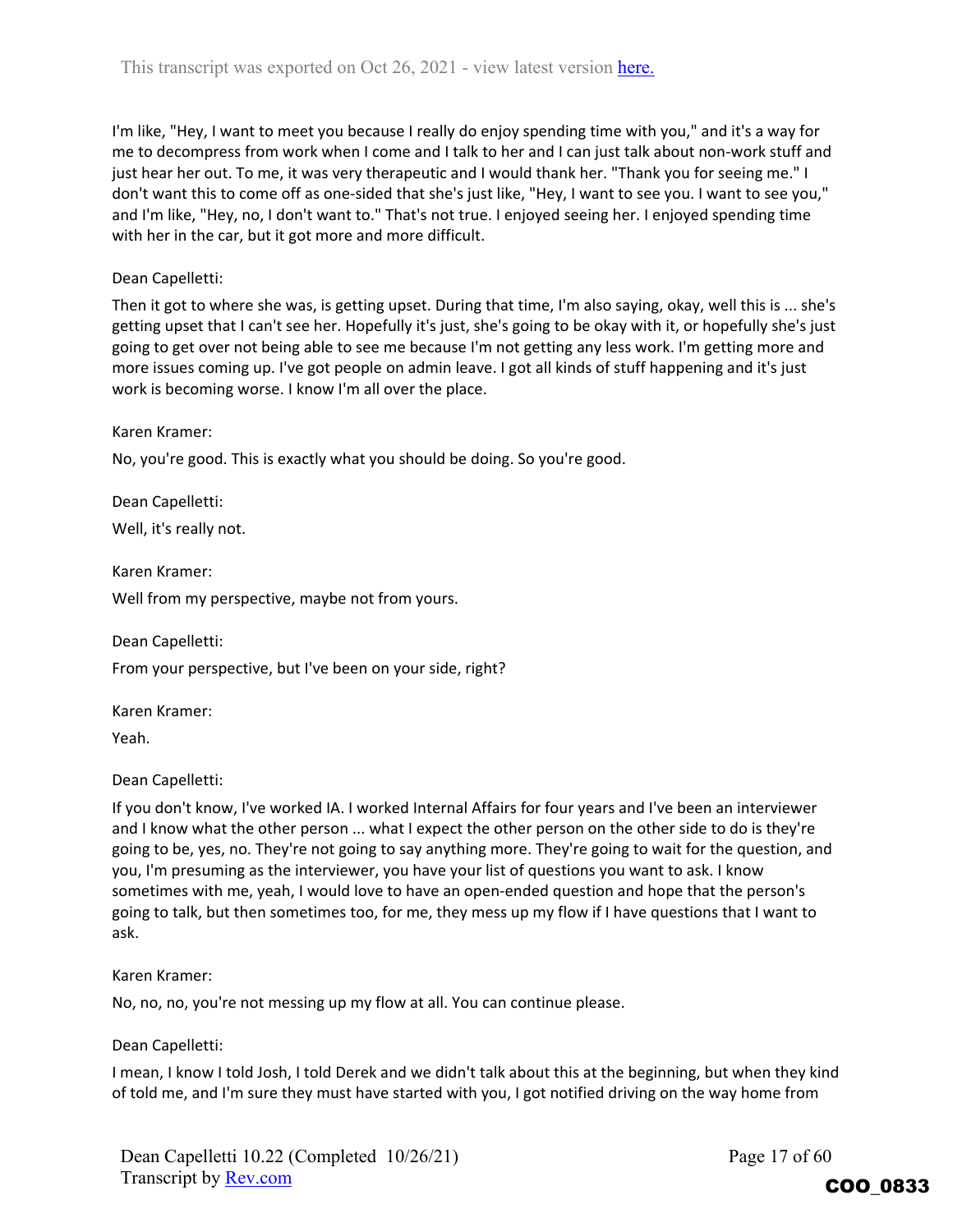I'm like, "Hey, I want to meet you because I really do enjoy spending time with you," and it's a way for me to decompress from work when I come and I talk to her and I can just talk about non-work stuff and just hear her out. To me, it was very therapeutic and I would thank her. "Thank you for seeing me." I don't want this to come off as one-sided that she's just like, "Hey, I want to see you. I want to see you," and I'm like, "Hey, no, I don't want to." That's not true. I enjoyed seeing her. I enjoyed spending time with her in the car, but it got more and more difficult.

Dean Capelletti:

Then it got to where she was, is getting upset. During that time, I'm also saying, okay, well this is ... she's getting upset that I can't see her. Hopefully it's just, she's going to be okay with it, or hopefully she's just going to get over not being able to see me because I'm not getting any less work. I'm getting more and more issues coming up. I've got people on admin leave. I got all kinds of stuff happening and it's just work is becoming worse. I know I'm all over the place.

Karen Kramer:

No, you're good. This is exactly what you should be doing. So you're good.

Dean Capelletti:

Well, it's really not.

Karen Kramer:

Well from my perspective, maybe not from yours.

Dean Capelletti:

From your perspective, but I've been on your side, right?

Karen Kramer:

Yeah.

Dean Capelletti:

If you don't know, I've worked IA. I worked Internal Affairs for four years and I've been an interviewer and I know what the other person ... what I expect the other person on the other side to do is they're going to be, yes, no. They're not going to say anything more. They're going to wait for the question, and you, I'm presuming as the interviewer, you have your list of questions you want to ask. I know sometimes with me, yeah, I would love to have an open-ended question and hope that the person's going to talk, but then sometimes too, for me, they mess up my flow if I have questions that I want to ask.

Karen Kramer:

No, no, no, you're not messing up my flow at all. You can continue please.

Dean Capelletti:

I mean, I know I told Josh, I told Derek and we didn't talk about this at the beginning, but when they kind of told me, and I'm sure they must have started with you, I got notified driving on the way home from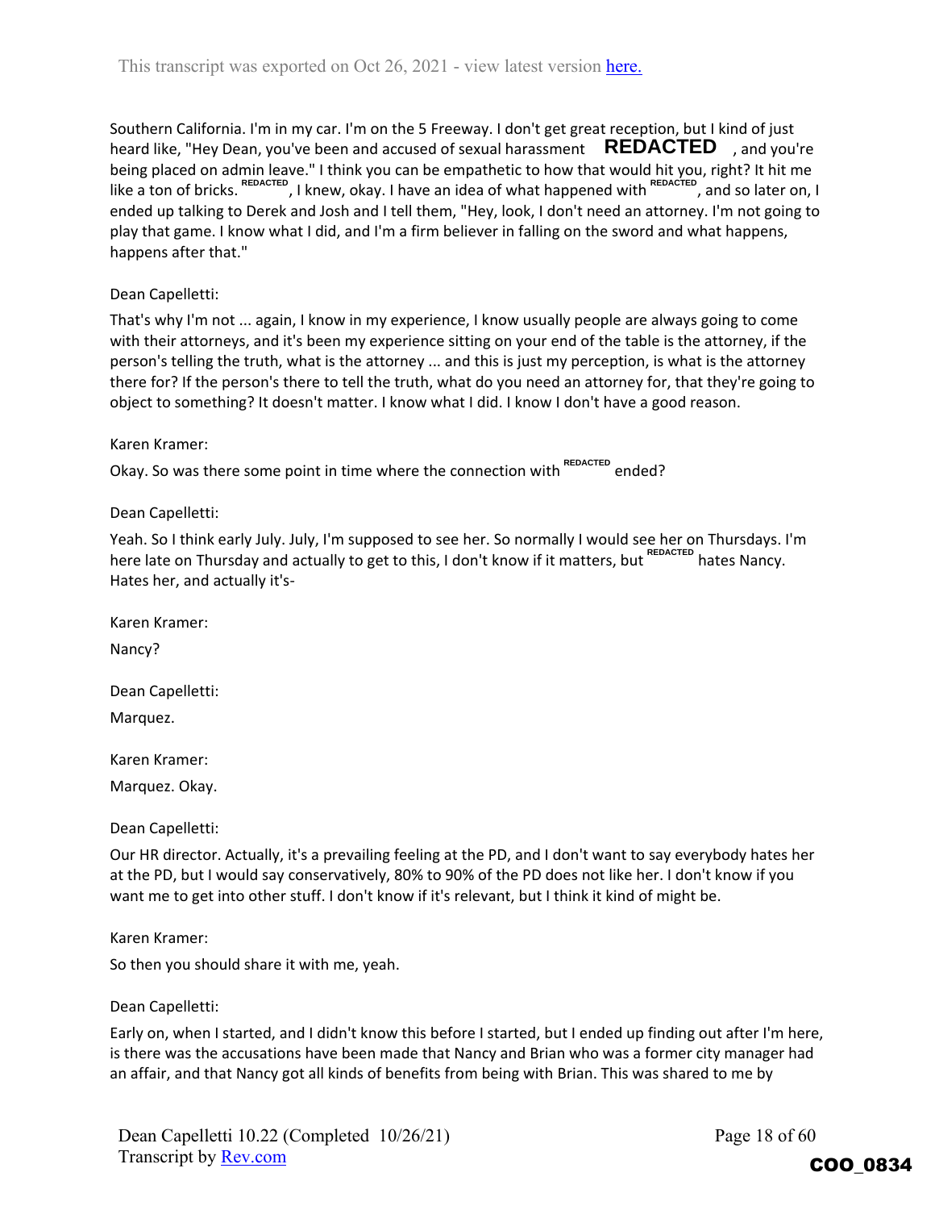Southern California. I'm in my car. I'm on the 5 Freeway. I don't get great reception, but I kind of just heard like, "Hey Dean, you've been and accused of sexual harassment **REDACTED**, and you're being placed on admin leave." I think you can be empathetic to how that would hit you, right? It hit me like a ton of bricks. REDACTED, I knew, okay. I have an idea of what happened with REDACTED, and so later on, I ended up talking to Derek and Josh and I tell them, "Hey, look, I don't need an attorney. I'm not going to play that game. I know what I did, and I'm a firm believer in falling on the sword and what happens, happens after that."

Dean Capelletti:

That's why I'm not ... again, I know in my experience, I know usually people are always going to come with their attorneys, and it's been my experience sitting on your end of the table is the attorney, if the person's telling the truth, what is the attorney ... and this is just my perception, is what is the attorney there for? If the person's there to tell the truth, what do you need an attorney for, that they're going to object to something? It doesn't matter. I know what I did. I know I don't have a good reason.

Karen Kramer:

Okay. So was there some point in time where the connection with REDACTED ended?

Dean Capelletti:

Yeah. So I think early July. July, I'm supposed to see her. So normally I would see her on Thursdays. I'm here late on Thursday and actually to get to this, I don't know if it matters, but REDACTED hates Nancy. Hates her, and actually it's-

Karen Kramer:

Nancy?

Dean Capelletti:

Marquez.

Karen Kramer:

Marquez. Okay.

Dean Capelletti:

Our HR director. Actually, it's a prevailing feeling at the PD, and I don't want to say everybody hates her at the PD, but I would say conservatively, 80% to 90% of the PD does not like her. I don't know if you want me to get into other stuff. I don't know if it's relevant, but I think it kind of might be.

Karen Kramer:

So then you should share it with me, yeah.

Dean Capelletti:

Early on, when I started, and I didn't know this before I started, but I ended up finding out after I'm here, is there was the accusations have been made that Nancy and Brian who was a former city manager had an affair, and that Nancy got all kinds of benefits from being with Brian. This was shared to me by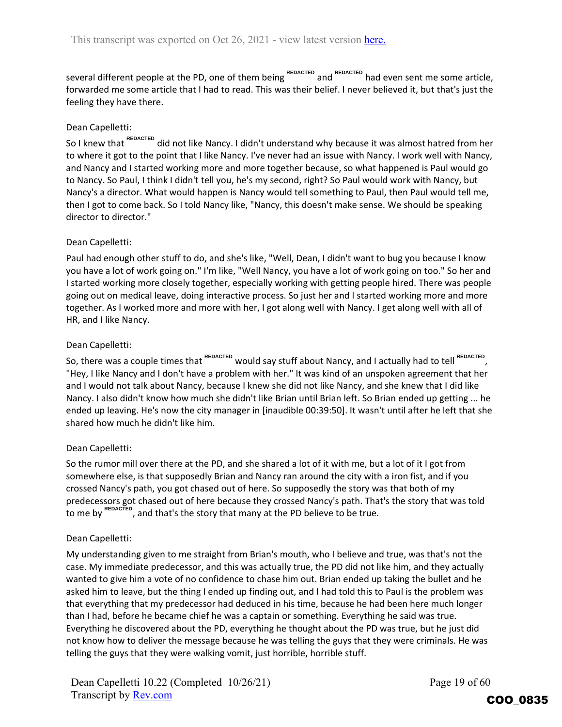several different people at the PD, one of them being REDACTED and REDACTED had even sent me some article, forwarded me some article that I had to read. This was their belief. I never believed it, but that's just the feeling they have there.

Dean Capelletti:

So I knew that REDACTED did not like Nancy. I didn't understand why because it was almost hatred from her to where it got to the point that I like Nancy. I've never had an issue with Nancy. I work well with Nancy, and Nancy and I started working more and more together because, so what happened is Paul would go to Nancy. So Paul, I think I didn't tell you, he's my second, right? So Paul would work with Nancy, but Nancy's a director. What would happen is Nancy would tell something to Paul, then Paul would tell me, then I got to come back. So I told Nancy like, "Nancy, this doesn't make sense. We should be speaking director to director."

Dean Capelletti:

Paul had enough other stuff to do, and she's like, "Well, Dean, I didn't want to bug you because I know you have a lot of work going on." I'm like, "Well Nancy, you have a lot of work going on too." So her and I started working more closely together, especially working with getting people hired. There was people going out on medical leave, doing interactive process. So just her and I started working more and more together. As I worked more and more with her, I got along well with Nancy. I get along well with all of HR, and I like Nancy.

Dean Capelletti:

So, there was a couple times that REDACTED would say stuff about Nancy, and I actually had to tell REDACTED, "Hey, I like Nancy and I don't have a problem with her." It was kind of an unspoken agreement that her and I would not talk about Nancy, because I knew she did not like Nancy, and she knew that I did like Nancy. I also didn't know how much she didn't like Brian until Brian left. So Brian ended up getting ... he ended up leaving. He's now the city manager in [inaudible 00:39:50]. It wasn't until after he left that she shared how much he didn't like him.

Dean Capelletti:

So the rumor mill over there at the PD, and she shared a lot of it with me, but a lot of it I got from somewhere else, is that supposedly Brian and Nancy ran around the city with a iron fist, and if you crossed Nancy's path, you got chased out of here. So supposedly the story was that both of my predecessors got chased out of here because they crossed Nancy's path. That's the story that was told to me by REDACTED, and that's the story that many at the PD believe to be true.

Dean Capelletti:

My understanding given to me straight from Brian's mouth, who I believe and true, was that's not the case. My immediate predecessor, and this was actually true, the PD did not like him, and they actually wanted to give him a vote of no confidence to chase him out. Brian ended up taking the bullet and he asked him to leave, but the thing I ended up finding out, and I had told this to Paul is the problem was that everything that my predecessor had deduced in his time, because he had been here much longer than I had, before he became chief he was a captain or something. Everything he said was true. Everything he discovered about the PD, everything he thought about the PD was true, but he just did not know how to deliver the message because he was telling the guys that they were criminals. He was telling the guys that they were walking vomit, just horrible, horrible stuff.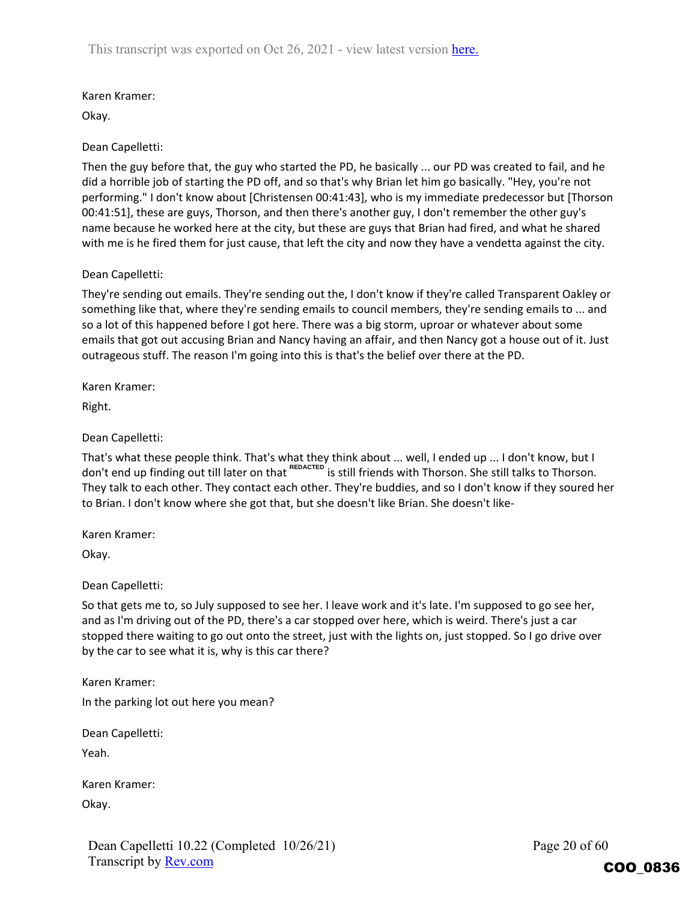Karen Kramer:

Okay.

Dean Capelletti:

Then the guy before that, the guy who started the PD, he basically ... our PD was created to fail, and he did a horrible job of starting the PD off, and so that's why Brian let him go basically. "Hey, you're not performing." I don't know about [Christensen 00:41:43], who is my immediate predecessor but [Thorson 00:41:51], these are guys, Thorson, and then there's another guy, I don't remember the other guy's name because he worked here at the city, but these are guys that Brian had fired, and what he shared with me is he fired them for just cause, that left the city and now they have a vendetta against the city.

Dean Capelletti:

They're sending out emails. They're sending out the, I don't know if they're called Transparent Oakley or something like that, where they're sending emails to council members, they're sending emails to ... and so a lot of this happened before I got here. There was a big storm, uproar or whatever about some emails that got out accusing Brian and Nancy having an affair, and then Nancy got a house out of it. Just outrageous stuff. The reason I'm going into this is that's the belief over there at the PD.

Karen Kramer:

Right.

Dean Capelletti:

That's what these people think. That's what they think about ... well, I ended up ... I don't know, but I don't end up finding out till later on that REDACTED is still friends with Thorson. She still talks to Thorson. They talk to each other. They contact each other. They're buddies, and so I don't know if they soured her to Brian. I don't know where she got that, but she doesn't like Brian. She doesn't like-

Karen Kramer:

Okay.

Dean Capelletti:

So that gets me to, so July supposed to see her. I leave work and it's late. I'm supposed to go see her, and as I'm driving out of the PD, there's a car stopped over here, which is weird. There's just a car stopped there waiting to go out onto the street, just with the lights on, just stopped. So I go drive over by the car to see what it is, why is this car there?

Karen Kramer:

In the parking lot out here you mean?

Dean Capelletti:

Yeah.

Karen Kramer:

Okay.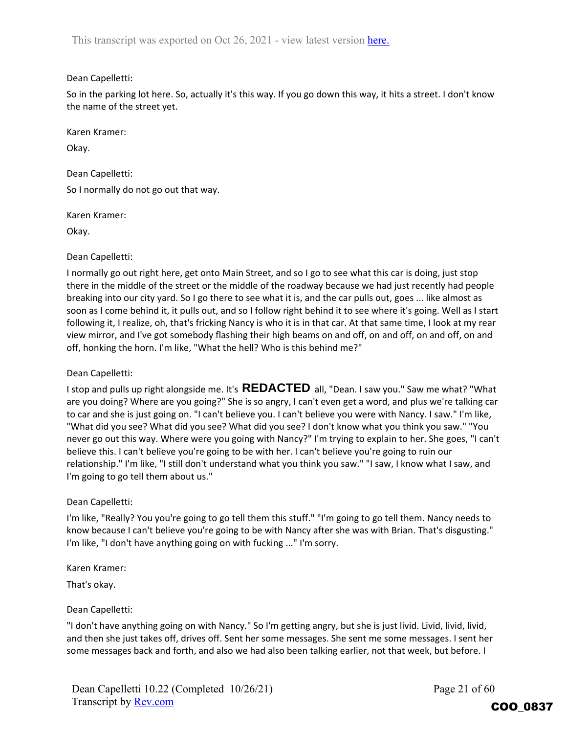Dean Capelletti:

So in the parking lot here. So, actually it's this way. If you go down this way, it hits a street. I don't know the name of the street yet.

Karen Kramer:

Okay.

Dean Capelletti:

So I normally do not go out that way.

Karen Kramer:

Okay.

Dean Capelletti:

I normally go out right here, get onto Main Street, and so I go to see what this car is doing, just stop there in the middle of the street or the middle of the roadway because we had just recently had people breaking into our city yard. So I go there to see what it is, and the car pulls out, goes ... like almost as soon as I come behind it, it pulls out, and so I follow right behind it to see where it's going. Well as I start following it, I realize, oh, that's fricking Nancy is who it is in that car. At that same time, I look at my rear view mirror, and I've got somebody flashing their high beams on and off, on and off, on and off, on and off, honking the horn. I'm like, "What the hell? Who is this behind me?"

Dean Capelletti:

I stop and pulls up right alongside me. It's **REDACTED** all, "Dean. I saw you." Saw me what? "What are you doing? Where are you going?" She is so angry, I can't even get a word, and plus we're talking car to car and she is just going on. "I can't believe you. I can't believe you were with Nancy. I saw." I'm like, "What did you see? What did you see? What did you see? I don't know what you think you saw." "You never go out this way. Where were you going with Nancy?" I'm trying to explain to her. She goes, "I can't believe this. I can't believe you're going to be with her. I can't believe you're going to ruin our relationship." I'm like, "I still don't understand what you think you saw." "I saw, I know what I saw, and I'm going to go tell them about us."

Dean Capelletti:

I'm like, "Really? You you're going to go tell them this stuff." "I'm going to go tell them. Nancy needs to know because I can't believe you're going to be with Nancy after she was with Brian. That's disgusting." I'm like, "I don't have anything going on with fucking ..." I'm sorry.

Karen Kramer:

That's okay.

Dean Capelletti:

"I don't have anything going on with Nancy." So I'm getting angry, but she is just livid. Livid, livid, livid, and then she just takes off, drives off. Sent her some messages. She sent me some messages. I sent her some messages back and forth, and also we had also been talking earlier, not that week, but before. I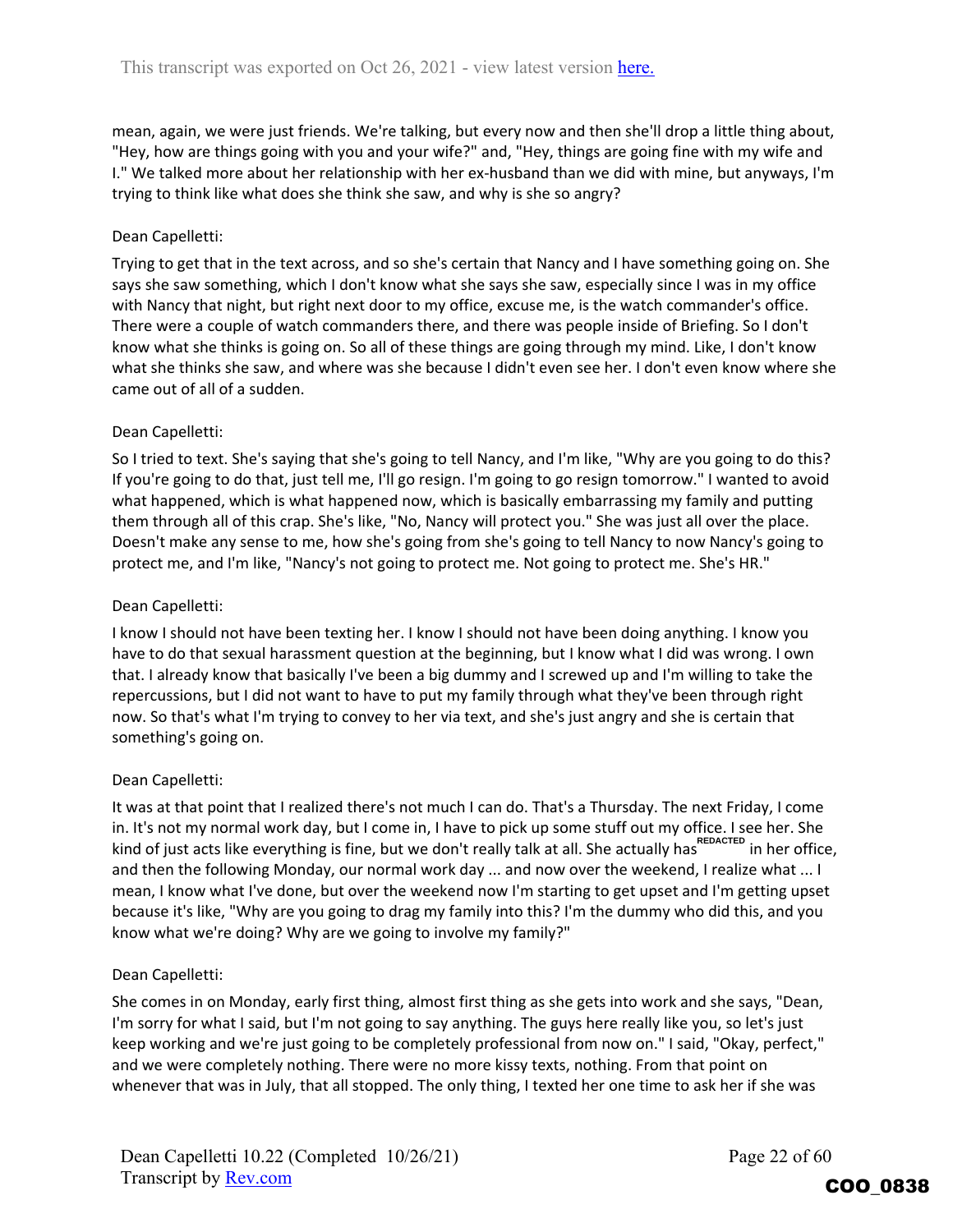mean, again, we were just friends. We're talking, but every now and then she'll drop a little thing about, "Hey, how are things going with you and your wife?" and, "Hey, things are going fine with my wife and I." We talked more about her relationship with her ex-husband than we did with mine, but anyways, I'm trying to think like what does she think she saw, and why is she so angry?

Dean Capelletti:

Trying to get that in the text across, and so she's certain that Nancy and I have something going on. She says she saw something, which I don't know what she says she saw, especially since I was in my office with Nancy that night, but right next door to my office, excuse me, is the watch commander's office. There were a couple of watch commanders there, and there was people inside of Briefing. So I don't know what she thinks is going on. So all of these things are going through my mind. Like, I don't know what she thinks she saw, and where was she because I didn't even see her. I don't even know where she came out of all of a sudden.

Dean Capelletti:

So I tried to text. She's saying that she's going to tell Nancy, and I'm like, "Why are you going to do this? If you're going to do that, just tell me, I'll go resign. I'm going to go resign tomorrow." I wanted to avoid what happened, which is what happened now, which is basically embarrassing my family and putting them through all of this crap. She's like, "No, Nancy will protect you." She was just all over the place. Doesn't make any sense to me, how she's going from she's going to tell Nancy to now Nancy's going to protect me, and I'm like, "Nancy's not going to protect me. Not going to protect me. She's HR."

Dean Capelletti:

I know I should not have been texting her. I know I should not have been doing anything. I know you have to do that sexual harassment question at the beginning, but I know what I did was wrong. I own that. I already know that basically I've been a big dummy and I screwed up and I'm willing to take the repercussions, but I did not want to have to put my family through what they've been through right now. So that's what I'm trying to convey to her via text, and she's just angry and she is certain that something's going on.

Dean Capelletti:

It was at that point that I realized there's not much I can do. That's a Thursday. The next Friday, I come in. It's not my normal work day, but I come in, I have to pick up some stuff out my office. I see her. She kind of just acts like everything is fine, but we don't really talk at all. She actually has REDACTED in her office, and then the following Monday, our normal work day ... and now over the weekend, I realize what ... I mean, I know what I've done, but over the weekend now I'm starting to get upset and I'm getting upset because it's like, "Why are you going to drag my family into this? I'm the dummy who did this, and you know what we're doing? Why are we going to involve my family?"

Dean Capelletti:

She comes in on Monday, early first thing, almost first thing as she gets into work and she says, "Dean, I'm sorry for what I said, but I'm not going to say anything. The guys here really like you, so let's just keep working and we're just going to be completely professional from now on." I said, "Okay, perfect," and we were completely nothing. There were no more kissy texts, nothing. From that point on whenever that was in July, that all stopped. The only thing, I texted her one time to ask her if she was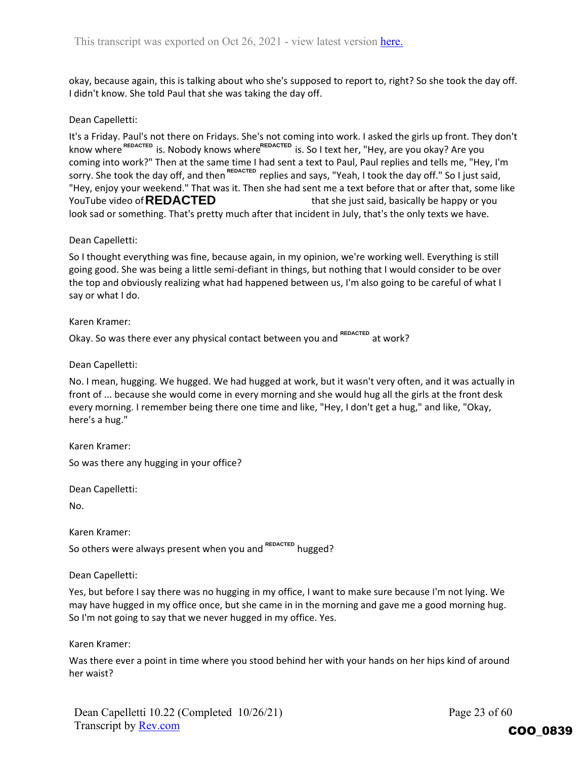okay, because again, this is talking about who she's supposed to report to, right? So she took the day off. I didn't know. She told Paul that she was taking the day off.

Dean Capelletti:

It's a Friday. Paul's not there on Fridays. She's not coming into work. I asked the girls up front. They don't know where REDACTED is. Nobody knows where REDACTED is. So I text her, "Hey, are you okay? Are you coming into work?" Then at the same time I had sent a text to Paul, Paul replies and tells me, "Hey, I'm sorry. She took the day off, and then REDACTED replies and says, "Yeah, I took the day off." So I just said, "Hey, enjoy your weekend." That was it. Then she had sent me a text before that or after that, some like YouTube video of **REDACTED** that she just said, basically be happy or you look sad or something. That's pretty much after that incident in July, that's the only texts we have.

Dean Capelletti:

So I thought everything was fine, because again, in my opinion, we're working well. Everything is still going good. She was being a little semi-defiant in things, but nothing that I would consider to be over the top and obviously realizing what had happened between us, I'm also going to be careful of what I say or what I do.

Karen Kramer:

Okay. So was there ever any physical contact between you and REDACTED at work?

Dean Capelletti:

No. I mean, hugging. We hugged. We had hugged at work, but it wasn't very often, and it was actually in front of ... because she would come in every morning and she would hug all the girls at the front desk every morning. I remember being there one time and like, "Hey, I don't get a hug," and like, "Okay, here's a hug."

Karen Kramer:

So was there any hugging in your office?

Dean Capelletti:

No.

Karen Kramer:

So others were always present when you and REDACTED hugged?

Dean Capelletti:

Yes, but before I say there was no hugging in my office, I want to make sure because I'm not lying. We may have hugged in my office once, but she came in in the morning and gave me a good morning hug. So I'm not going to say that we never hugged in my office. Yes.

Karen Kramer:

Was there ever a point in time where you stood behind her with your hands on her hips kind of around her waist?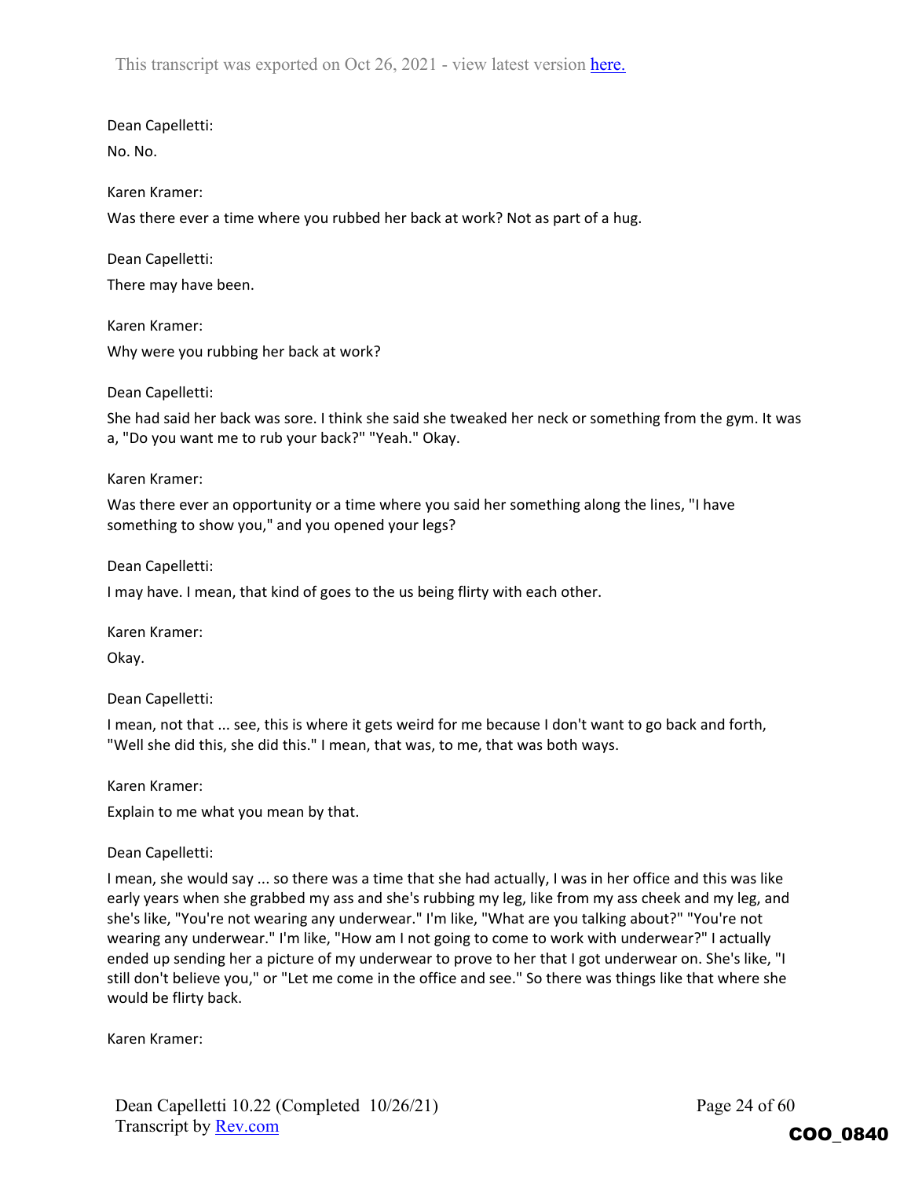Dean Capelletti:

No. No.

Karen Kramer:

Was there ever a time where you rubbed her back at work? Not as part of a hug.

Dean Capelletti:

There may have been.

Karen Kramer:

Why were you rubbing her back at work?

Dean Capelletti:

She had said her back was sore. I think she said she tweaked her neck or something from the gym. It was a, "Do you want me to rub your back?" "Yeah." Okay.

Karen Kramer:

Was there ever an opportunity or a time where you said her something along the lines, "I have something to show you," and you opened your legs?

Dean Capelletti:

I may have. I mean, that kind of goes to the us being flirty with each other.

Karen Kramer:

Okay.

Dean Capelletti:

I mean, not that ... see, this is where it gets weird for me because I don't want to go back and forth, "Well she did this, she did this." I mean, that was, to me, that was both ways.

Karen Kramer:

Explain to me what you mean by that.

Dean Capelletti:

I mean, she would say ... so there was a time that she had actually, I was in her office and this was like early years when she grabbed my ass and she's rubbing my leg, like from my ass cheek and my leg, and she's like, "You're not wearing any underwear." I'm like, "What are you talking about?" "You're not wearing any underwear." I'm like, "How am I not going to come to work with underwear?" I actually ended up sending her a picture of my underwear to prove to her that I got underwear on. She's like, "I still don't believe you," or "Let me come in the office and see." So there was things like that where she would be flirty back.

Karen Kramer: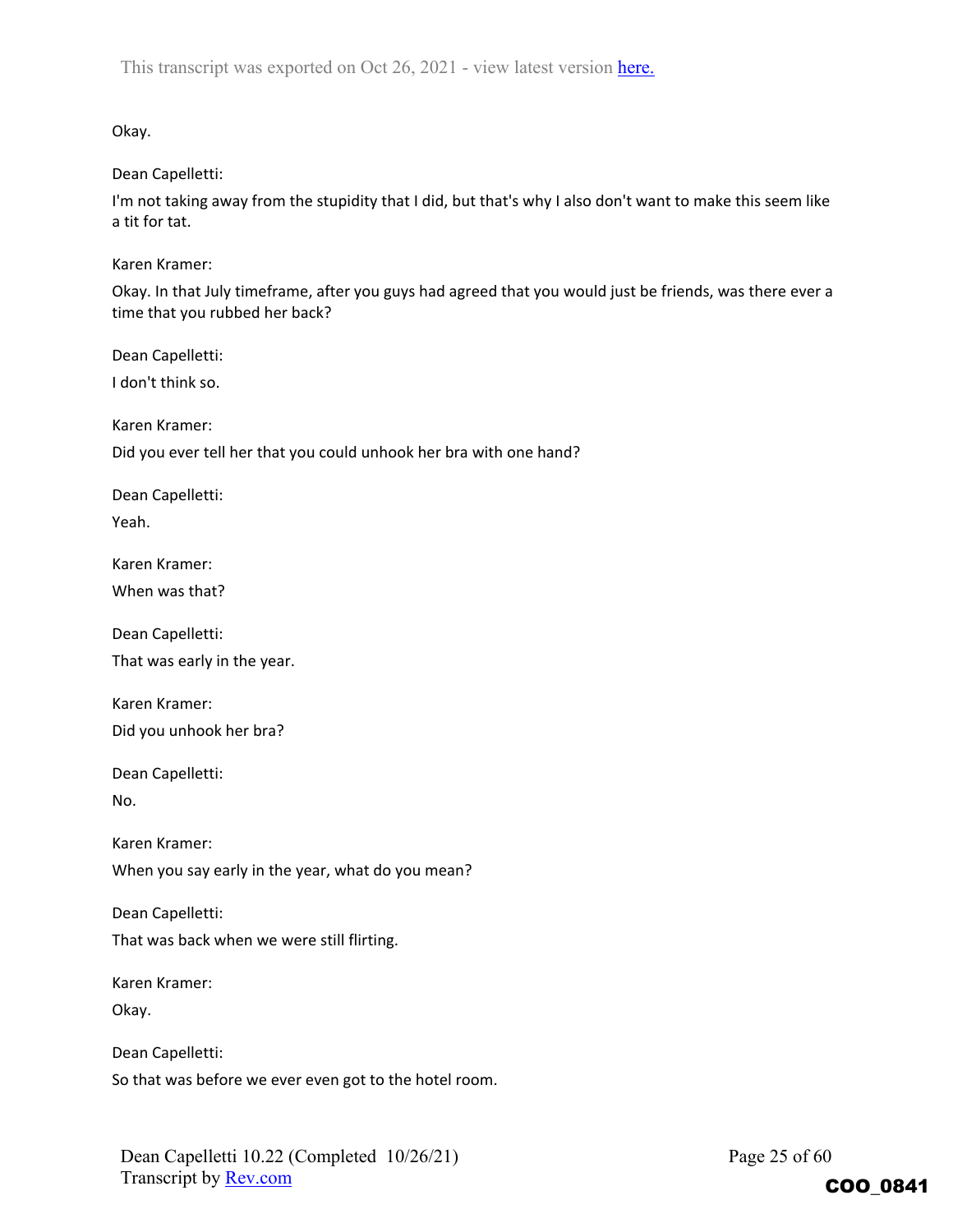Okay.

Dean Capelletti:

I'm not taking away from the stupidity that I did, but that's why I also don't want to make this seem like a tit for tat.

Karen Kramer:

Okay. In that July timeframe, after you guys had agreed that you would just be friends, was there ever a time that you rubbed her back?

Dean Capelletti:

I don't think so.

Karen Kramer:

Did you ever tell her that you could unhook her bra with one hand?

Dean Capelletti:

Yeah.

Karen Kramer:

When was that?

Dean Capelletti:

That was early in the year.

Karen Kramer:

Did you unhook her bra?

Dean Capelletti:

No.

Karen Kramer:

When you say early in the year, what do you mean?

Dean Capelletti:

That was back when we were still flirting.

Karen Kramer:

Okay.

Dean Capelletti:

So that was before we ever even got to the hotel room.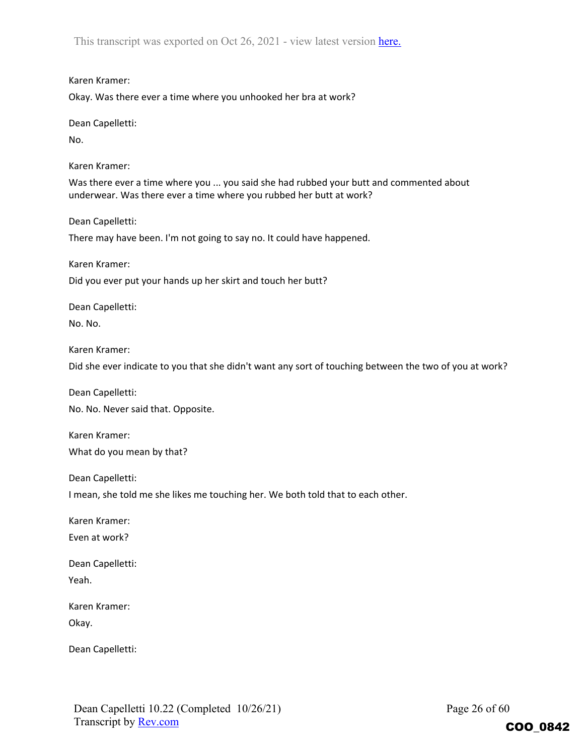Karen Kramer:

Okay. Was there ever a time where you unhooked her bra at work?

Dean Capelletti:

No.

Karen Kramer:

Was there ever a time where you ... you said she had rubbed your butt and commented about underwear. Was there ever a time where you rubbed her butt at work?

Dean Capelletti:

There may have been. I'm not going to say no. It could have happened.

Karen Kramer:

Did you ever put your hands up her skirt and touch her butt?

Dean Capelletti:

No. No.

Karen Kramer:

Did she ever indicate to you that she didn't want any sort of touching between the two of you at work?

Dean Capelletti:

No. No. Never said that. Opposite.

Karen Kramer:

What do you mean by that?

Dean Capelletti:

I mean, she told me she likes me touching her. We both told that to each other.

Karen Kramer:

Even at work?

Dean Capelletti:

Yeah.

Karen Kramer:

Okay.

Dean Capelletti: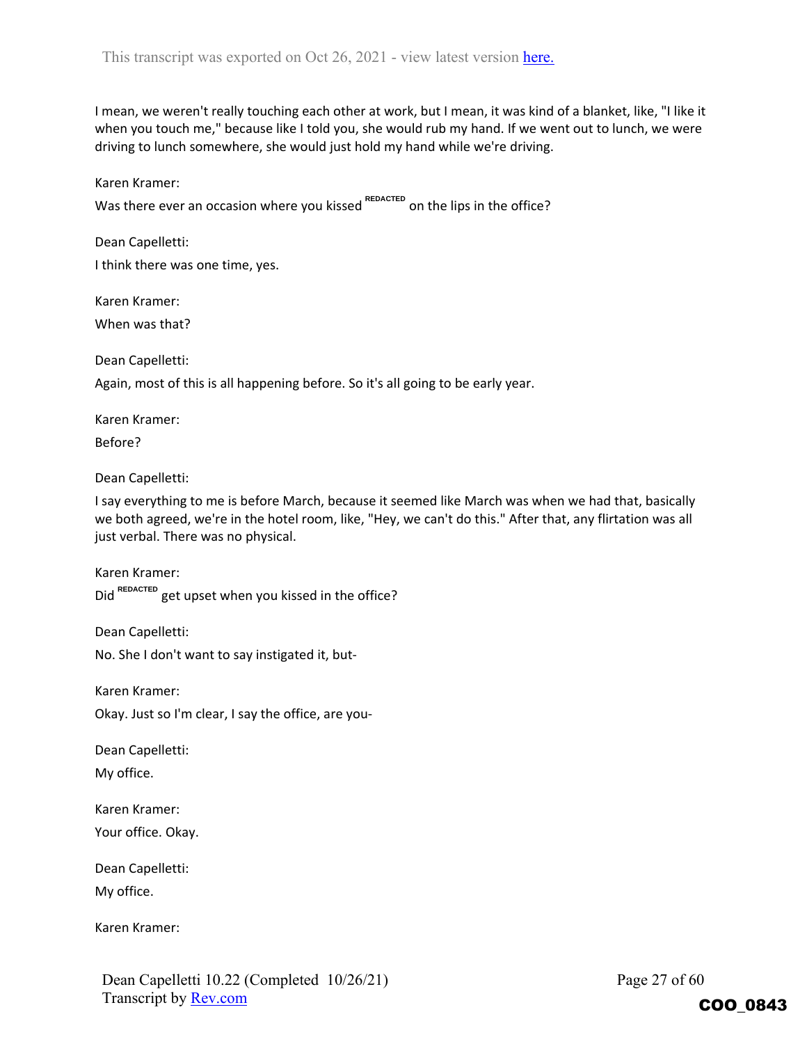I mean, we weren't really touching each other at work, but I mean, it was kind of a blanket, like, "I like it when you touch me," because like I told you, she would rub my hand. If we went out to lunch, we were driving to lunch somewhere, she would just hold my hand while we're driving.

Karen Kramer:

Was there ever an occasion where you kissed REDACTED on the lips in the office?

Dean Capelletti:

I think there was one time, yes.

Karen Kramer:

When was that?

Dean Capelletti:

Again, most of this is all happening before. So it's all going to be early year.

Karen Kramer:

Before?

Dean Capelletti:

I say everything to me is before March, because it seemed like March was when we had that, basically we both agreed, we're in the hotel room, like, "Hey, we can't do this." After that, any flirtation was all just verbal. There was no physical.

Karen Kramer:

Did REDACTED get upset when you kissed in the office?

Dean Capelletti:

No. She I don't want to say instigated it, but-

Karen Kramer:

Okay. Just so I'm clear, I say the office, are you-

Dean Capelletti:

My office.

Karen Kramer:

Your office. Okay.

Dean Capelletti:

My office.

Karen Kramer: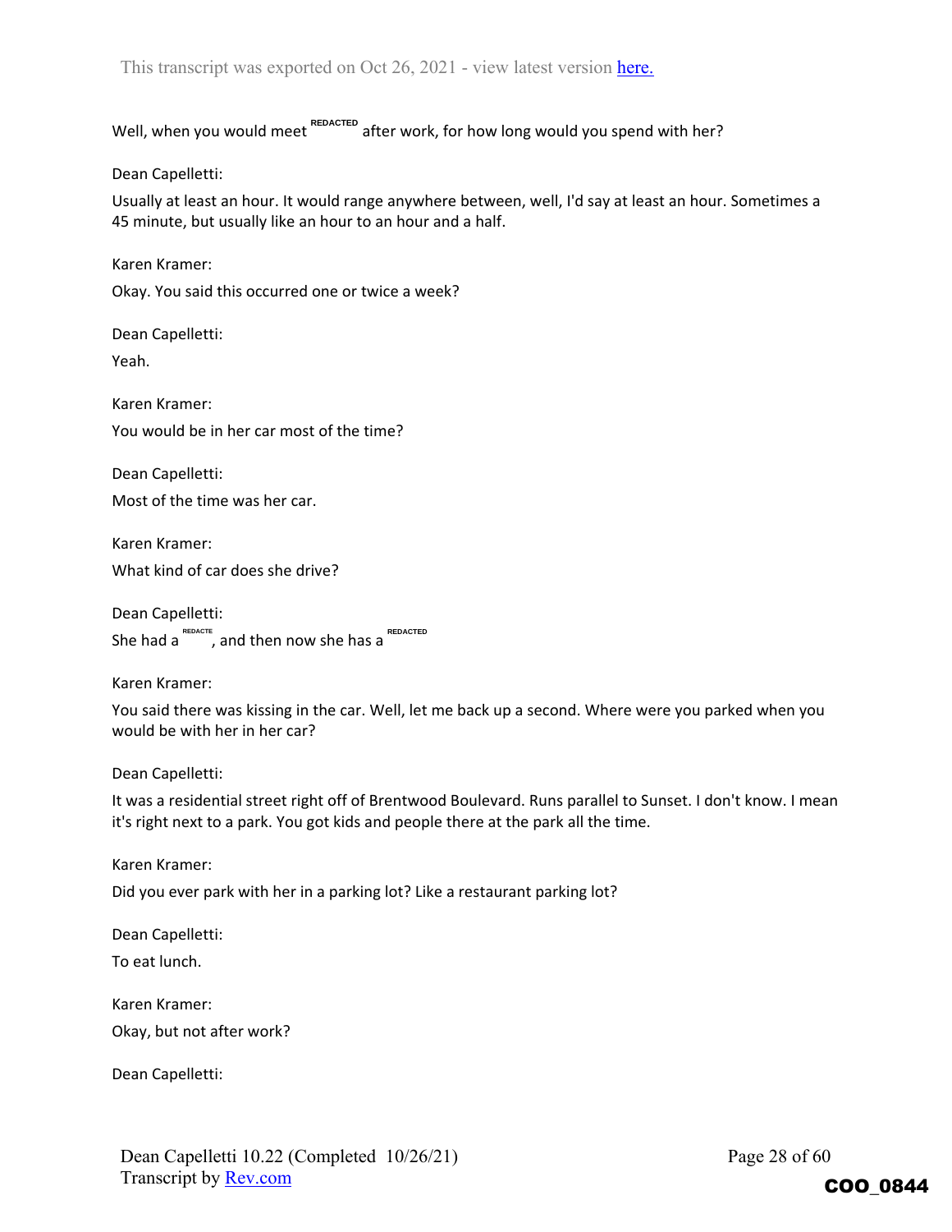Well, when you would meet REDACTED after work, for how long would you spend with her?

Dean Capelletti:

Usually at least an hour. It would range anywhere between, well, I'd say at least an hour. Sometimes a 45 minute, but usually like an hour to an hour and a half.

Karen Kramer:

Okay. You said this occurred one or twice a week?

Dean Capelletti:

Yeah.

Karen Kramer:

You would be in her car most of the time?

Dean Capelletti:

Most of the time was her car.

Karen Kramer:

What kind of car does she drive?

Dean Capelletti:

She had a REDACTE, and then now she has a REDACTED

Karen Kramer:

You said there was kissing in the car. Well, let me back up a second. Where were you parked when you would be with her in her car?

Dean Capelletti:

It was a residential street right off of Brentwood Boulevard. Runs parallel to Sunset. I don't know. I mean it's right next to a park. You got kids and people there at the park all the time.

Karen Kramer:

Did you ever park with her in a parking lot? Like a restaurant parking lot?

Dean Capelletti:

To eat lunch.

Karen Kramer:

Okay, but not after work?

Dean Capelletti: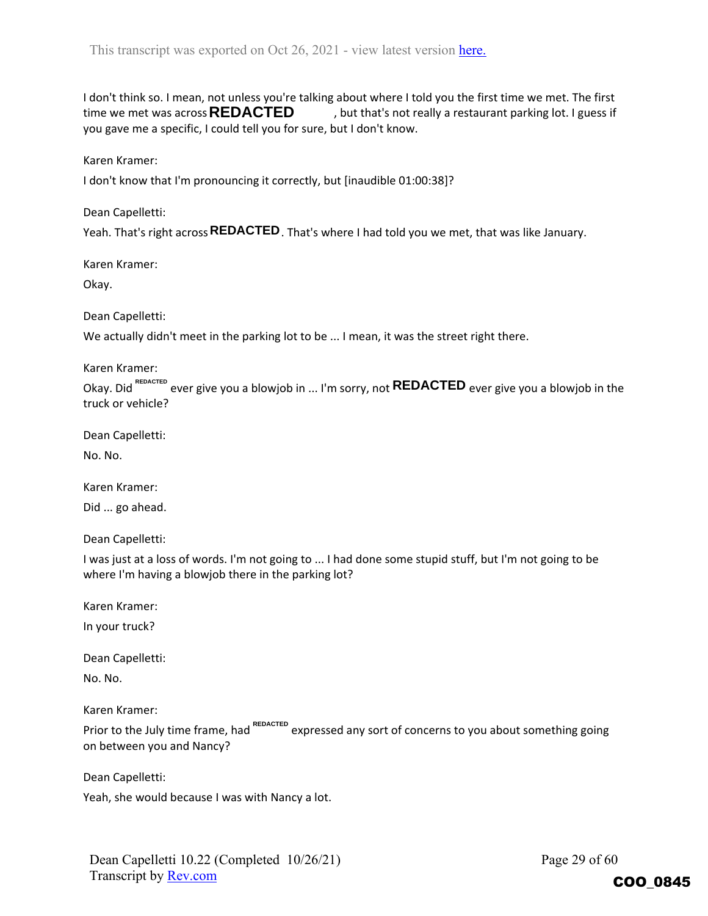I don't think so. I mean, not unless you're talking about where I told you the first time we met. The first time we met was across **REDACTED**, but that's not really a restaurant parking lot. I guess if you gave me a specific, I could tell you for sure, but I don't know.

Karen Kramer:

I don't know that I'm pronouncing it correctly, but [inaudible 01:00:38]?

Dean Capelletti:

Yeah. That's right across **REDACTED**. That's where I had told you we met, that was like January.

Karen Kramer:

Okay.

Dean Capelletti:

We actually didn't meet in the parking lot to be ... I mean, it was the street right there.

Karen Kramer:

Okay. Did REDACTED ever give you a blowjob in ... I'm sorry, not **REDACTED** ever give you a blowjob in the truck or vehicle?

Dean Capelletti:

No. No.

Karen Kramer:

Did ... go ahead.

Dean Capelletti:

I was just at a loss of words. I'm not going to ... I had done some stupid stuff, but I'm not going to be where I'm having a blowjob there in the parking lot?

Karen Kramer:

In your truck?

Dean Capelletti:

No. No.

Karen Kramer:

Prior to the July time frame, had REDACTED expressed any sort of concerns to you about something going on between you and Nancy?

Dean Capelletti:

Yeah, she would because I was with Nancy a lot.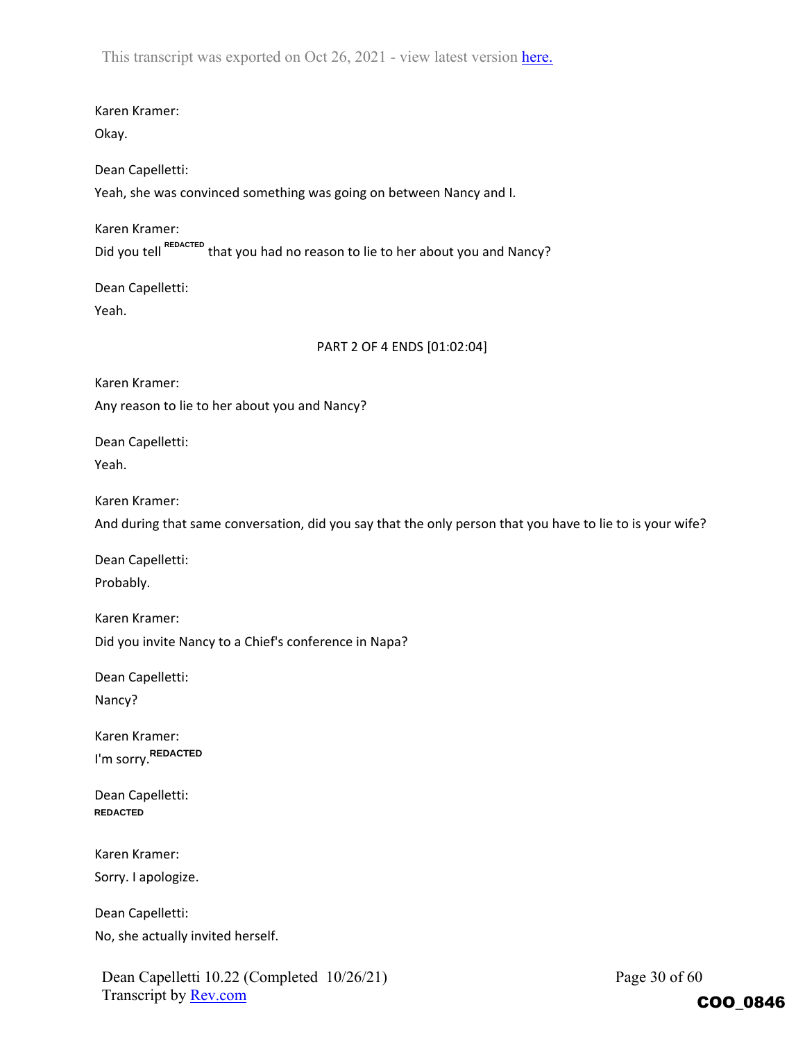Karen Kramer:

Okay.

Dean Capelletti:

Yeah, she was convinced something was going on between Nancy and I.

Karen Kramer:

Did you tell REDACTED that you had no reason to lie to her about you and Nancy?

Dean Capelletti:

Yeah.

PART 2 OF 4 ENDS [01:02:04]

Karen Kramer:

Any reason to lie to her about you and Nancy?

Dean Capelletti:

Yeah.

Karen Kramer:

And during that same conversation, did you say that the only person that you have to lie to is your wife?

Dean Capelletti:

Probably.

Karen Kramer:

Did you invite Nancy to a Chief's conference in Napa?

Dean Capelletti:

Nancy?

Karen Kramer:

I'm sorry. REDACTED

Dean Capelletti:

REDACTED

Karen Kramer:

Sorry. I apologize.

Dean Capelletti:

No, she actually invited herself.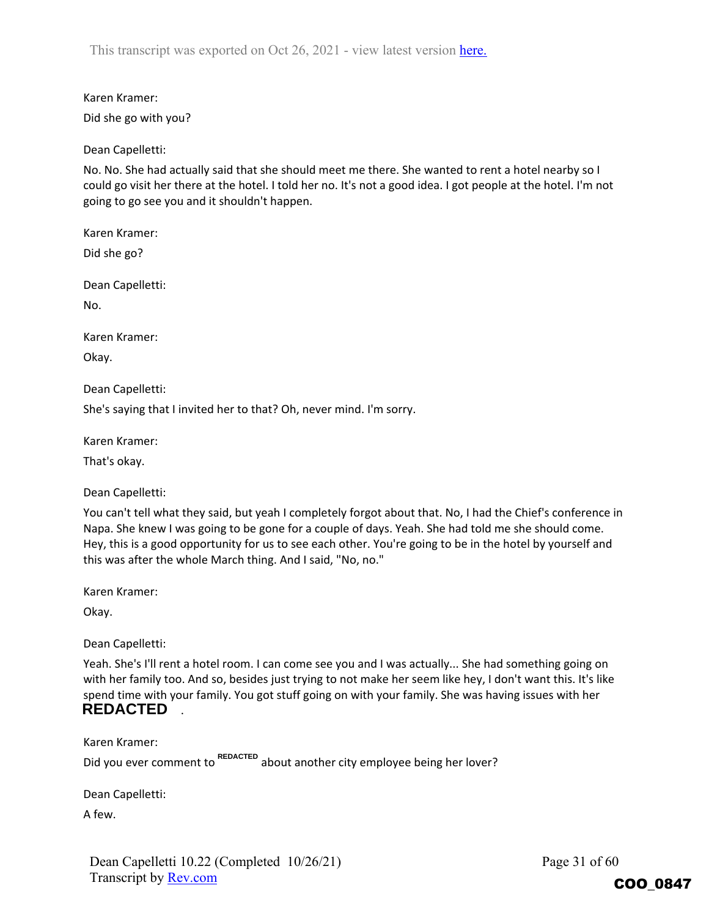Karen Kramer:

Did she go with you?

Dean Capelletti:

No. No. She had actually said that she should meet me there. She wanted to rent a hotel nearby so I could go visit her there at the hotel. I told her no. It's not a good idea. I got people at the hotel. I'm not going to go see you and it shouldn't happen.

Karen Kramer:

Did she go?

Dean Capelletti:

No.

Karen Kramer:

Okay.

Dean Capelletti:

She's saying that I invited her to that? Oh, never mind. I'm sorry.

Karen Kramer:

That's okay.

Dean Capelletti:

You can't tell what they said, but yeah I completely forgot about that. No, I had the Chief's conference in Napa. She knew I was going to be gone for a couple of days. Yeah. She had told me she should come. Hey, this is a good opportunity for us to see each other. You're going to be in the hotel by yourself and this was after the whole March thing. And I said, "No, no."

Karen Kramer:

Okay.

Dean Capelletti:

Yeah. She's I'll rent a hotel room. I can come see you and I was actually... She had something going on with her family too. And so, besides just trying to not make her seem like hey, I don't want this. It's like spend time with your family. You got stuff going on with your family. She was having issues with her **REDACTED** .

Karen Kramer:

Did you ever comment to REDACTED about another city employee being her lover?

Dean Capelletti:

A few.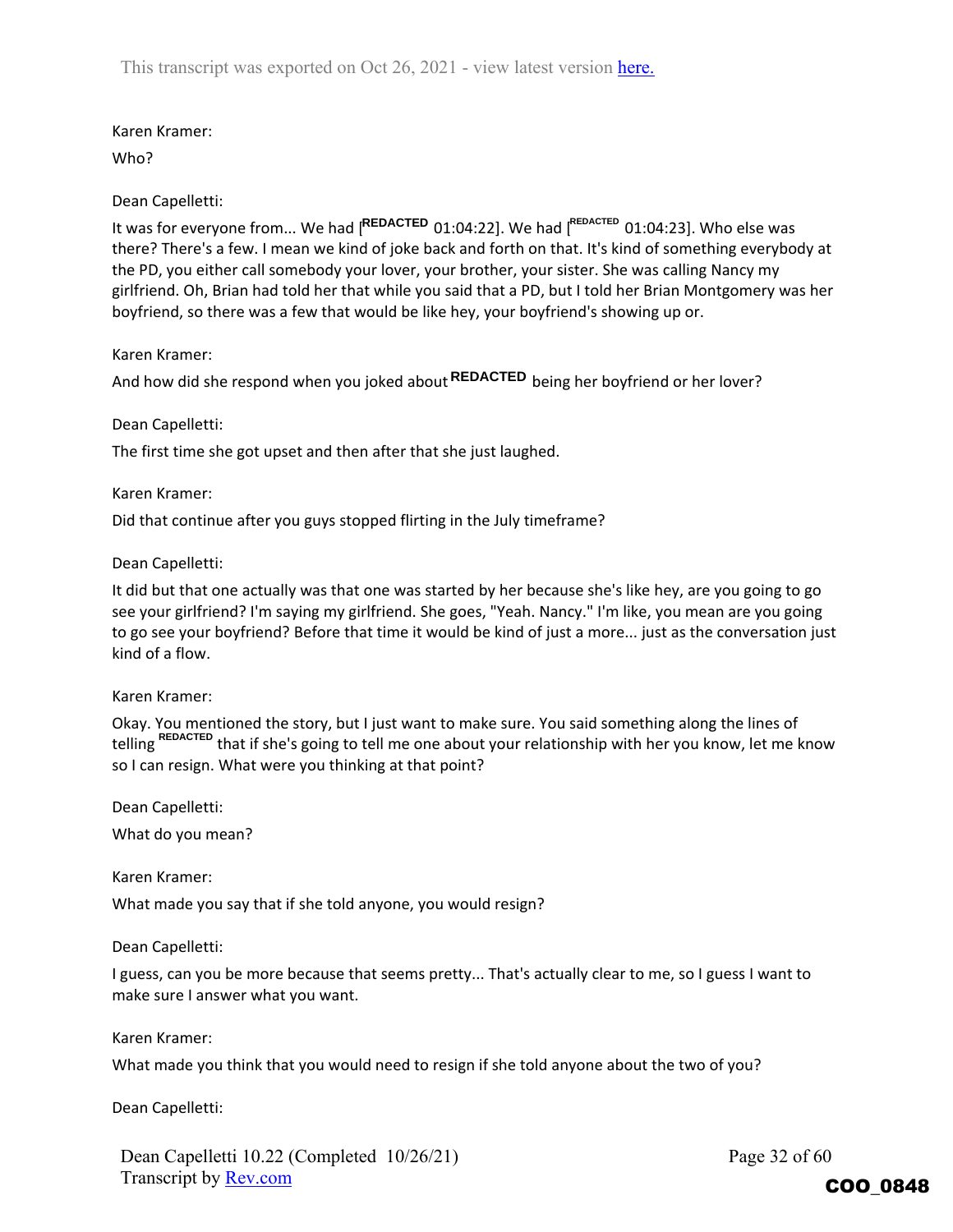Karen Kramer:

Who?

Dean Capelletti:

It was for everyone from... We had [REDACTED 01:04:22]. We had [REDACTED 01:04:23]. Who else was there? There's a few. I mean we kind of joke back and forth on that. It's kind of something everybody at the PD, you either call somebody your lover, your brother, your sister. She was calling Nancy my girlfriend. Oh, Brian had told her that while you said that a PD, but I told her Brian Montgomery was her boyfriend, so there was a few that would be like hey, your boyfriend's showing up or.

Karen Kramer:

And how did she respond when you joked about REDACTED being her boyfriend or her lover?

Dean Capelletti:

The first time she got upset and then after that she just laughed.

Karen Kramer:

Did that continue after you guys stopped flirting in the July timeframe?

Dean Capelletti:

It did but that one actually was that one was started by her because she's like hey, are you going to go see your girlfriend? I'm saying my girlfriend. She goes, "Yeah. Nancy." I'm like, you mean are you going to go see your boyfriend? Before that time it would be kind of just a more... just as the conversation just kind of a flow.

Karen Kramer:

Okay. You mentioned the story, but I just want to make sure. You said something along the lines of telling REDACTED that if she's going to tell me one about your relationship with her you know, let me know so I can resign. What were you thinking at that point?

Dean Capelletti:

What do you mean?

Karen Kramer:

What made you say that if she told anyone, you would resign?

Dean Capelletti:

I guess, can you be more because that seems pretty... That's actually clear to me, so I guess I want to make sure I answer what you want.

Karen Kramer:

What made you think that you would need to resign if she told anyone about the two of you?

Dean Capelletti: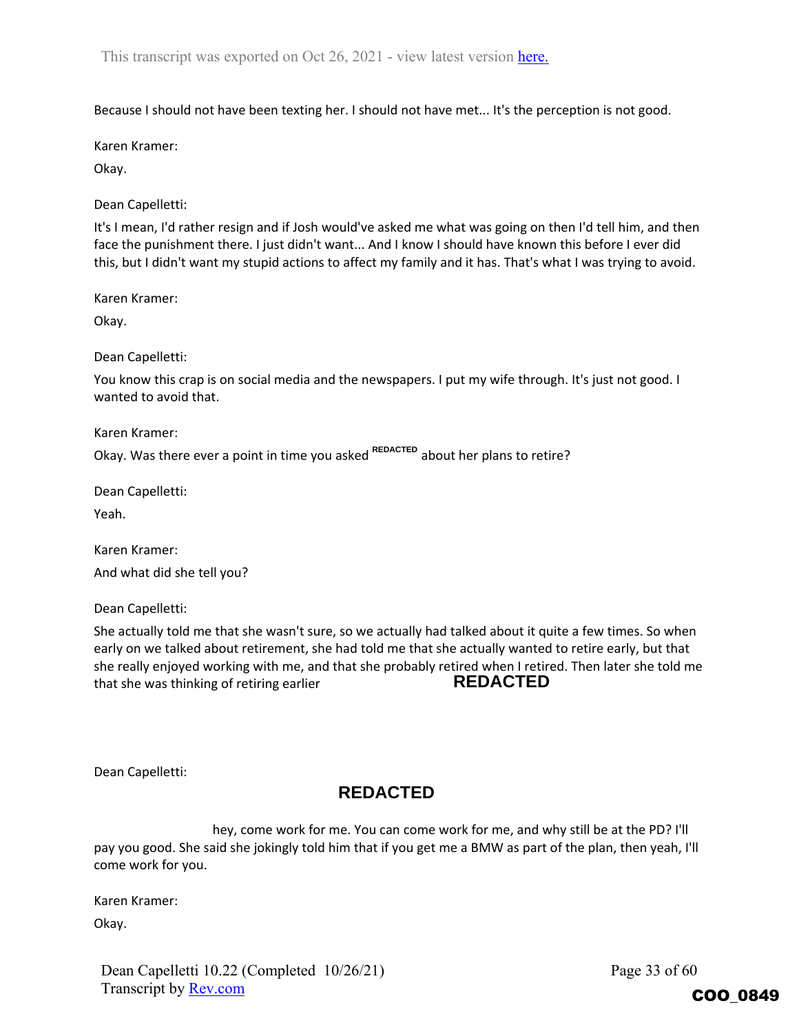Because I should not have been texting her. I should not have met... It's the perception is not good.

Karen Kramer:

Okay.

Dean Capelletti:

It's I mean, I'd rather resign and if Josh would've asked me what was going on then I'd tell him, and then face the punishment there. I just didn't want... And I know I should have known this before I ever did this, but I didn't want my stupid actions to affect my family and it has. That's what I was trying to avoid.

Karen Kramer:

Okay.

Dean Capelletti:

You know this crap is on social media and the newspapers. I put my wife through. It's just not good. I wanted to avoid that.

Karen Kramer:

Okay. Was there ever a point in time you asked REDACTED about her plans to retire?

Dean Capelletti:

Yeah.

Karen Kramer:

And what did she tell you?

Dean Capelletti:

She actually told me that she wasn't sure, so we actually had talked about it quite a few times. So when early on we talked about retirement, she had told me that she actually wanted to retire early, but that she really enjoyed working with me, and that she probably retired when I retired. Then later she told me that she was thinking of retiring earlier **REDACTED**

Dean Capelletti:

**REDACTED**

hey, come work for me. You can come work for me, and why still be at the PD? I'll pay you good. She said she jokingly told him that if you get me a BMW as part of the plan, then yeah, I'll come work for you.

Karen Kramer:

Okay.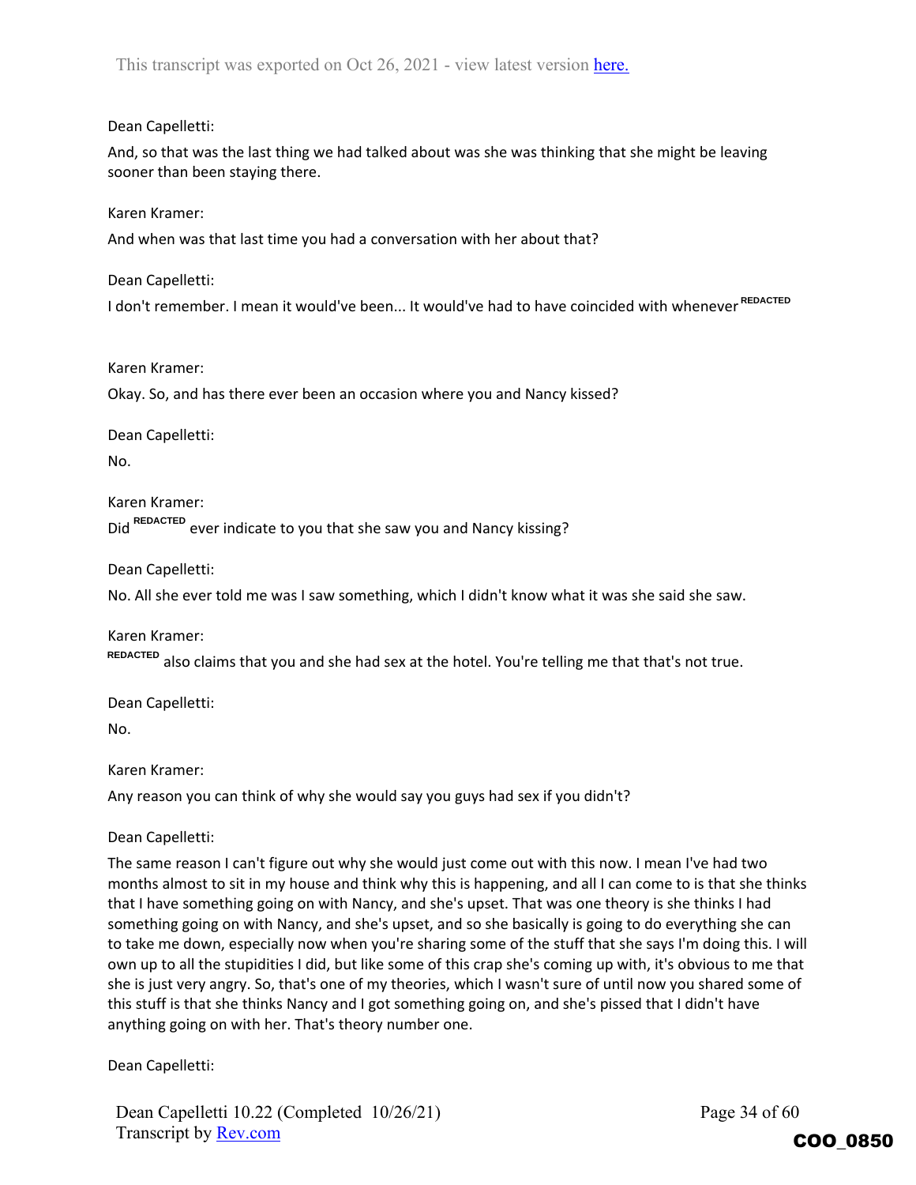Dean Capelletti:

And, so that was the last thing we had talked about was she was thinking that she might be leaving sooner than been staying there.

Karen Kramer:

And when was that last time you had a conversation with her about that?

Dean Capelletti:

I don't remember. I mean it would've been... It would've had to have coincided with whenever REDACTED

Karen Kramer:

Okay. So, and has there ever been an occasion where you and Nancy kissed?

Dean Capelletti:

No.

Karen Kramer:

Did REDACTED ever indicate to you that she saw you and Nancy kissing?

Dean Capelletti:

No. All she ever told me was I saw something, which I didn't know what it was she said she saw.

Karen Kramer:

REDACTED also claims that you and she had sex at the hotel. You're telling me that that's not true.

Dean Capelletti:

No.

Karen Kramer:

Any reason you can think of why she would say you guys had sex if you didn't?

Dean Capelletti:

The same reason I can't figure out why she would just come out with this now. I mean I've had two months almost to sit in my house and think why this is happening, and all I can come to is that she thinks that I have something going on with Nancy, and she's upset. That was one theory is she thinks I had something going on with Nancy, and she's upset, and so she basically is going to do everything she can to take me down, especially now when you're sharing some of the stuff that she says I'm doing this. I will own up to all the stupidities I did, but like some of this crap she's coming up with, it's obvious to me that she is just very angry. So, that's one of my theories, which I wasn't sure of until now you shared some of this stuff is that she thinks Nancy and I got something going on, and she's pissed that I didn't have anything going on with her. That's theory number one.

Dean Capelletti: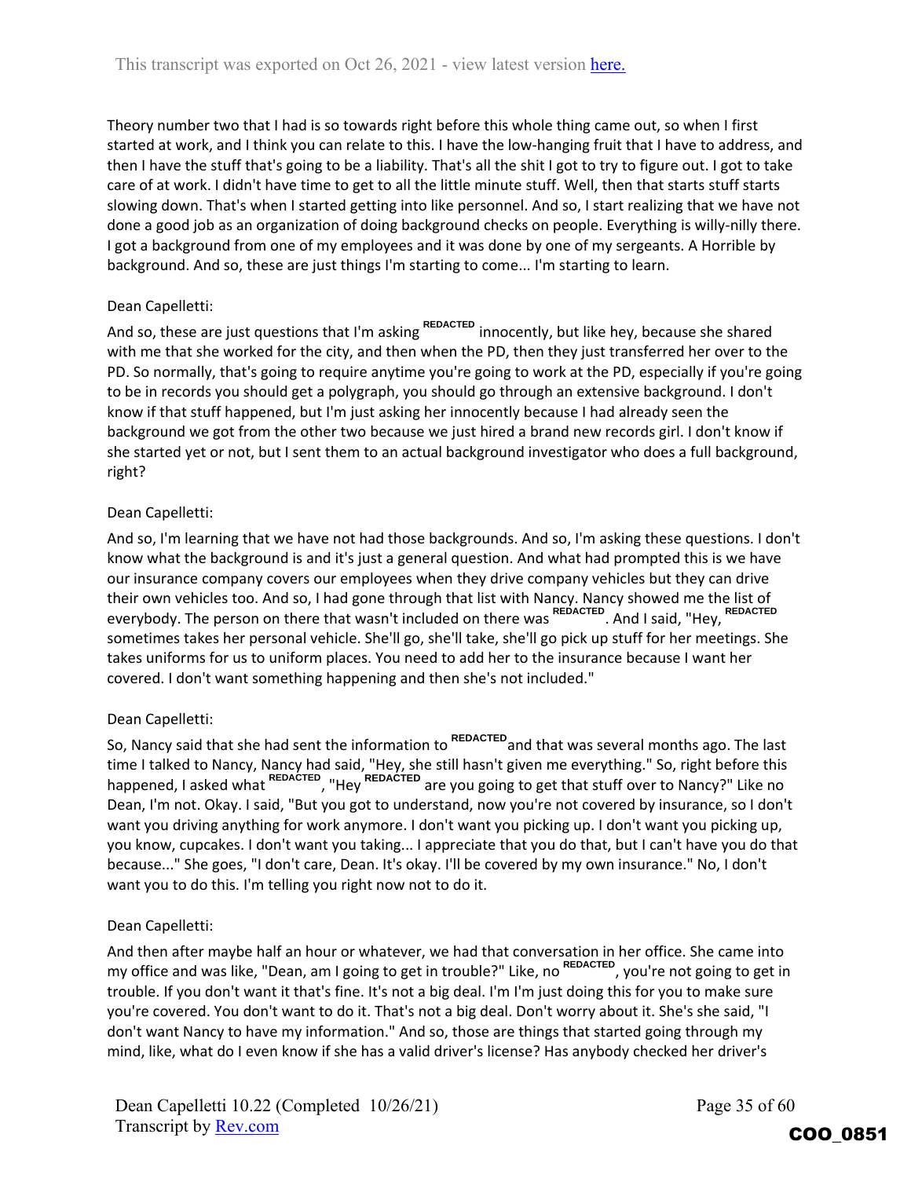Theory number two that I had is so towards right before this whole thing came out, so when I first started at work, and I think you can relate to this. I have the low-hanging fruit that I have to address, and then I have the stuff that's going to be a liability. That's all the shit I got to try to figure out. I got to take care of at work. I didn't have time to get to all the little minute stuff. Well, then that starts stuff starts slowing down. That's when I started getting into like personnel. And so, I start realizing that we have not done a good job as an organization of doing background checks on people. Everything is willy-nilly there. I got a background from one of my employees and it was done by one of my sergeants. A Horrible by background. And so, these are just things I'm starting to come... I'm starting to learn.

Dean Capelletti:

And so, these are just questions that I'm asking REDACTED innocently, but like hey, because she shared with me that she worked for the city, and then when the PD, then they just transferred her over to the PD. So normally, that's going to require anytime you're going to work at the PD, especially if you're going to be in records you should get a polygraph, you should go through an extensive background. I don't know if that stuff happened, but I'm just asking her innocently because I had already seen the background we got from the other two because we just hired a brand new records girl. I don't know if she started yet or not, but I sent them to an actual background investigator who does a full background, right?

Dean Capelletti:

And so, I'm learning that we have not had those backgrounds. And so, I'm asking these questions. I don't know what the background is and it's just a general question. And what had prompted this is we have our insurance company covers our employees when they drive company vehicles but they can drive their own vehicles too. And so, I had gone through that list with Nancy. Nancy showed me the list of everybody. The person on there that wasn't included on there was REDACTED. And I said, "Hey, REDACTED sometimes takes her personal vehicle. She'll go, she'll take, she'll go pick up stuff for her meetings. She takes uniforms for us to uniform places. You need to add her to the insurance because I want her covered. I don't want something happening and then she's not included."

Dean Capelletti:

So, Nancy said that she had sent the information to REDACTED and that was several months ago. The last time I talked to Nancy, Nancy had said, "Hey, she still hasn't given me everything." So, right before this happened, I asked what REDACTED, "Hey REDACTED are you going to get that stuff over to Nancy?" Like no Dean, I'm not. Okay. I said, "But you got to understand, now you're not covered by insurance, so I don't want you driving anything for work anymore. I don't want you picking up. I don't want you picking up, you know, cupcakes. I don't want you taking... I appreciate that you do that, but I can't have you do that because..." She goes, "I don't care, Dean. It's okay. I'll be covered by my own insurance." No, I don't want you to do this. I'm telling you right now not to do it.

Dean Capelletti:

And then after maybe half an hour or whatever, we had that conversation in her office. She came into my office and was like, "Dean, am I going to get in trouble?" Like, no REDACTED, you're not going to get in trouble. If you don't want it that's fine. It's not a big deal. I'm I'm just doing this for you to make sure you're covered. You don't want to do it. That's not a big deal. Don't worry about it. She's she said, "I don't want Nancy to have my information." And so, those are things that started going through my mind, like, what do I even know if she has a valid driver's license? Has anybody checked her driver's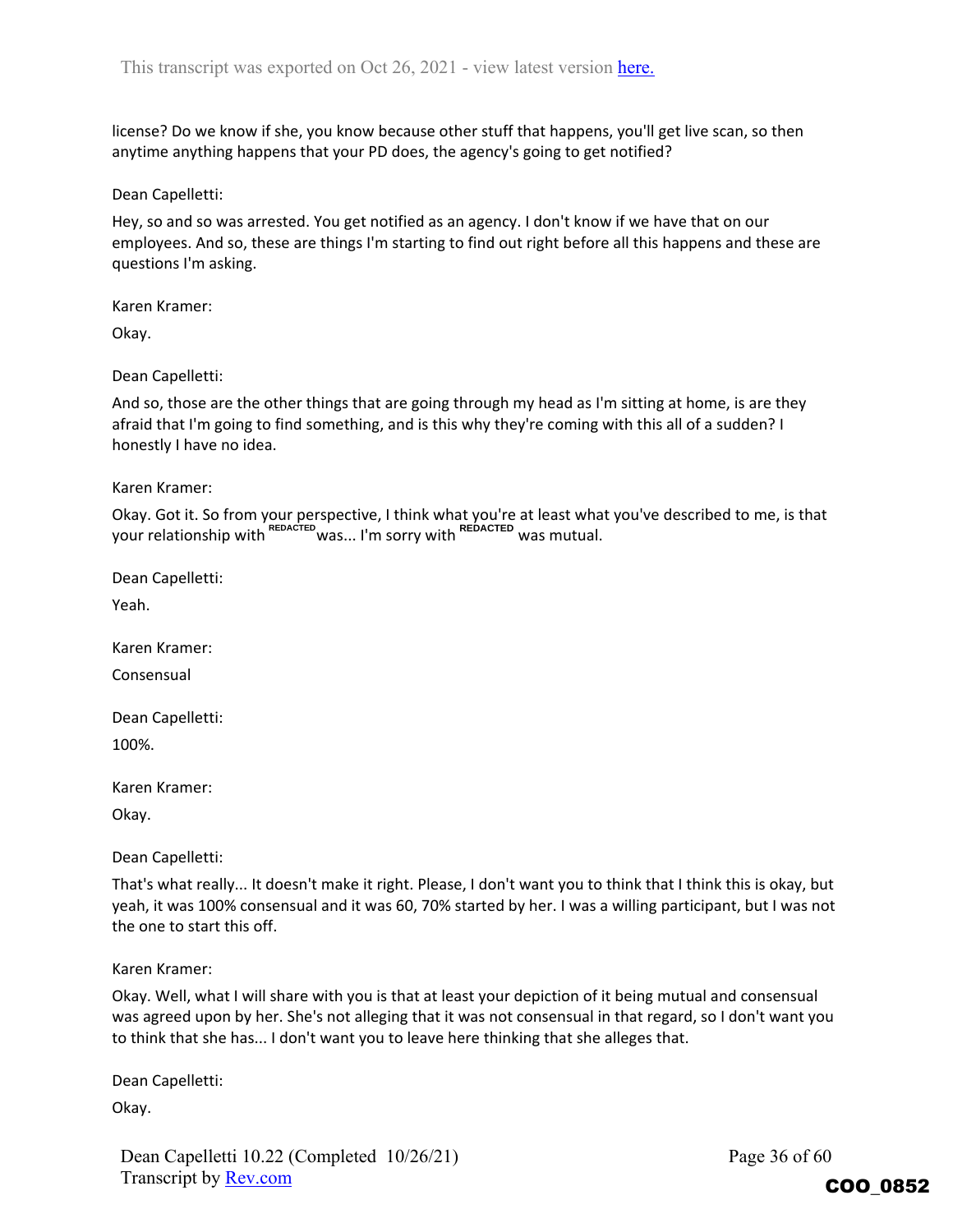license? Do we know if she, you know because other stuff that happens, you'll get live scan, so then anytime anything happens that your PD does, the agency's going to get notified?

Dean Capelletti:

Hey, so and so was arrested. You get notified as an agency. I don't know if we have that on our employees. And so, these are things I'm starting to find out right before all this happens and these are questions I'm asking.

Karen Kramer:

Okay.

Dean Capelletti:

And so, those are the other things that are going through my head as I'm sitting at home, is are they afraid that I'm going to find something, and is this why they're coming with this all of a sudden? I honestly I have no idea.

Karen Kramer:

Okay. Got it. So from your perspective, I think what you're at least what you've described to me, is that your relationship with REDACTED was... I'm sorry with REDACTED was mutual.

Dean Capelletti:

Yeah.

Karen Kramer:

Consensual

Dean Capelletti:

100%.

Karen Kramer:

Okay.

Dean Capelletti:

That's what really... It doesn't make it right. Please, I don't want you to think that I think this is okay, but yeah, it was 100% consensual and it was 60, 70% started by her. I was a willing participant, but I was not the one to start this off.

Karen Kramer:

Okay. Well, what I will share with you is that at least your depiction of it being mutual and consensual was agreed upon by her. She's not alleging that it was not consensual in that regard, so I don't want you to think that she has... I don't want you to leave here thinking that she alleges that.

Dean Capelletti:

Okay.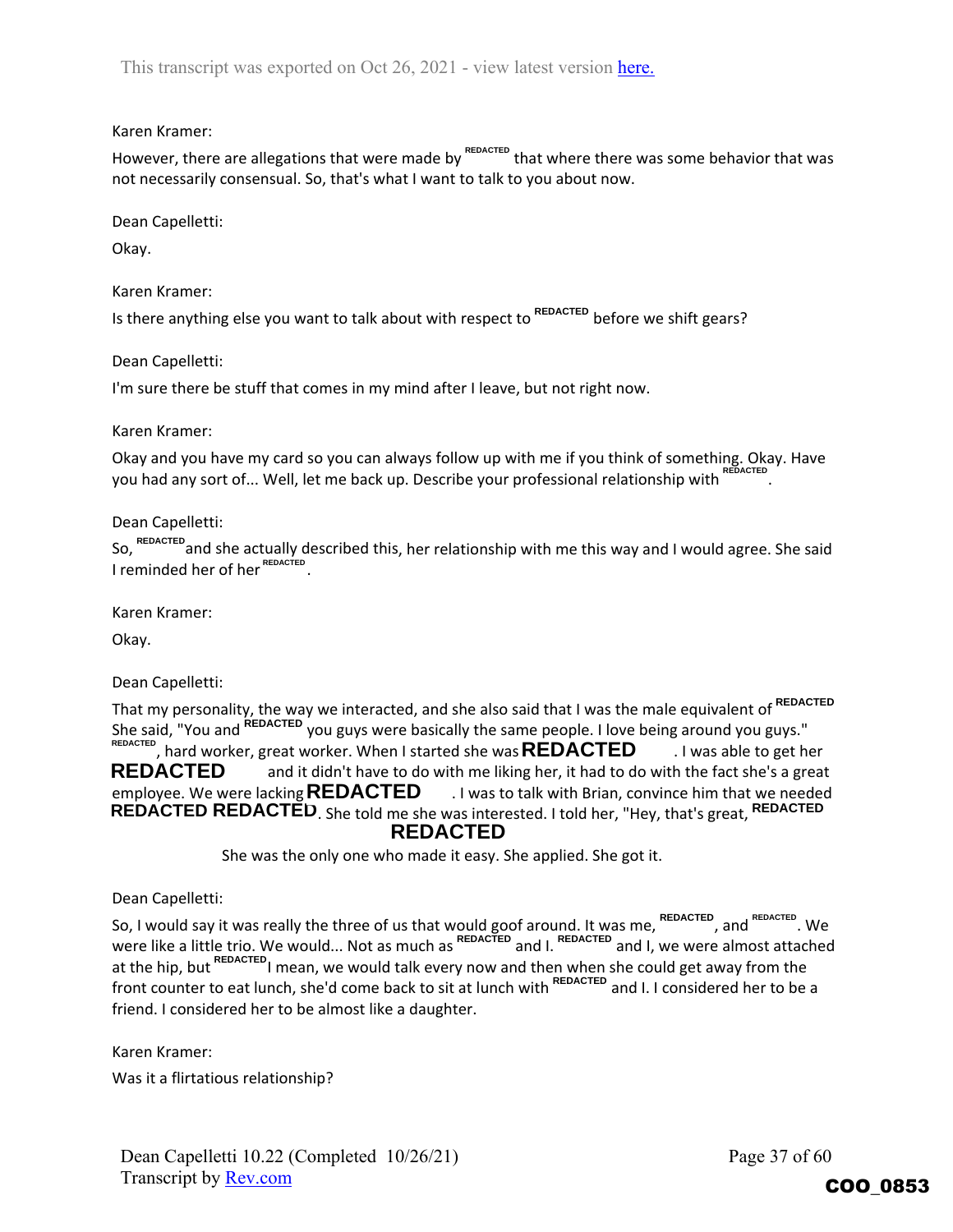Karen Kramer:

However, there are allegations that were made by REDACTED that where there was some behavior that was not necessarily consensual. So, that's what I want to talk to you about now.

Dean Capelletti:

Okay.

Karen Kramer:

Is there anything else you want to talk about with respect to REDACTED before we shift gears?

Dean Capelletti:

I'm sure there be stuff that comes in my mind after I leave, but not right now.

Karen Kramer:

Okay and you have my card so you can always follow up with me if you think of something. Okay. Have you had any sort of... Well, let me back up. Describe your professional relationship with REDACTED.

Dean Capelletti:

So, REDACTED and she actually described this, her relationship with me this way and I would agree. She said I reminded her of her REDACTED.

Karen Kramer:

Okay.

Dean Capelletti:

That my personality, the way we interacted, and she also said that I was the male equivalent of REDACTED She said, "You and REDACTED you guys were basically the same people. I love being around you guys." REDACTED, hard worker, great worker. When I started she was **REDACTED**. I was able to get her **REDACTED** and it didn't have to do with me liking her, it had to do with the fact she's a great employee. We were lacking **REDACTED**. I was to talk with Brian, convince him that we needed **REDACTED REDACTED**. She told me she was interested. I told her, "Hey, that's great, **REDACTED** **REDACTED** She was the only one who made it easy. She applied. She got it.

Dean Capelletti:

So, I would say it was really the three of us that would goof around. It was me, REDACTED, and REDACTED. We were like a little trio. We would... Not as much as REDACTED and I. REDACTED and I, we were almost attached at the hip, but REDACTED I mean, we would talk every now and then when she could get away from the front counter to eat lunch, she'd come back to sit at lunch with REDACTED and I. I considered her to be a friend. I considered her to be almost like a daughter.

Karen Kramer:

Was it a flirtatious relationship?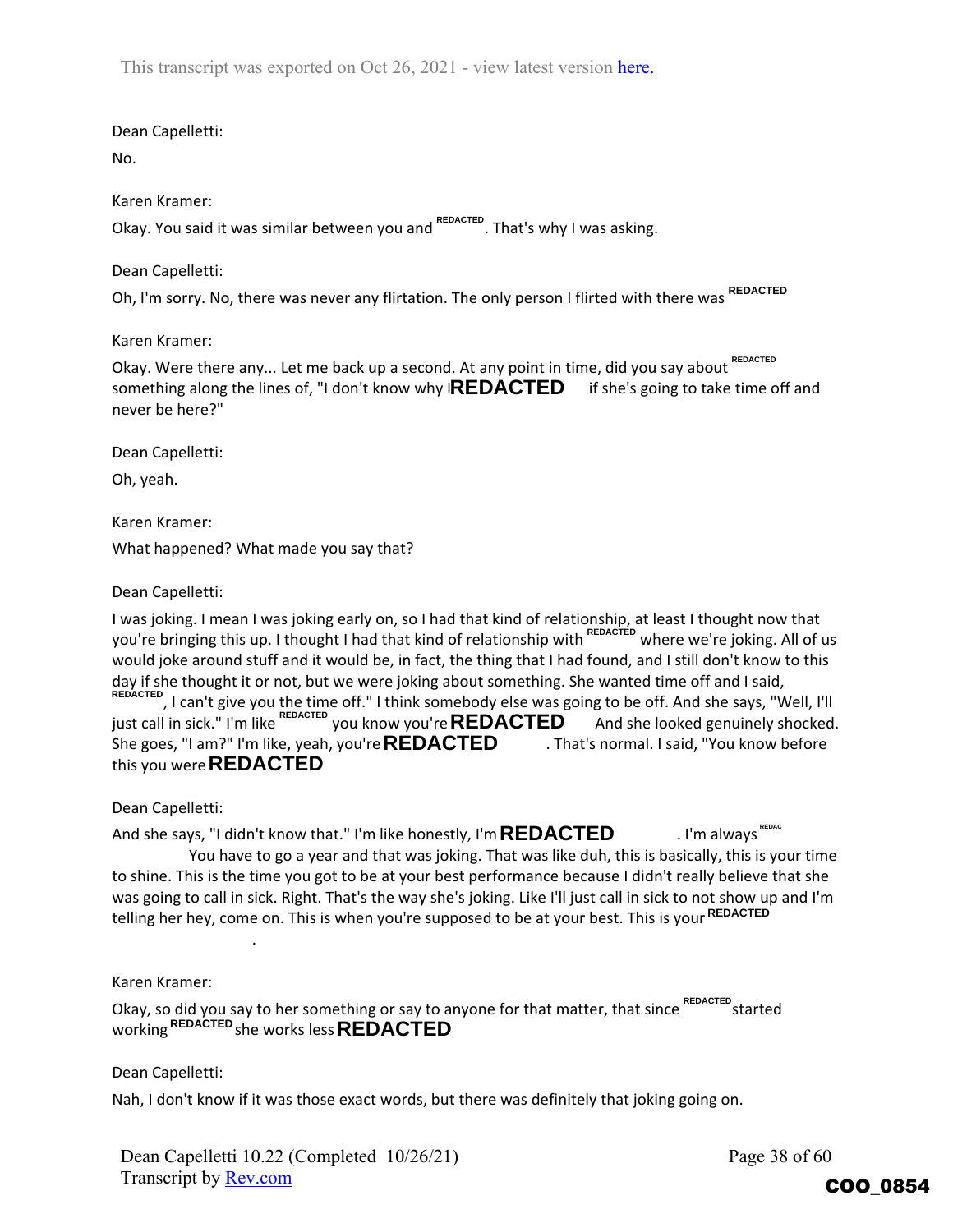This transcript was exported on Oct 26, 2021 - view latest version here.

Dean Capelletti:

No.

Karen Kramer:

Okay. You said it was similar between you and REDACTED. That's why I was asking.

Dean Capelletti:

Oh, I'm sorry. No, there was never any flirtation. The only person I flirted with there was REDACTED

Karen Kramer:

Okay. Were there any... Let me back up a second. At any point in time, did you say about REDACTED something along the lines of, "I don't know why IREDACTED if she's going to take time off and never be here?"

Dean Capelletti:

Oh, yeah.

Karen Kramer:

What happened? What made you say that?

Dean Capelletti:

I was joking. I mean I was joking early on, so I had that kind of relationship, at least I thought now that you're bringing this up. I thought I had that kind of relationship with REDACTED where we're joking. All of us would joke around stuff and it would be, in fact, the thing that I had found, and I still don't know to this day if she thought it or not, but we were joking about something. She wanted time off and I said, REDACTED, I can't give you the time off." I think somebody else was going to be off. And she says, "Well, I'll just call in sick." I'm like REDACTED you know you're REDACTED And she looked genuinely shocked. She goes, "I am?" I'm like, yeah, you're REDACTED. That's normal. I said, "You know before this you were REDACTED

Dean Capelletti:

And she says, "I didn't know that." I'm like honestly, I'm REDACTED. I'm always REDAC You have to go a year and that was joking. That was like duh, this is basically, this is your time to shine. This is the time you got to be at your best performance because I didn't really believe that she was going to call in sick. Right. That's the way she's joking. Like I'll just call in sick to not show up and I'm telling her hey, come on. This is when you're supposed to be at your best. This is your REDACTED

.

Karen Kramer:

Okay, so did you say to her something or say to anyone for that matter, that since REDACTED started working REDACTED she works less REDACTED

Dean Capelletti:

Nah, I don't know if it was those exact words, but there was definitely that joking going on.

Dean Capelletti 10.22 (Completed 10/26/21)
Transcript by Rev.com

COO_0854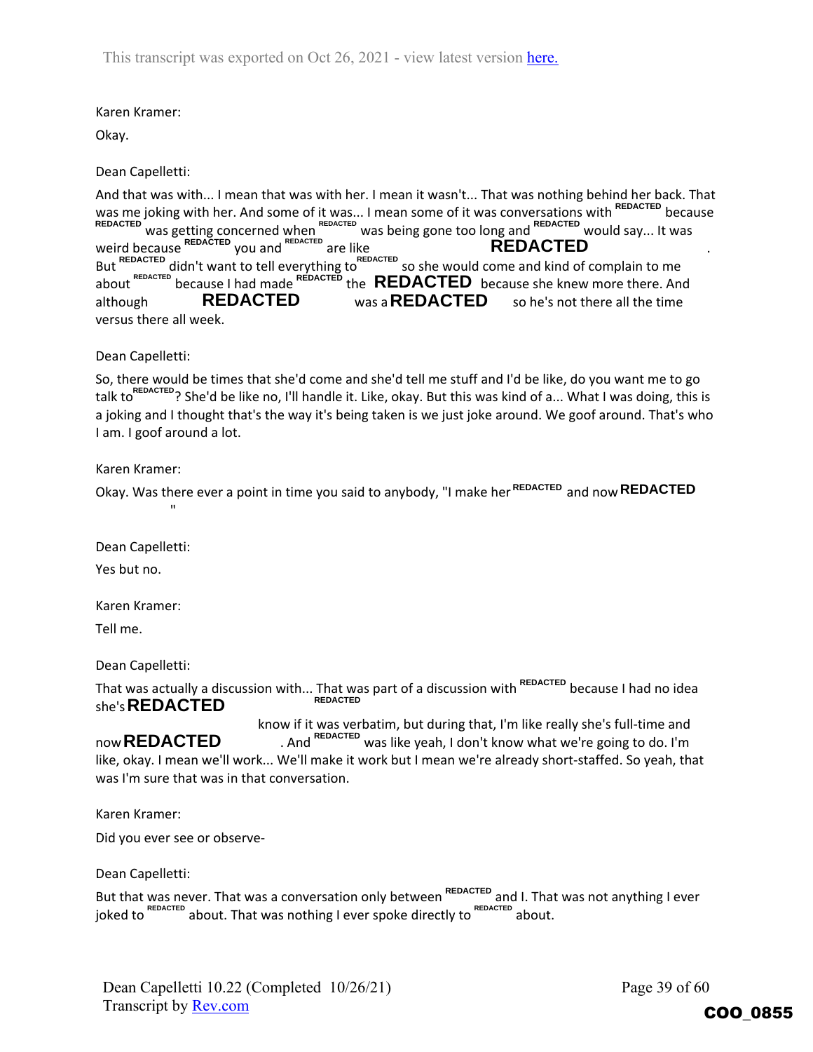Karen Kramer:

Okay.

Dean Capelletti:

And that was with... I mean that was with her. I mean it wasn't... That was nothing behind her back. That was me joking with her. And some of it was... I mean some of it was conversations with REDACTED because REDACTED was getting concerned when REDACTED was being gone too long and REDACTED would say... It was weird because REDACTED you and REDACTED are like REDACTED . But REDACTED didn't want to tell everything to REDACTED so she would come and kind of complain to me about REDACTED because I had made REDACTED the REDACTED because she knew more there. And although REDACTED was a REDACTED so he's not there all the time versus there all week.

Dean Capelletti:

So, there would be times that she'd come and she'd tell me stuff and I'd be like, do you want me to go talk to REDACTED? She'd be like no, I'll handle it. Like, okay. But this was kind of a... What I was doing, this is a joking and I thought that's the way it's being taken is we just joke around. We goof around. That's who I am. I goof around a lot.

Karen Kramer:

Okay. Was there ever a point in time you said to anybody, "I make her REDACTED and now REDACTED "

Dean Capelletti:

Yes but no.

Karen Kramer:

Tell me.

Dean Capelletti:

That was actually a discussion with... That was part of a discussion with REDACTED because I had no idea she's REDACTED REDACTED know if it was verbatim, but during that, I'm like really she's full-time and now REDACTED . And REDACTED was like yeah, I don't know what we're going to do. I'm like, okay. I mean we'll work... We'll make it work but I mean we're already short-staffed. So yeah, that was I'm sure that was in that conversation.

Karen Kramer:

Did you ever see or observe-

Dean Capelletti:

But that was never. That was a conversation only between REDACTED and I. That was not anything I ever joked to REDACTED about. That was nothing I ever spoke directly to REDACTED about.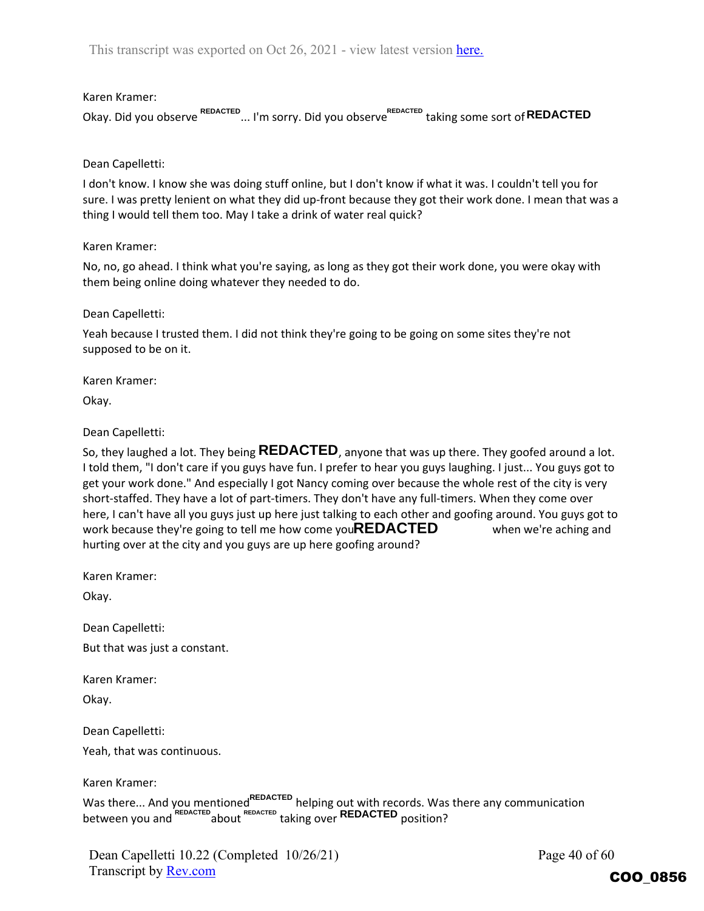This transcript was exported on Oct 26, 2021 - view latest version here.

Karen Kramer:

Okay. Did you observe REDACTED ... I'm sorry. Did you observe REDACTED taking some sort of REDACTED

Dean Capelletti:

I don't know. I know she was doing stuff online, but I don't know if what it was. I couldn't tell you for sure. I was pretty lenient on what they did up-front because they got their work done. I mean that was a thing I would tell them too. May I take a drink of water real quick?

Karen Kramer:

No, no, go ahead. I think what you're saying, as long as they got their work done, you were okay with them being online doing whatever they needed to do.

Dean Capelletti:

Yeah because I trusted them. I did not think they're going to be going on some sites they're not supposed to be on it.

Karen Kramer:

Okay.

Dean Capelletti:

So, they laughed a lot. They being REDACTED, anyone that was up there. They goofed around a lot. I told them, "I don't care if you guys have fun. I prefer to hear you guys laughing. I just... You guys got to get your work done." And especially I got Nancy coming over because the whole rest of the city is very short-staffed. They have a lot of part-timers. They don't have any full-timers. When they come over here, I can't have all you guys just up here just talking to each other and goofing around. You guys got to work because they're going to tell me how come you REDACTED when we're aching and hurting over at the city and you guys are up here goofing around?

Karen Kramer:

Okay.

Dean Capelletti:

But that was just a constant.

Karen Kramer:

Okay.

Dean Capelletti:

Yeah, that was continuous.

Karen Kramer:

Was there... And you mentioned REDACTED helping out with records. Was there any communication between you and REDACTED about REDACTED taking over REDACTED position?

COO_0856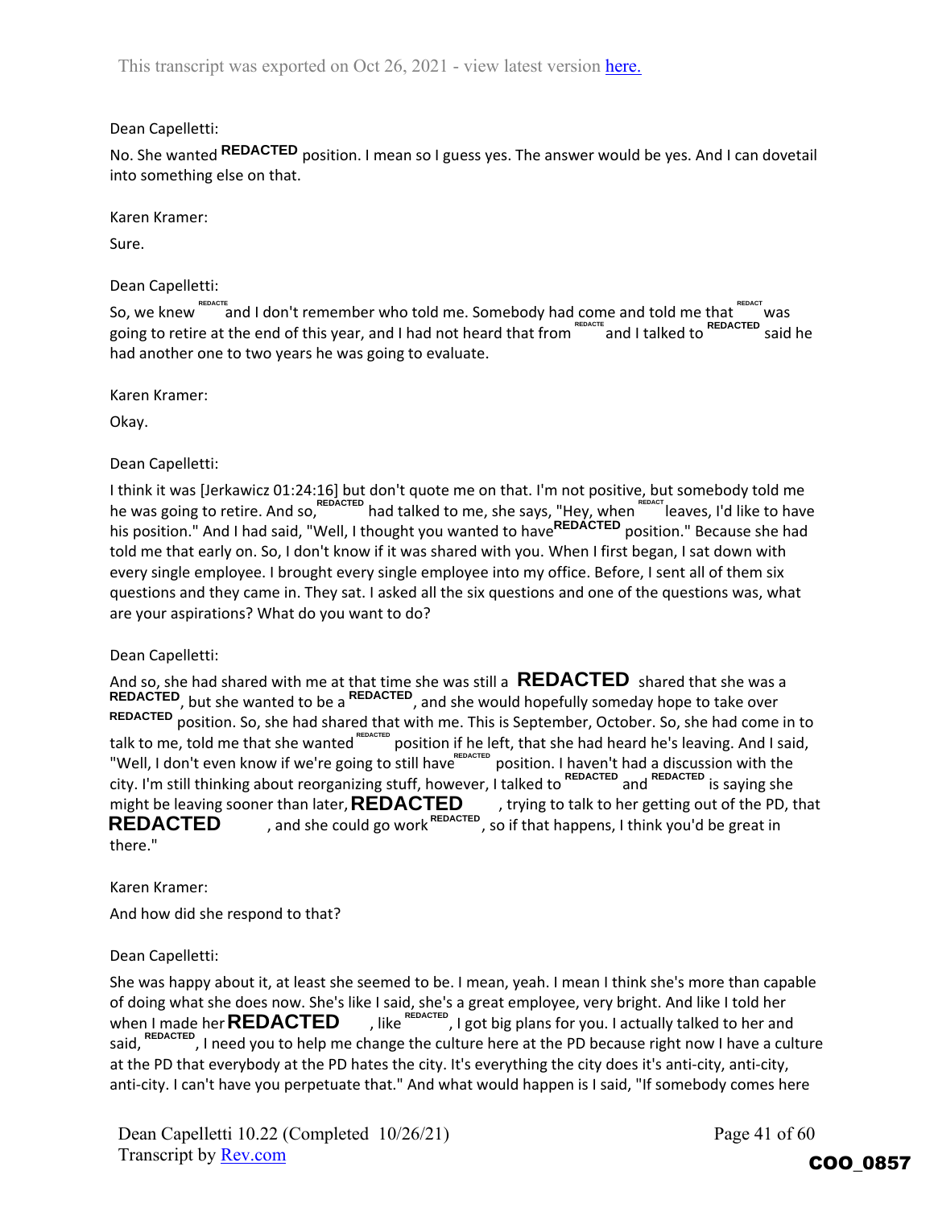This transcript was exported on Oct 26, 2021 - view latest version here.

Dean Capelletti:

No. She wanted REDACTED position. I mean so I guess yes. The answer would be yes. And I can dovetail into something else on that.

Karen Kramer:

Sure.

Dean Capelletti:

So, we knew REDACTED and I don't remember who told me. Somebody had come and told me that REDACTED was going to retire at the end of this year, and I had not heard that from REDACTED and I talked to REDACTED said he had another one to two years he was going to evaluate.

Karen Kramer:

Okay.

Dean Capelletti:

I think it was [Jerkawicz 01:24:16] but don't quote me on that. I'm not positive, but somebody told me he was going to retire. And so, REDACTED had talked to me, she says, "Hey, when REDACTED leaves, I'd like to have his position." And I had said, "Well, I thought you wanted to have REDACTED position." Because she had told me that early on. So, I don't know if it was shared with you. When I first began, I sat down with every single employee. I brought every single employee into my office. Before, I sent all of them six questions and they came in. They sat. I asked all the six questions and one of the questions was, what are your aspirations? What do you want to do?

Dean Capelletti:

And so, she had shared with me at that time she was still a REDACTED shared that she was a REDACTED, but she wanted to be a REDACTED, and she would hopefully someday hope to take over REDACTED position. So, she had shared that with me. This is September, October. So, she had come in to talk to me, told me that she wanted REDACTED position if he left, that she had heard he's leaving. And I said, "Well, I don't even know if we're going to still have REDACTED position. I haven't had a discussion with the city. I'm still thinking about reorganizing stuff, however, I talked to REDACTED and REDACTED is saying she might be leaving sooner than later, REDACTED, trying to talk to her getting out of the PD, that REDACTED, and she could go work REDACTED, so if that happens, I think you'd be great in there."

Karen Kramer:

And how did she respond to that?

Dean Capelletti:

She was happy about it, at least she seemed to be. I mean, yeah. I mean I think she's more than capable of doing what she does now. She's like I said, she's a great employee, very bright. And like I told her when I made her REDACTED, like REDACTED, I got big plans for you. I actually talked to her and said, REDACTED, I need you to help me change the culture here at the PD because right now I have a culture at the PD that everybody at the PD hates the city. It's everything the city does it's anti-city, anti-city, anti-city. I can't have you perpetuate that." And what would happen is I said, "If somebody comes here

Dean Capelletti 10.22 (Completed 10/26/21)
Transcript by Rev.com

COO_0857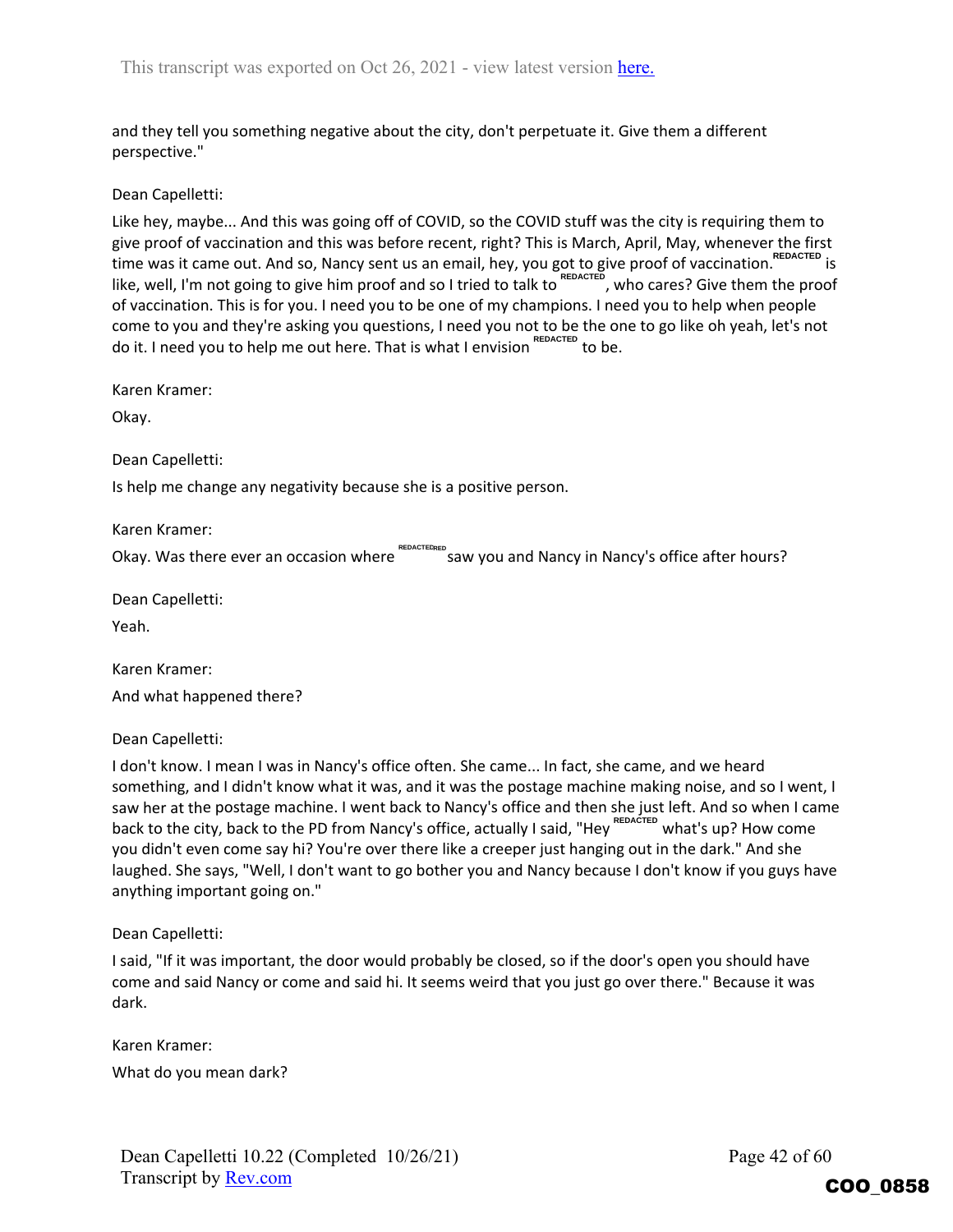and they tell you something negative about the city, don't perpetuate it. Give them a different perspective."

Dean Capelletti:

Like hey, maybe... And this was going off of COVID, so the COVID stuff was the city is requiring them to give proof of vaccination and this was before recent, right? This is March, April, May, whenever the first time was it came out. And so, Nancy sent us an email, hey, you got to give proof of vaccination. REDACTED is like, well, I'm not going to give him proof and so I tried to talk to REDACTED, who cares? Give them the proof of vaccination. This is for you. I need you to be one of my champions. I need you to help when people come to you and they're asking you questions, I need you not to be the one to go like oh yeah, let's not do it. I need you to help me out here. That is what I envision REDACTED to be.

Karen Kramer:

Okay.

Dean Capelletti:

Is help me change any negativity because she is a positive person.

Karen Kramer:

Okay. Was there ever an occasion where REDACTED saw you and Nancy in Nancy's office after hours?

Dean Capelletti:

Yeah.

Karen Kramer:

And what happened there?

Dean Capelletti:

I don't know. I mean I was in Nancy's office often. She came... In fact, she came, and we heard something, and I didn't know what it was, and it was the postage machine making noise, and so I went, I saw her at the postage machine. I went back to Nancy's office and then she just left. And so when I came back to the city, back to the PD from Nancy's office, actually I said, "Hey REDACTED what's up? How come you didn't even come say hi? You're over there like a creeper just hanging out in the dark." And she laughed. She says, "Well, I don't want to go bother you and Nancy because I don't know if you guys have anything important going on."

Dean Capelletti:

I said, "If it was important, the door would probably be closed, so if the door's open you should have come and said Nancy or come and said hi. It seems weird that you just go over there." Because it was dark.

Karen Kramer:

What do you mean dark?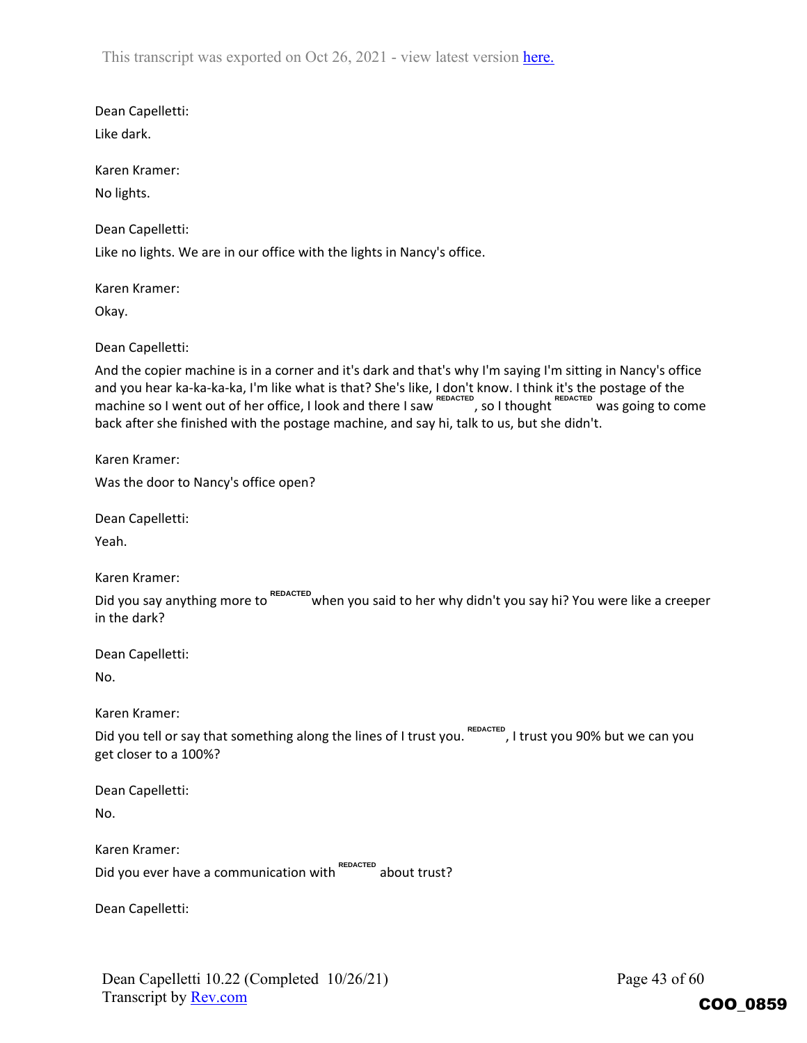Dean Capelletti:

Like dark.

Karen Kramer:

No lights.

Dean Capelletti:

Like no lights. We are in our office with the lights in Nancy's office.

Karen Kramer:

Okay.

Dean Capelletti:

And the copier machine is in a corner and it's dark and that's why I'm saying I'm sitting in Nancy's office and you hear ka-ka-ka-ka, I'm like what is that? She's like, I don't know. I think it's the postage of the machine so I went out of her office, I look and there I saw REDACTED, so I thought REDACTED was going to come back after she finished with the postage machine, and say hi, talk to us, but she didn't.

Karen Kramer:

Was the door to Nancy's office open?

Dean Capelletti:

Yeah.

Karen Kramer:

Did you say anything more to REDACTED when you said to her why didn't you say hi? You were like a creeper in the dark?

Dean Capelletti:

No.

Karen Kramer:

Did you tell or say that something along the lines of I trust you. REDACTED, I trust you 90% but we can you get closer to a 100%?

Dean Capelletti:

No.

Karen Kramer:

Did you ever have a communication with REDACTED about trust?

Dean Capelletti: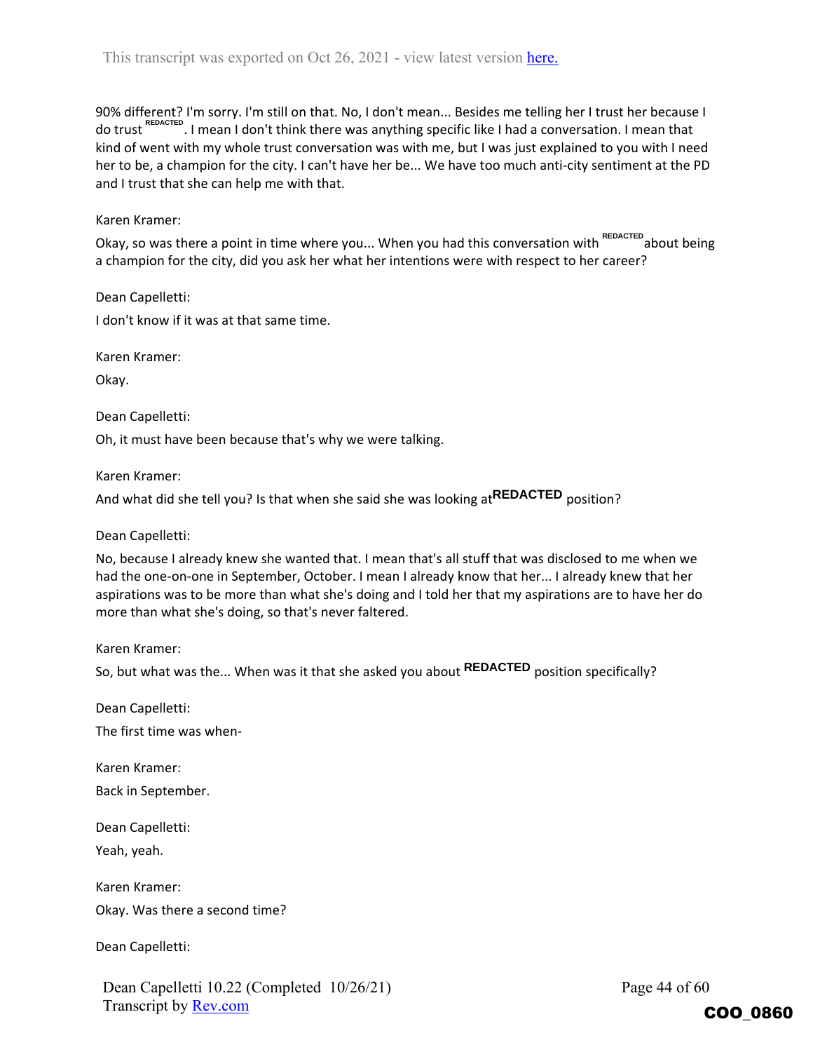90% different? I'm sorry. I'm still on that. No, I don't mean... Besides me telling her I trust her because I do trust REDACTED. I mean I don't think there was anything specific like I had a conversation. I mean that kind of went with my whole trust conversation was with me, but I was just explained to you with I need her to be, a champion for the city. I can't have her be... We have too much anti-city sentiment at the PD and I trust that she can help me with that.

Karen Kramer:

Okay, so was there a point in time where you... When you had this conversation with REDACTED about being a champion for the city, did you ask her what her intentions were with respect to her career?

Dean Capelletti:

I don't know if it was at that same time.

Karen Kramer:

Okay.

Dean Capelletti:

Oh, it must have been because that's why we were talking.

Karen Kramer:

And what did she tell you? Is that when she said she was looking at REDACTED position?

Dean Capelletti:

No, because I already knew she wanted that. I mean that's all stuff that was disclosed to me when we had the one-on-one in September, October. I mean I already know that her... I already knew that her aspirations was to be more than what she's doing and I told her that my aspirations are to have her do more than what she's doing, so that's never faltered.

Karen Kramer:

So, but what was the... When was it that she asked you about REDACTED position specifically?

Dean Capelletti:

The first time was when-

Karen Kramer:

Back in September.

Dean Capelletti:

Yeah, yeah.

Karen Kramer:

Okay. Was there a second time?

Dean Capelletti: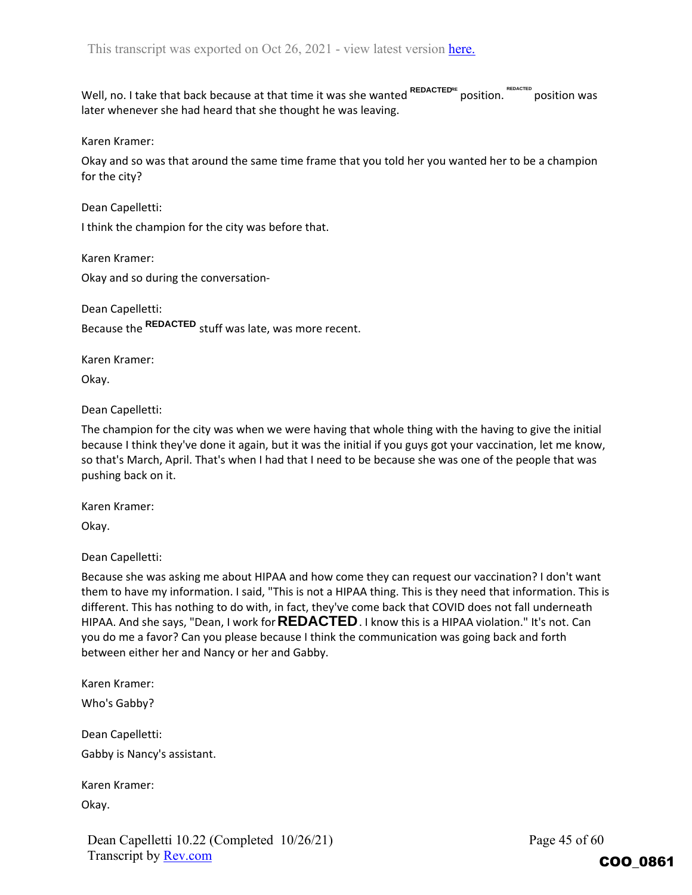Well, no. I take that back because at that time it was she wanted REDACTED position. REDACTED position was later whenever she had heard that she thought he was leaving.

Karen Kramer:

Okay and so was that around the same time frame that you told her you wanted her to be a champion for the city?

Dean Capelletti:

I think the champion for the city was before that.

Karen Kramer:

Okay and so during the conversation-

Dean Capelletti:

Because the REDACTED stuff was late, was more recent.

Karen Kramer:

Okay.

Dean Capelletti:

The champion for the city was when we were having that whole thing with the having to give the initial because I think they've done it again, but it was the initial if you guys got your vaccination, let me know, so that's March, April. That's when I had that I need to be because she was one of the people that was pushing back on it.

Karen Kramer:

Okay.

Dean Capelletti:

Because she was asking me about HIPAA and how come they can request our vaccination? I don't want them to have my information. I said, "This is not a HIPAA thing. This is they need that information. This is different. This has nothing to do with, in fact, they've come back that COVID does not fall underneath HIPAA. And she says, "Dean, I work for **REDACTED**. I know this is a HIPAA violation." It's not. Can you do me a favor? Can you please because I think the communication was going back and forth between either her and Nancy or her and Gabby.

Karen Kramer:

Who's Gabby?

Dean Capelletti:

Gabby is Nancy's assistant.

Karen Kramer:

Okay.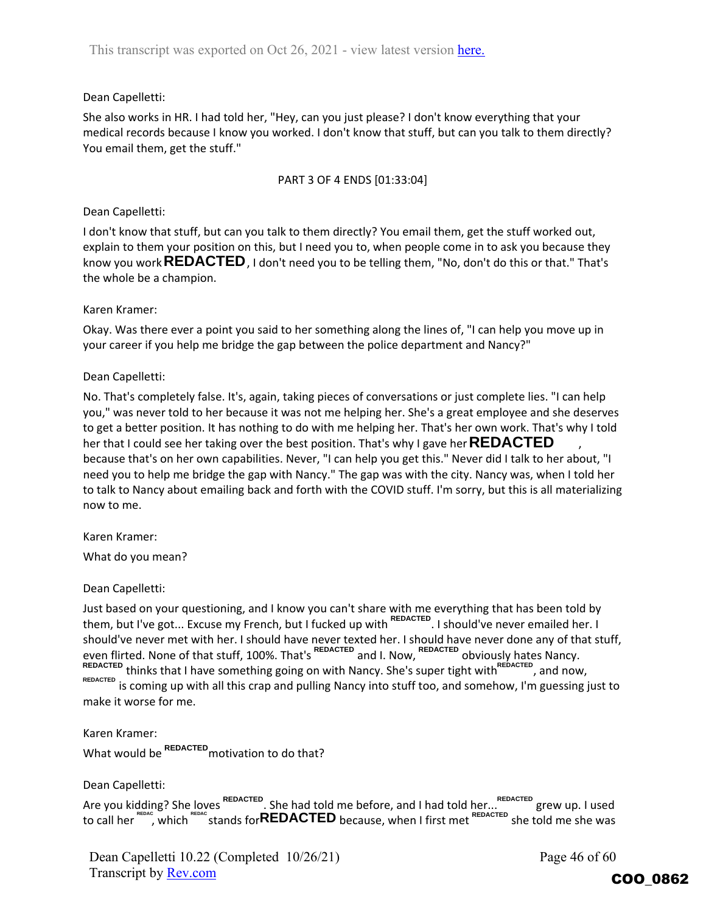Dean Capelletti:

She also works in HR. I had told her, "Hey, can you just please? I don't know everything that your medical records because I know you worked. I don't know that stuff, but can you talk to them directly? You email them, get the stuff."

PART 3 OF 4 ENDS [01:33:04]

Dean Capelletti:

I don't know that stuff, but can you talk to them directly? You email them, get the stuff worked out, explain to them your position on this, but I need you to, when people come in to ask you because they know you work **REDACTED**, I don't need you to be telling them, "No, don't do this or that." That's the whole be a champion.

Karen Kramer:

Okay. Was there ever a point you said to her something along the lines of, "I can help you move up in your career if you help me bridge the gap between the police department and Nancy?"

Dean Capelletti:

No. That's completely false. It's, again, taking pieces of conversations or just complete lies. "I can help you," was never told to her because it was not me helping her. She's a great employee and she deserves to get a better position. It has nothing to do with me helping her. That's her own work. That's why I told her that I could see her taking over the best position. That's why I gave her **REDACTED**, because that's on her own capabilities. Never, "I can help you get this." Never did I talk to her about, "I need you to help me bridge the gap with Nancy." The gap was with the city. Nancy was, when I told her to talk to Nancy about emailing back and forth with the COVID stuff. I'm sorry, but this is all materializing now to me.

Karen Kramer:

What do you mean?

Dean Capelletti:

Just based on your questioning, and I know you can't share with me everything that has been told by them, but I've got... Excuse my French, but I fucked up with REDACTED. I should've never emailed her. I should've never met with her. I should have never texted her. I should have never done any of that stuff, even flirted. None of that stuff, 100%. That's REDACTED and I. Now, REDACTED obviously hates Nancy. REDACTED thinks that I have something going on with Nancy. She's super tight with REDACTED, and now, REDACTED is coming up with all this crap and pulling Nancy into stuff too, and somehow, I'm guessing just to make it worse for me.

Karen Kramer:

What would be REDACTED motivation to do that?

Dean Capelletti:

Are you kidding? She loves REDACTED. She had told me before, and I had told her... REDACTED grew up. I used to call her REDAC, which REDAC stands for **REDACTED** because, when I first met REDACTED she told me she was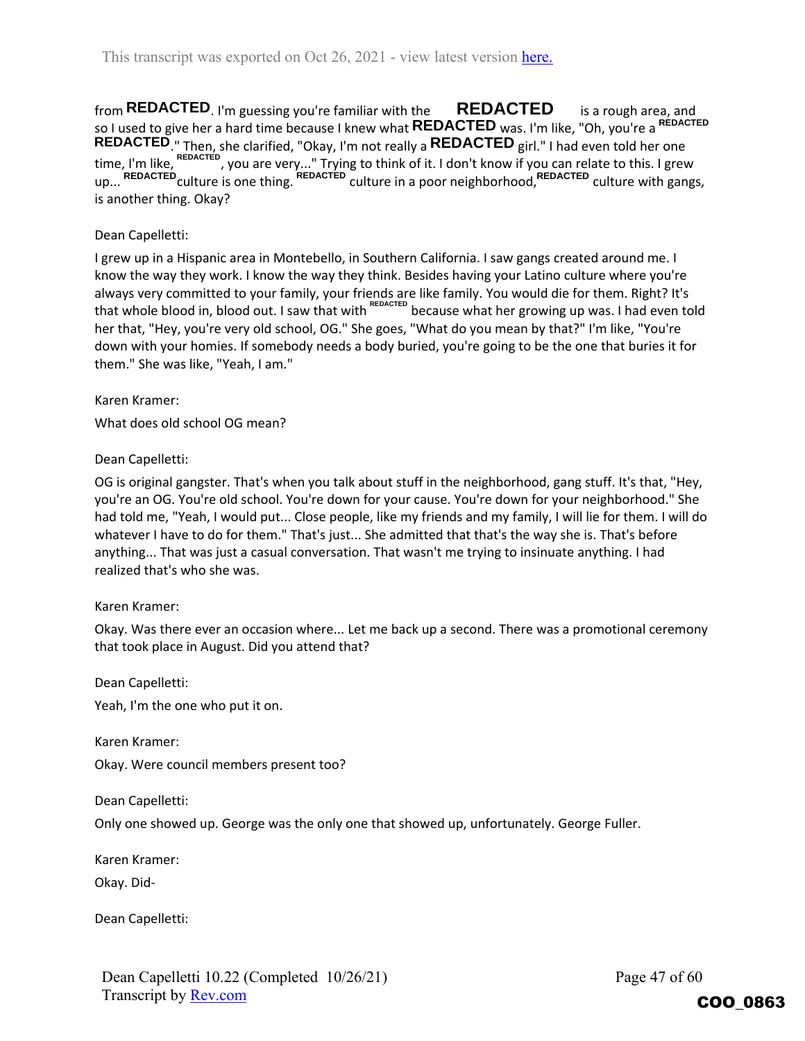from **REDACTED**. I'm guessing you're familiar with the **REDACTED** is a rough area, and so I used to give her a hard time because I knew what **REDACTED** was. I'm like, "Oh, you're a **REDACTED** **REDACTED**." Then, she clarified, "Okay, I'm not really a **REDACTED** girl." I had even told her one time, I'm like, **REDACTED**, you are very..." Trying to think of it. I don't know if you can relate to this. I grew up... **REDACTED** culture is one thing. **REDACTED** culture in a poor neighborhood, **REDACTED** culture with gangs, is another thing. Okay?

Dean Capelletti:

I grew up in a Hispanic area in Montebello, in Southern California. I saw gangs created around me. I know the way they work. I know the way they think. Besides having your Latino culture where you're always very committed to your family, your friends are like family. You would die for them. Right? It's that whole blood in, blood out. I saw that with **REDACTED** because what her growing up was. I had even told her that, "Hey, you're very old school, OG." She goes, "What do you mean by that?" I'm like, "You're down with your homies. If somebody needs a body buried, you're going to be the one that buries it for them." She was like, "Yeah, I am."

Karen Kramer:

What does old school OG mean?

Dean Capelletti:

OG is original gangster. That's when you talk about stuff in the neighborhood, gang stuff. It's that, "Hey, you're an OG. You're old school. You're down for your cause. You're down for your neighborhood." She had told me, "Yeah, I would put... Close people, like my friends and my family, I will lie for them. I will do whatever I have to do for them." That's just... She admitted that that's the way she is. That's before anything... That was just a casual conversation. That wasn't me trying to insinuate anything. I had realized that's who she was.

Karen Kramer:

Okay. Was there ever an occasion where... Let me back up a second. There was a promotional ceremony that took place in August. Did you attend that?

Dean Capelletti:

Yeah, I'm the one who put it on.

Karen Kramer:

Okay. Were council members present too?

Dean Capelletti:

Only one showed up. George was the only one that showed up, unfortunately. George Fuller.

Karen Kramer:

Okay. Did-

Dean Capelletti: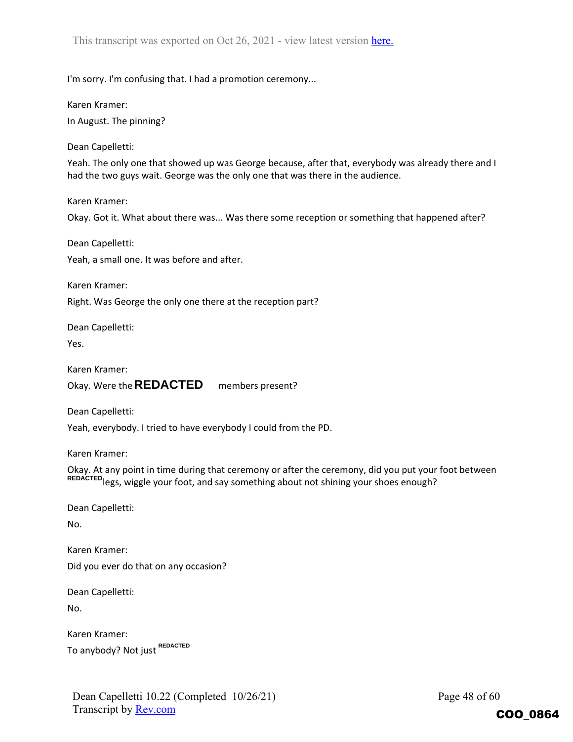I'm sorry. I'm confusing that. I had a promotion ceremony...

Karen Kramer:

In August. The pinning?

Dean Capelletti:

Yeah. The only one that showed up was George because, after that, everybody was already there and I had the two guys wait. George was the only one that was there in the audience.

Karen Kramer:

Okay. Got it. What about there was... Was there some reception or something that happened after?

Dean Capelletti:

Yeah, a small one. It was before and after.

Karen Kramer:

Right. Was George the only one there at the reception part?

Dean Capelletti:

Yes.

Karen Kramer:

Okay. Were the **REDACTED** members present?

Dean Capelletti:

Yeah, everybody. I tried to have everybody I could from the PD.

Karen Kramer:

Okay. At any point in time during that ceremony or after the ceremony, did you put your foot between REDACTED legs, wiggle your foot, and say something about not shining your shoes enough?

Dean Capelletti:

No.

Karen Kramer:

Did you ever do that on any occasion?

Dean Capelletti:

No.

Karen Kramer:

To anybody? Not just REDACTED

COO_0864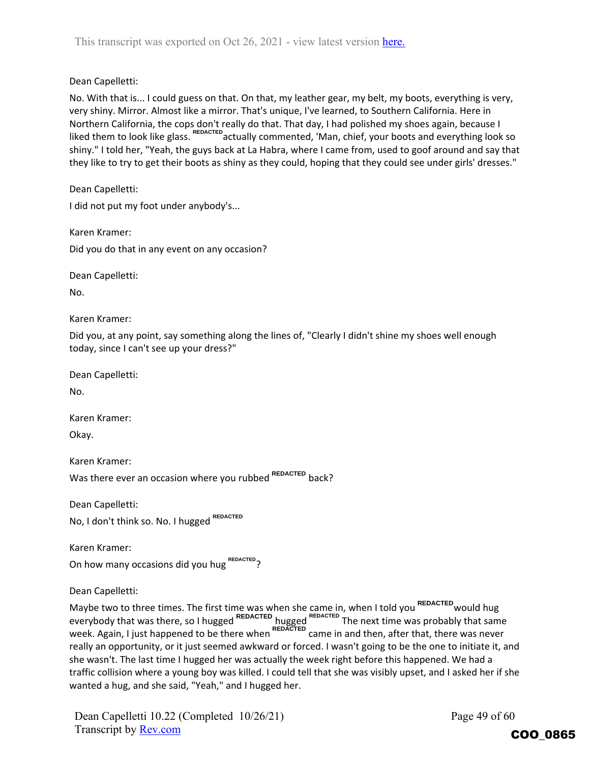Dean Capelletti:

No. With that is... I could guess on that. On that, my leather gear, my belt, my boots, everything is very, very shiny. Mirror. Almost like a mirror. That's unique, I've learned, to Southern California. Here in Northern California, the cops don't really do that. That day, I had polished my shoes again, because I liked them to look like glass. REDACTED actually commented, 'Man, chief, your boots and everything look so shiny." I told her, "Yeah, the guys back at La Habra, where I came from, used to goof around and say that they like to try to get their boots as shiny as they could, hoping that they could see under girls' dresses."

Dean Capelletti:

I did not put my foot under anybody's...

Karen Kramer:

Did you do that in any event on any occasion?

Dean Capelletti:

No.

Karen Kramer:

Did you, at any point, say something along the lines of, "Clearly I didn't shine my shoes well enough today, since I can't see up your dress?"

Dean Capelletti:

No.

Karen Kramer:

Okay.

Karen Kramer:

Was there ever an occasion where you rubbed REDACTED back?

Dean Capelletti:

No, I don't think so. No. I hugged REDACTED

Karen Kramer:

On how many occasions did you hug REDACTED?

Dean Capelletti:

Maybe two to three times. The first time was when she came in, when I told you REDACTED would hug everybody that was there, so I hugged REDACTED hugged REDACTED The next time was probably that same week. Again, I just happened to be there when REDACTED came in and then, after that, there was never really an opportunity, or it just seemed awkward or forced. I wasn't going to be the one to initiate it, and she wasn't. The last time I hugged her was actually the week right before this happened. We had a traffic collision where a young boy was killed. I could tell that she was visibly upset, and I asked her if she wanted a hug, and she said, "Yeah," and I hugged her.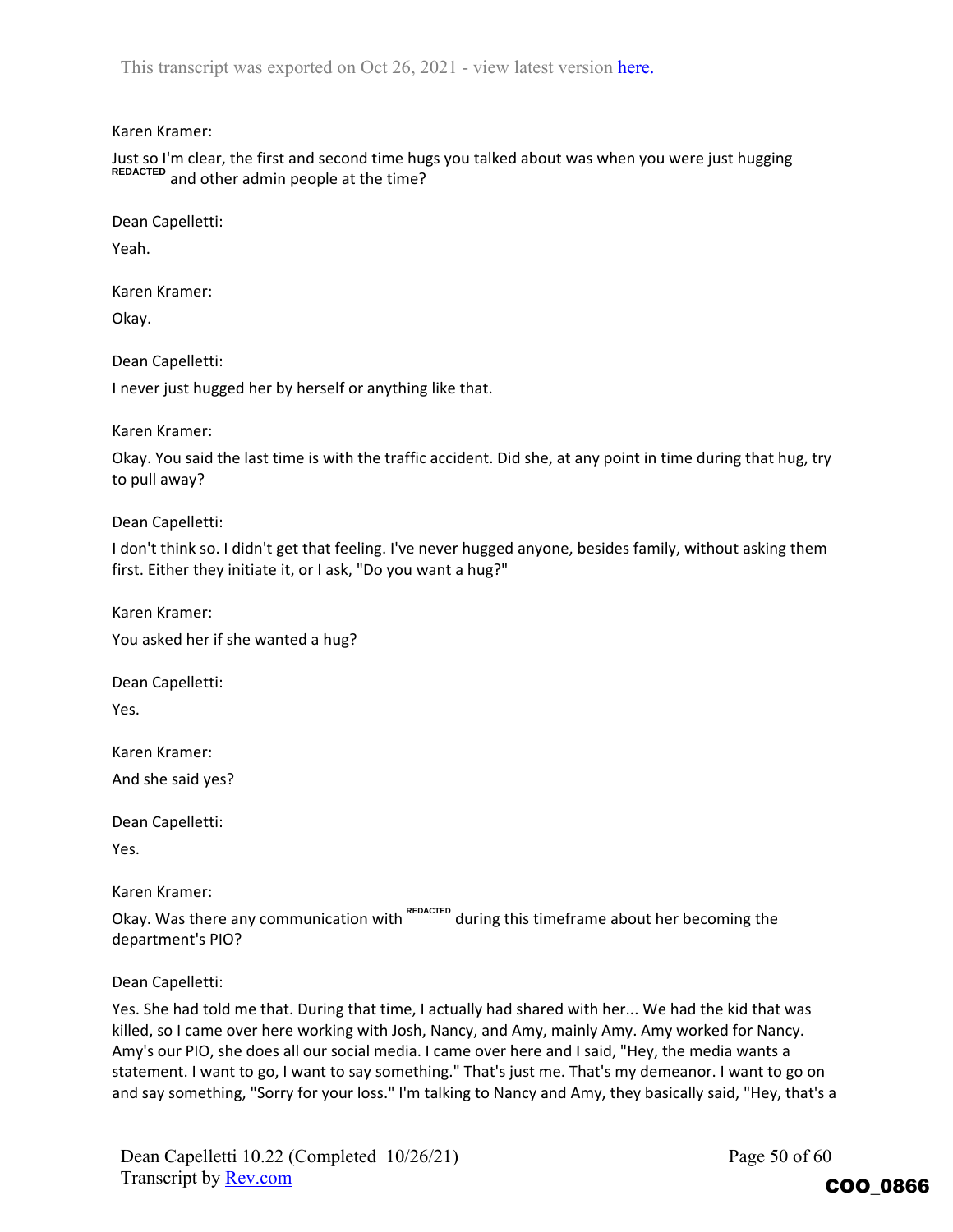Karen Kramer:

Just so I'm clear, the first and second time hugs you talked about was when you were just hugging REDACTED and other admin people at the time?

Dean Capelletti:

Yeah.

Karen Kramer:

Okay.

Dean Capelletti:

I never just hugged her by herself or anything like that.

Karen Kramer:

Okay. You said the last time is with the traffic accident. Did she, at any point in time during that hug, try to pull away?

Dean Capelletti:

I don't think so. I didn't get that feeling. I've never hugged anyone, besides family, without asking them first. Either they initiate it, or I ask, "Do you want a hug?"

Karen Kramer:

You asked her if she wanted a hug?

Dean Capelletti:

Yes.

Karen Kramer:

And she said yes?

Dean Capelletti:

Yes.

Karen Kramer:

Okay. Was there any communication with REDACTED during this timeframe about her becoming the department's PIO?

Dean Capelletti:

Yes. She had told me that. During that time, I actually had shared with her... We had the kid that was killed, so I came over here working with Josh, Nancy, and Amy, mainly Amy. Amy worked for Nancy. Amy's our PIO, she does all our social media. I came over here and I said, "Hey, the media wants a statement. I want to go, I want to say something." That's just me. That's my demeanor. I want to go on and say something, "Sorry for your loss." I'm talking to Nancy and Amy, they basically said, "Hey, that's a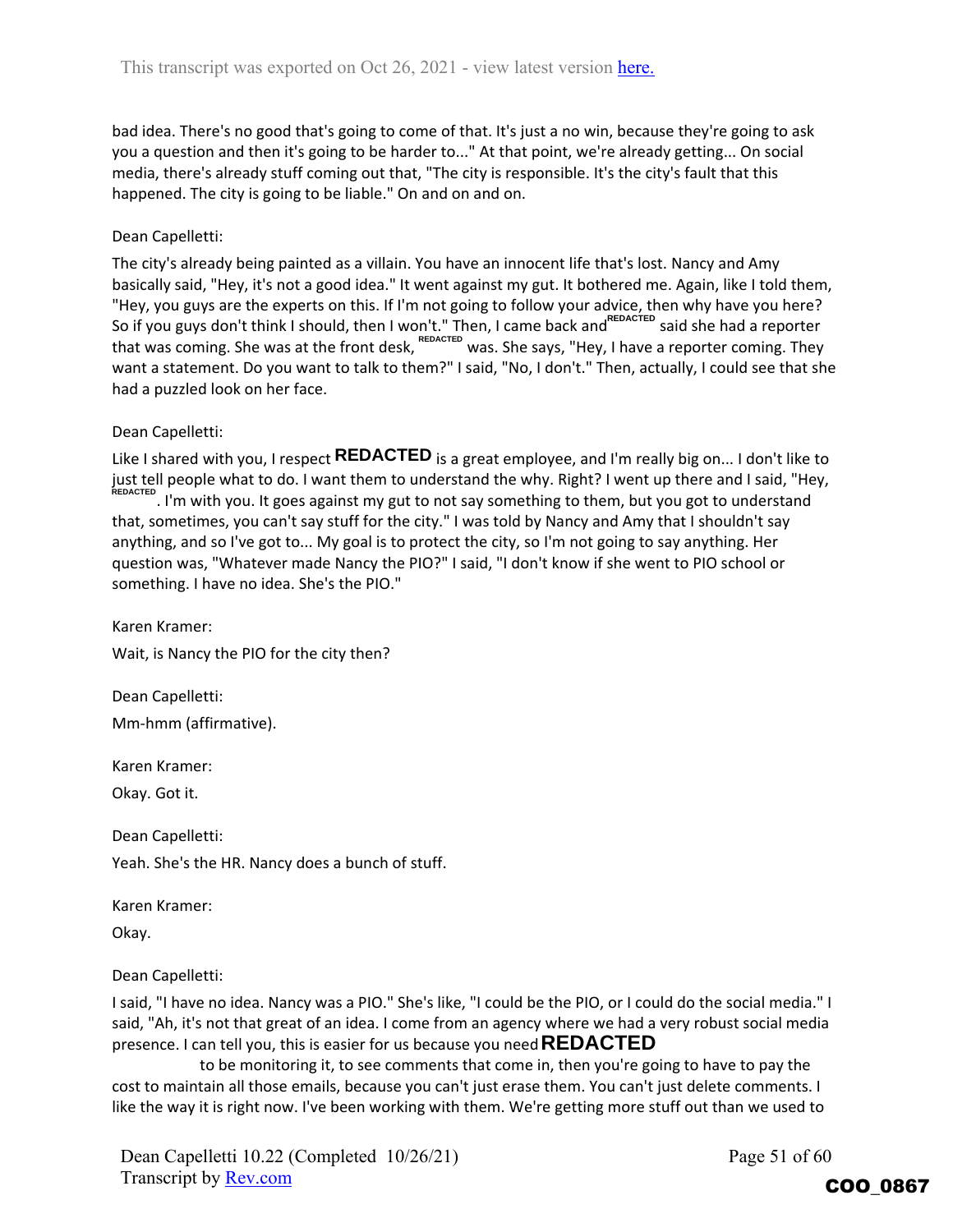bad idea. There's no good that's going to come of that. It's just a no win, because they're going to ask you a question and then it's going to be harder to..." At that point, we're already getting... On social media, there's already stuff coming out that, "The city is responsible. It's the city's fault that this happened. The city is going to be liable." On and on and on.

Dean Capelletti:

The city's already being painted as a villain. You have an innocent life that's lost. Nancy and Amy basically said, "Hey, it's not a good idea." It went against my gut. It bothered me. Again, like I told them, "Hey, you guys are the experts on this. If I'm not going to follow your advice, then why have you here? So if you guys don't think I should, then I won't." Then, I came back and REDACTED said she had a reporter that was coming. She was at the front desk, REDACTED was. She says, "Hey, I have a reporter coming. They want a statement. Do you want to talk to them?" I said, "No, I don't." Then, actually, I could see that she had a puzzled look on her face.

Dean Capelletti:

Like I shared with you, I respect **REDACTED** is a great employee, and I'm really big on... I don't like to just tell people what to do. I want them to understand the why. Right? I went up there and I said, "Hey, REDACTED. I'm with you. It goes against my gut to not say something to them, but you got to understand that, sometimes, you can't say stuff for the city." I was told by Nancy and Amy that I shouldn't say anything, and so I've got to... My goal is to protect the city, so I'm not going to say anything. Her question was, "Whatever made Nancy the PIO?" I said, "I don't know if she went to PIO school or something. I have no idea. She's the PIO."

Karen Kramer:

Wait, is Nancy the PIO for the city then?

Dean Capelletti:

Mm-hmm (affirmative).

Karen Kramer:

Okay. Got it.

Dean Capelletti:

Yeah. She's the HR. Nancy does a bunch of stuff.

Karen Kramer:

Okay.

Dean Capelletti:

I said, "I have no idea. Nancy was a PIO." She's like, "I could be the PIO, or I could do the social media." I said, "Ah, it's not that great of an idea. I come from an agency where we had a very robust social media presence. I can tell you, this is easier for us because you need **REDACTED** to be monitoring it, to see comments that come in, then you're going to have to pay the cost to maintain all those emails, because you can't just erase them. You can't just delete comments. I like the way it is right now. I've been working with them. We're getting more stuff out than we used to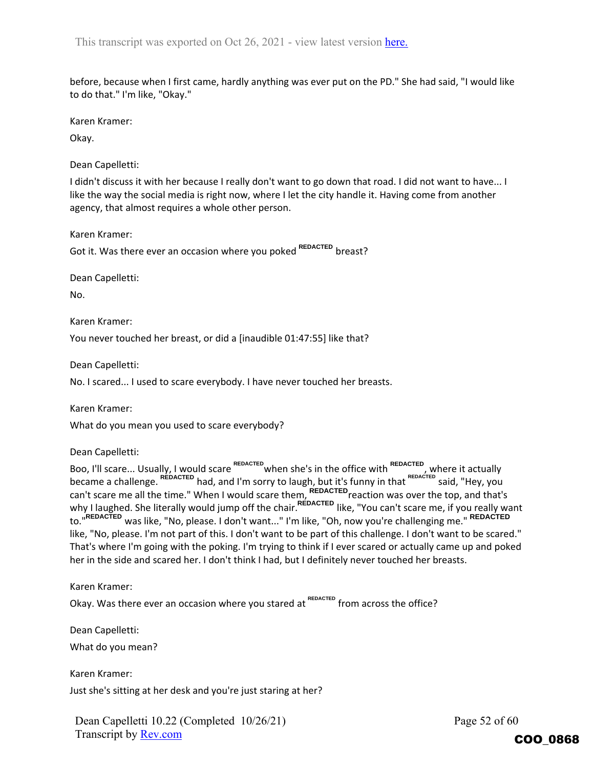before, because when I first came, hardly anything was ever put on the PD." She had said, "I would like to do that." I'm like, "Okay."

Karen Kramer:

Okay.

Dean Capelletti:

I didn't discuss it with her because I really don't want to go down that road. I did not want to have... I like the way the social media is right now, where I let the city handle it. Having come from another agency, that almost requires a whole other person.

Karen Kramer:

Got it. Was there ever an occasion where you poked REDACTED breast?

Dean Capelletti:

No.

Karen Kramer:

You never touched her breast, or did a [inaudible 01:47:55] like that?

Dean Capelletti:

No. I scared... I used to scare everybody. I have never touched her breasts.

Karen Kramer:

What do you mean you used to scare everybody?

Dean Capelletti:

Boo, I'll scare... Usually, I would scare REDACTED when she's in the office with REDACTED, where it actually became a challenge. REDACTED had, and I'm sorry to laugh, but it's funny in that REDACTED said, "Hey, you can't scare me all the time." When I would scare them, REDACTED reaction was over the top, and that's why I laughed. She literally would jump off the chair. REDACTED like, "You can't scare me, if you really want to." REDACTED was like, "No, please. I don't want..." I'm like, "Oh, now you're challenging me." REDACTED like, "No, please. I'm not part of this. I don't want to be part of this challenge. I don't want to be scared." That's where I'm going with the poking. I'm trying to think if I ever scared or actually came up and poked her in the side and scared her. I don't think I had, but I definitely never touched her breasts.

Karen Kramer:

Okay. Was there ever an occasion where you stared at REDACTED from across the office?

Dean Capelletti:

What do you mean?

Karen Kramer:

Just she's sitting at her desk and you're just staring at her?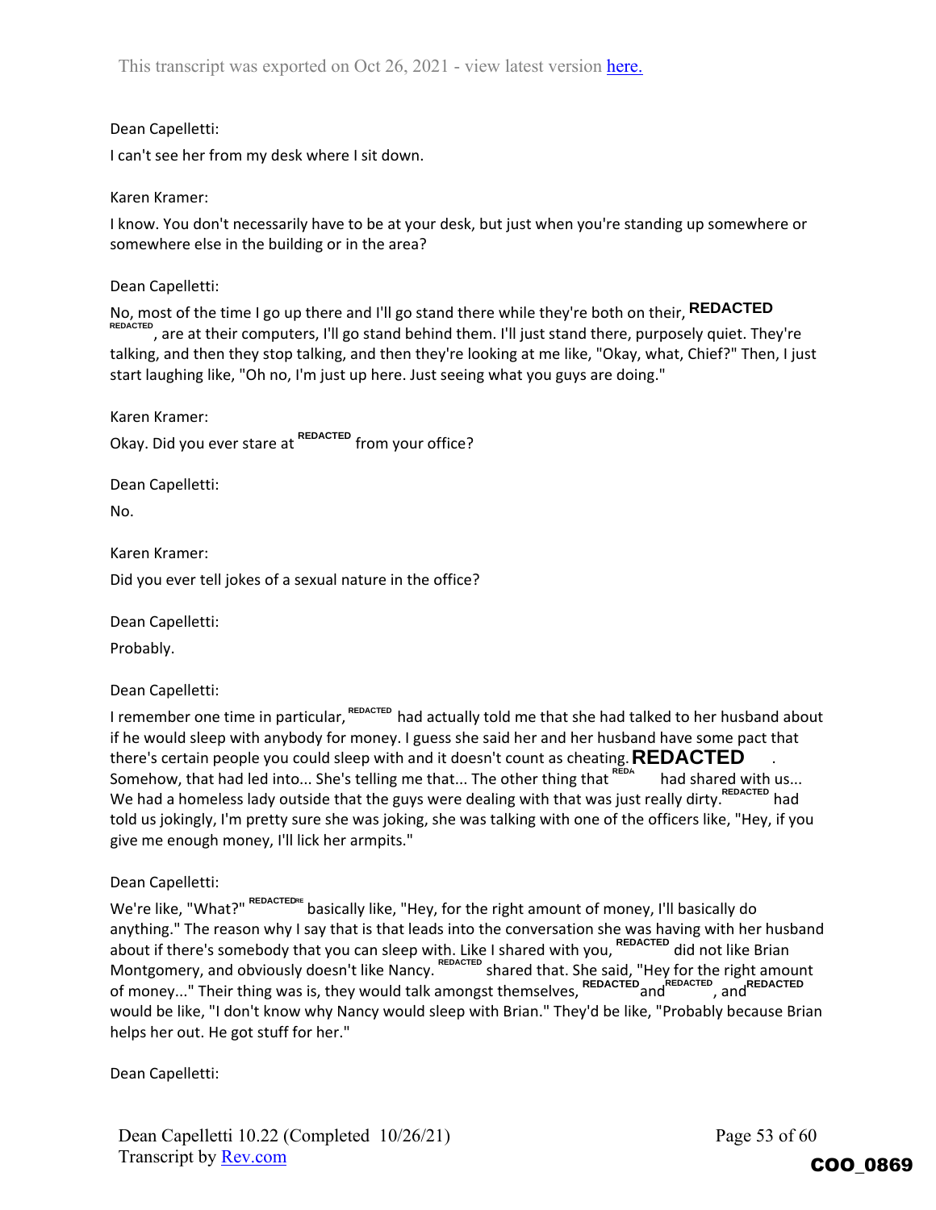This transcript was exported on Oct 26, 2021 - view latest version here.

Dean Capelletti:

I can't see her from my desk where I sit down.

Karen Kramer:

I know. You don't necessarily have to be at your desk, but just when you're standing up somewhere or somewhere else in the building or in the area?

Dean Capelletti:

No, most of the time I go up there and I'll go stand there while they're both on their, REDACTED REDACTED, are at their computers, I'll go stand behind them. I'll just stand there, purposely quiet. They're talking, and then they stop talking, and then they're looking at me like, "Okay, what, Chief?" Then, I just start laughing like, "Oh no, I'm just up here. Just seeing what you guys are doing."

Karen Kramer:

Okay. Did you ever stare at REDACTED from your office?

Dean Capelletti:

No.

Karen Kramer:

Did you ever tell jokes of a sexual nature in the office?

Dean Capelletti:

Probably.

Dean Capelletti:

I remember one time in particular, REDACTED had actually told me that she had talked to her husband about if he would sleep with anybody for money. I guess she said her and her husband have some pact that there's certain people you could sleep with and it doesn't count as cheating. REDACTED . Somehow, that had led into... She's telling me that... The other thing that REDA had shared with us... We had a homeless lady outside that the guys were dealing with that was just really dirty. REDACTED had told us jokingly, I'm pretty sure she was joking, she was talking with one of the officers like, "Hey, if you give me enough money, I'll lick her armpits."

Dean Capelletti:

We're like, "What?" REDACTED basically like, "Hey, for the right amount of money, I'll basically do anything." The reason why I say that is that leads into the conversation she was having with her husband about if there's somebody that you can sleep with. Like I shared with you, REDACTED did not like Brian Montgomery, and obviously doesn't like Nancy. REDACTED shared that. She said, "Hey for the right amount of money..." Their thing was is, they would talk amongst themselves, REDACTED and REDACTED, and REDACTED would be like, "I don't know why Nancy would sleep with Brian." They'd be like, "Probably because Brian helps her out. He got stuff for her."

Dean Capelletti:

Dean Capelletti 10.22 (Completed 10/26/21)
Transcript by Rev.com

COO_0869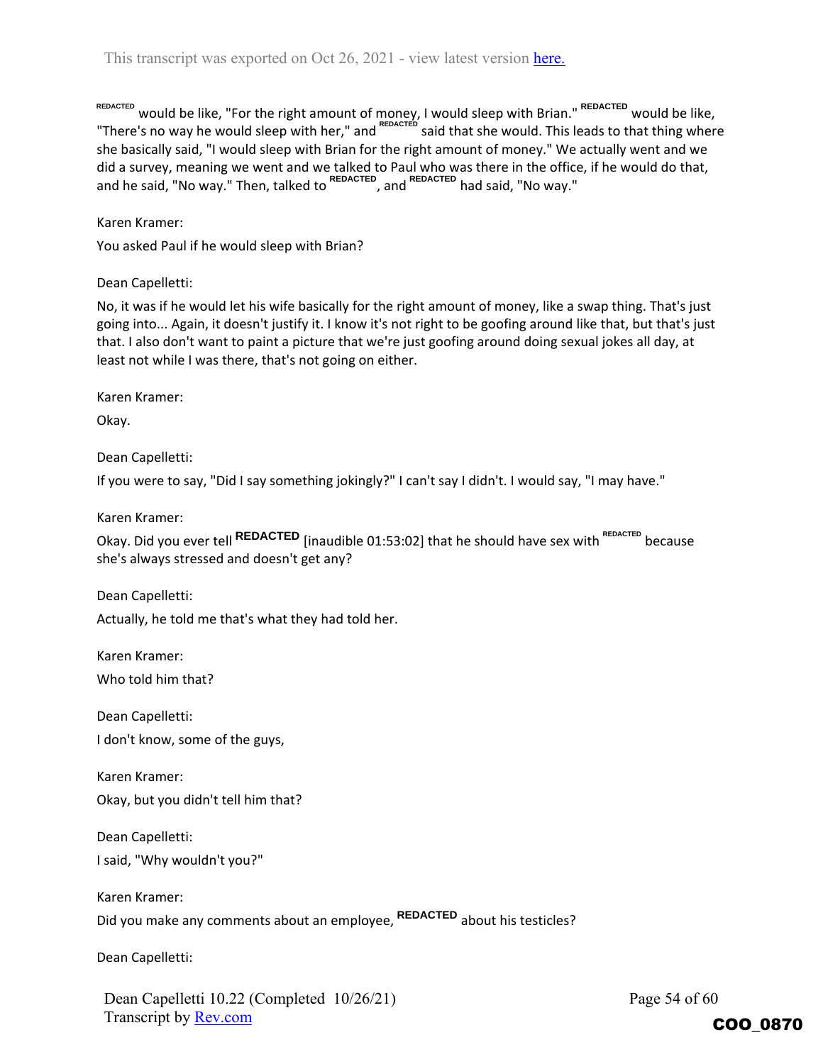REDACTED would be like, "For the right amount of money, I would sleep with Brian." REDACTED would be like, "There's no way he would sleep with her," and REDACTED said that she would. This leads to that thing where she basically said, "I would sleep with Brian for the right amount of money." We actually went and we did a survey, meaning we went and we talked to Paul who was there in the office, if he would do that, and he said, "No way." Then, talked to REDACTED, and REDACTED had said, "No way."

Karen Kramer:

You asked Paul if he would sleep with Brian?

Dean Capelletti:

No, it was if he would let his wife basically for the right amount of money, like a swap thing. That's just going into... Again, it doesn't justify it. I know it's not right to be goofing around like that, but that's just that. I also don't want to paint a picture that we're just goofing around doing sexual jokes all day, at least not while I was there, that's not going on either.

Karen Kramer:

Okay.

Dean Capelletti:

If you were to say, "Did I say something jokingly?" I can't say I didn't. I would say, "I may have."

Karen Kramer:

Okay. Did you ever tell REDACTED [inaudible 01:53:02] that he should have sex with REDACTED because she's always stressed and doesn't get any?

Dean Capelletti:

Actually, he told me that's what they had told her.

Karen Kramer:

Who told him that?

Dean Capelletti:

I don't know, some of the guys,

Karen Kramer:

Okay, but you didn't tell him that?

Dean Capelletti:

I said, "Why wouldn't you?"

Karen Kramer:

Did you make any comments about an employee, REDACTED about his testicles?

Dean Capelletti: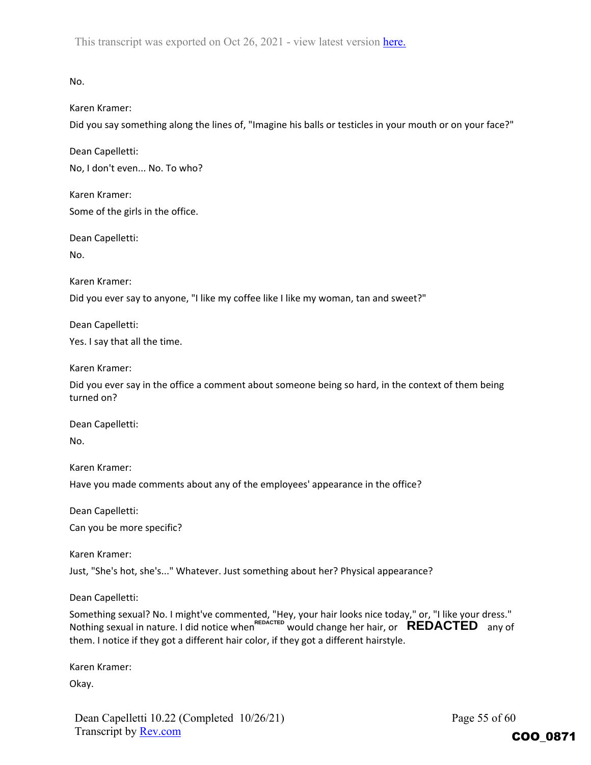No.

Karen Kramer:

Did you say something along the lines of, "Imagine his balls or testicles in your mouth or on your face?"

Dean Capelletti:

No, I don't even... No. To who?

Karen Kramer:

Some of the girls in the office.

Dean Capelletti:

No.

Karen Kramer:

Did you ever say to anyone, "I like my coffee like I like my woman, tan and sweet?"

Dean Capelletti:

Yes. I say that all the time.

Karen Kramer:

Did you ever say in the office a comment about someone being so hard, in the context of them being turned on?

Dean Capelletti:

No.

Karen Kramer:

Have you made comments about any of the employees' appearance in the office?

Dean Capelletti:

Can you be more specific?

Karen Kramer:

Just, "She's hot, she's..." Whatever. Just something about her? Physical appearance?

Dean Capelletti:

Something sexual? No. I might've commented, "Hey, your hair looks nice today," or, "I like your dress." Nothing sexual in nature. I did notice when REDACTED would change her hair, or **REDACTED** any of them. I notice if they got a different hair color, if they got a different hairstyle.

Karen Kramer:

Okay.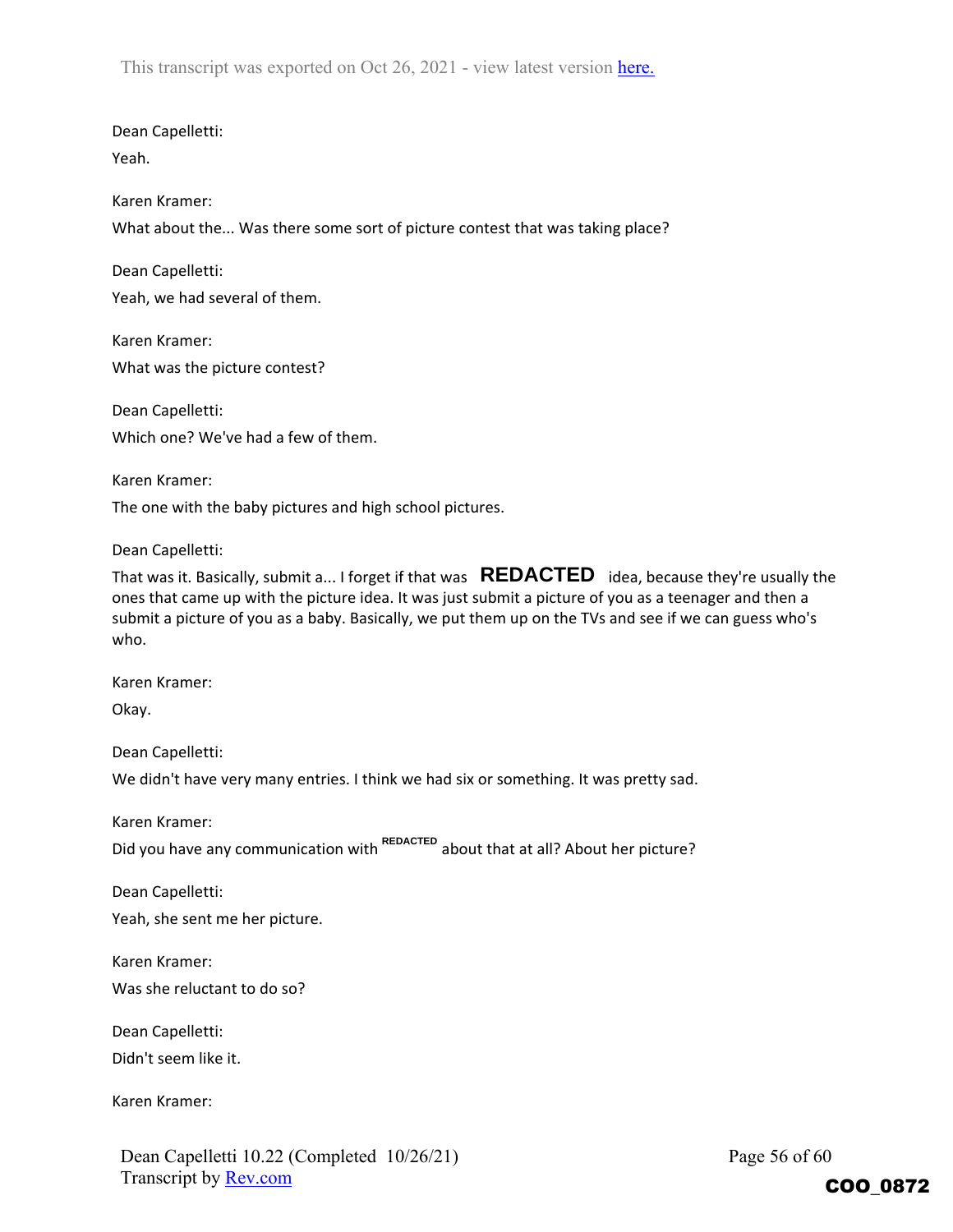Dean Capelletti:

Yeah.

Karen Kramer:

What about the... Was there some sort of picture contest that was taking place?

Dean Capelletti:

Yeah, we had several of them.

Karen Kramer:

What was the picture contest?

Dean Capelletti:

Which one? We've had a few of them.

Karen Kramer:

The one with the baby pictures and high school pictures.

Dean Capelletti:

That was it. Basically, submit a... I forget if that was **REDACTED** idea, because they're usually the ones that came up with the picture idea. It was just submit a picture of you as a teenager and then a submit a picture of you as a baby. Basically, we put them up on the TVs and see if we can guess who's who.

Karen Kramer:

Okay.

Dean Capelletti:

We didn't have very many entries. I think we had six or something. It was pretty sad.

Karen Kramer:

Did you have any communication with REDACTED about that at all? About her picture?

Dean Capelletti:

Yeah, she sent me her picture.

Karen Kramer:

Was she reluctant to do so?

Dean Capelletti:

Didn't seem like it.

Karen Kramer: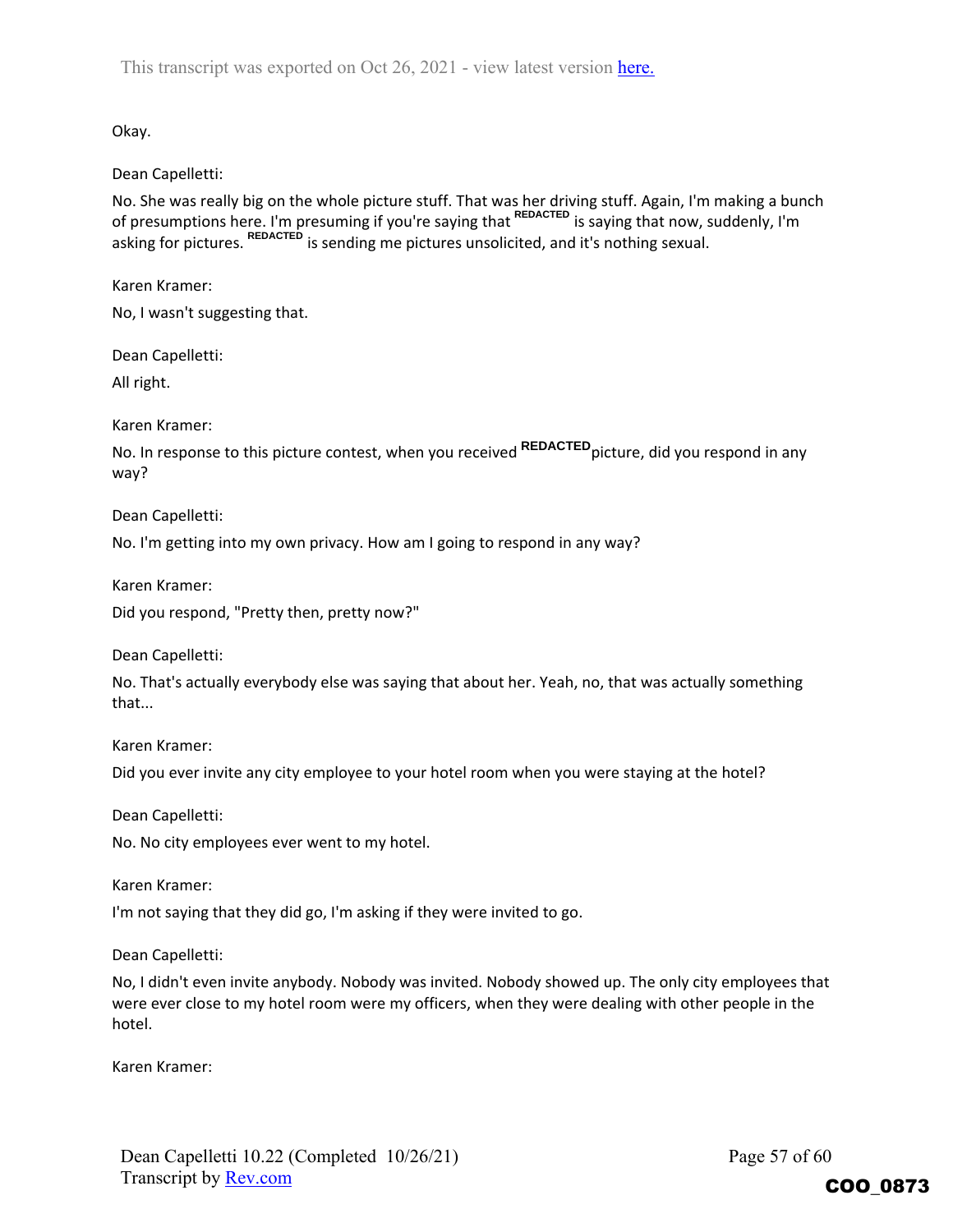Okay.

Dean Capelletti:

No. She was really big on the whole picture stuff. That was her driving stuff. Again, I'm making a bunch of presumptions here. I'm presuming if you're saying that REDACTED is saying that now, suddenly, I'm asking for pictures. REDACTED is sending me pictures unsolicited, and it's nothing sexual.

Karen Kramer:

No, I wasn't suggesting that.

Dean Capelletti:

All right.

Karen Kramer:

No. In response to this picture contest, when you received REDACTED picture, did you respond in any way?

Dean Capelletti:

No. I'm getting into my own privacy. How am I going to respond in any way?

Karen Kramer:

Did you respond, "Pretty then, pretty now?"

Dean Capelletti:

No. That's actually everybody else was saying that about her. Yeah, no, that was actually something that...

Karen Kramer:

Did you ever invite any city employee to your hotel room when you were staying at the hotel?

Dean Capelletti:

No. No city employees ever went to my hotel.

Karen Kramer:

I'm not saying that they did go, I'm asking if they were invited to go.

Dean Capelletti:

No, I didn't even invite anybody. Nobody was invited. Nobody showed up. The only city employees that were ever close to my hotel room were my officers, when they were dealing with other people in the hotel.

Karen Kramer: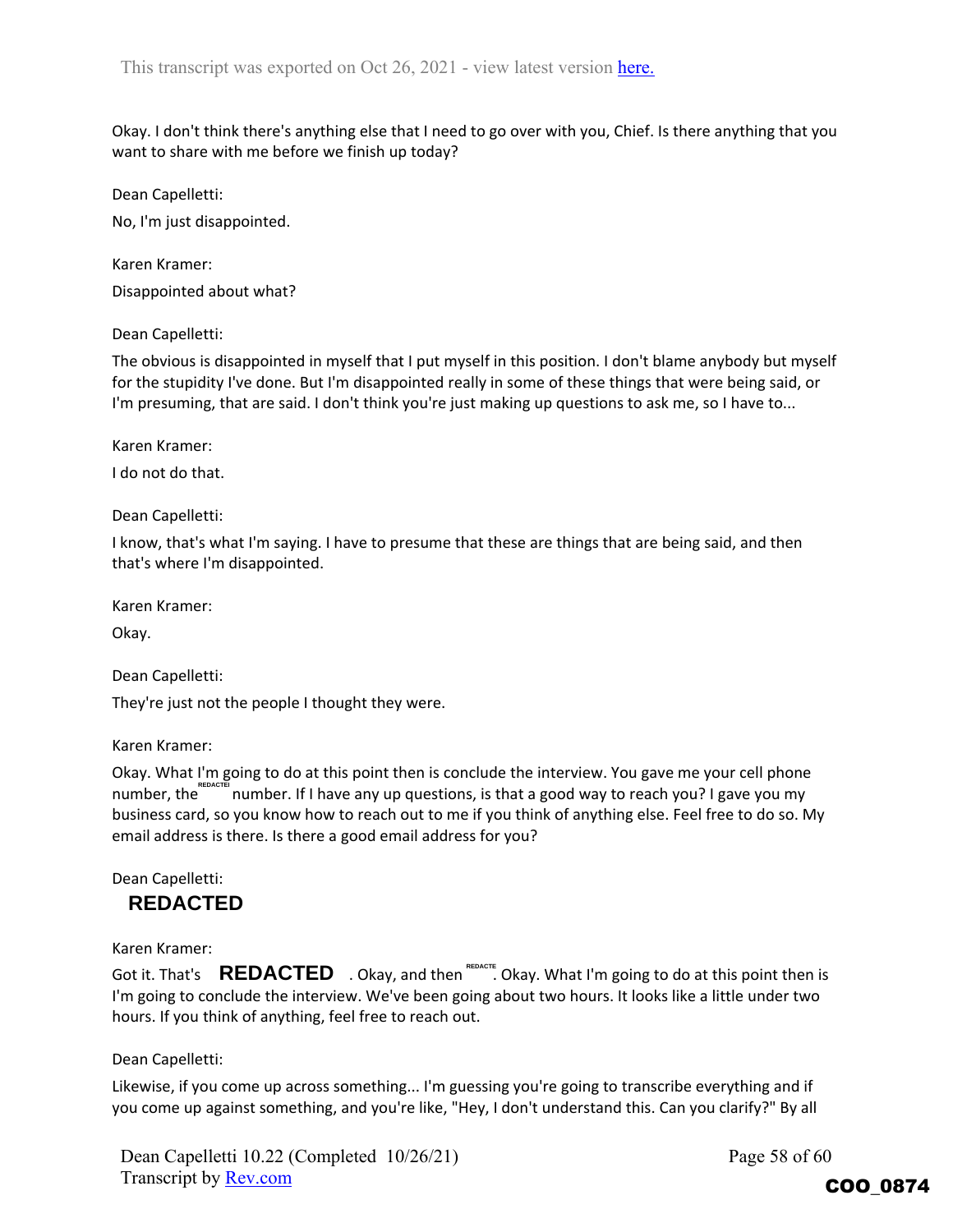Okay. I don't think there's anything else that I need to go over with you, Chief. Is there anything that you want to share with me before we finish up today?

Dean Capelletti:

No, I'm just disappointed.

Karen Kramer:

Disappointed about what?

Dean Capelletti:

The obvious is disappointed in myself that I put myself in this position. I don't blame anybody but myself for the stupidity I've done. But I'm disappointed really in some of these things that were being said, or I'm presuming, that are said. I don't think you're just making up questions to ask me, so I have to...

Karen Kramer:

I do not do that.

Dean Capelletti:

I know, that's what I'm saying. I have to presume that these are things that are being said, and then that's where I'm disappointed.

Karen Kramer:

Okay.

Dean Capelletti:

They're just not the people I thought they were.

Karen Kramer:

Okay. What I'm going to do at this point then is conclude the interview. You gave me your cell phone number, the REDACTED number. If I have any up questions, is that a good way to reach you? I gave you my business card, so you know how to reach out to me if you think of anything else. Feel free to do so. My email address is there. Is there a good email address for you?

Dean Capelletti:

**REDACTED**

Karen Kramer:

Got it. That's **REDACTED** . Okay, and then REDACTED. Okay. What I'm going to do at this point then is I'm going to conclude the interview. We've been going about two hours. It looks like a little under two hours. If you think of anything, feel free to reach out.

Dean Capelletti:

Likewise, if you come up across something... I'm guessing you're going to transcribe everything and if you come up against something, and you're like, "Hey, I don't understand this. Can you clarify?" By all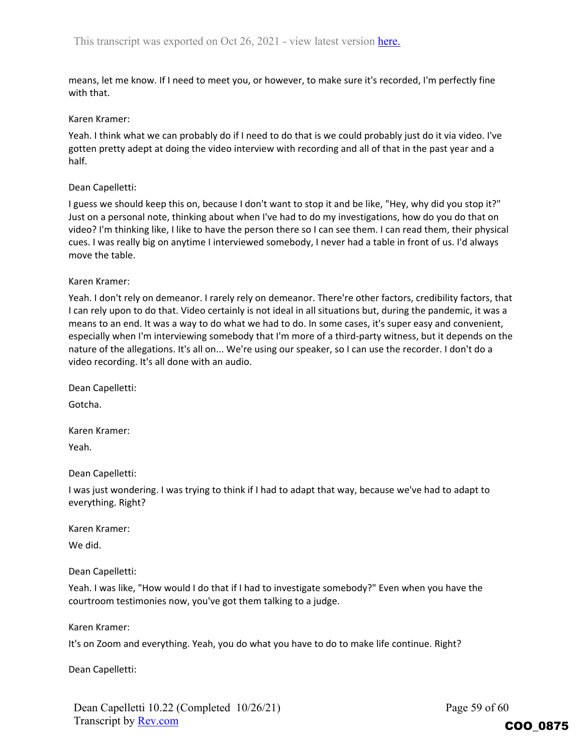means, let me know. If I need to meet you, or however, to make sure it's recorded, I'm perfectly fine with that.

Karen Kramer:

Yeah. I think what we can probably do if I need to do that is we could probably just do it via video. I've gotten pretty adept at doing the video interview with recording and all of that in the past year and a half.

Dean Capelletti:

I guess we should keep this on, because I don't want to stop it and be like, "Hey, why did you stop it?" Just on a personal note, thinking about when I've had to do my investigations, how do you do that on video? I'm thinking like, I like to have the person there so I can see them. I can read them, their physical cues. I was really big on anytime I interviewed somebody, I never had a table in front of us. I'd always move the table.

Karen Kramer:

Yeah. I don't rely on demeanor. I rarely rely on demeanor. There're other factors, credibility factors, that I can rely upon to do that. Video certainly is not ideal in all situations but, during the pandemic, it was a means to an end. It was a way to do what we had to do. In some cases, it's super easy and convenient, especially when I'm interviewing somebody that I'm more of a third-party witness, but it depends on the nature of the allegations. It's all on... We're using our speaker, so I can use the recorder. I don't do a video recording. It's all done with an audio.

Dean Capelletti:

Gotcha.

Karen Kramer:

Yeah.

Dean Capelletti:

I was just wondering. I was trying to think if I had to adapt that way, because we've had to adapt to everything. Right?

Karen Kramer:

We did.

Dean Capelletti:

Yeah. I was like, "How would I do that if I had to investigate somebody?" Even when you have the courtroom testimonies now, you've got them talking to a judge.

Karen Kramer:

It's on Zoom and everything. Yeah, you do what you have to do to make life continue. Right?

Dean Capelletti: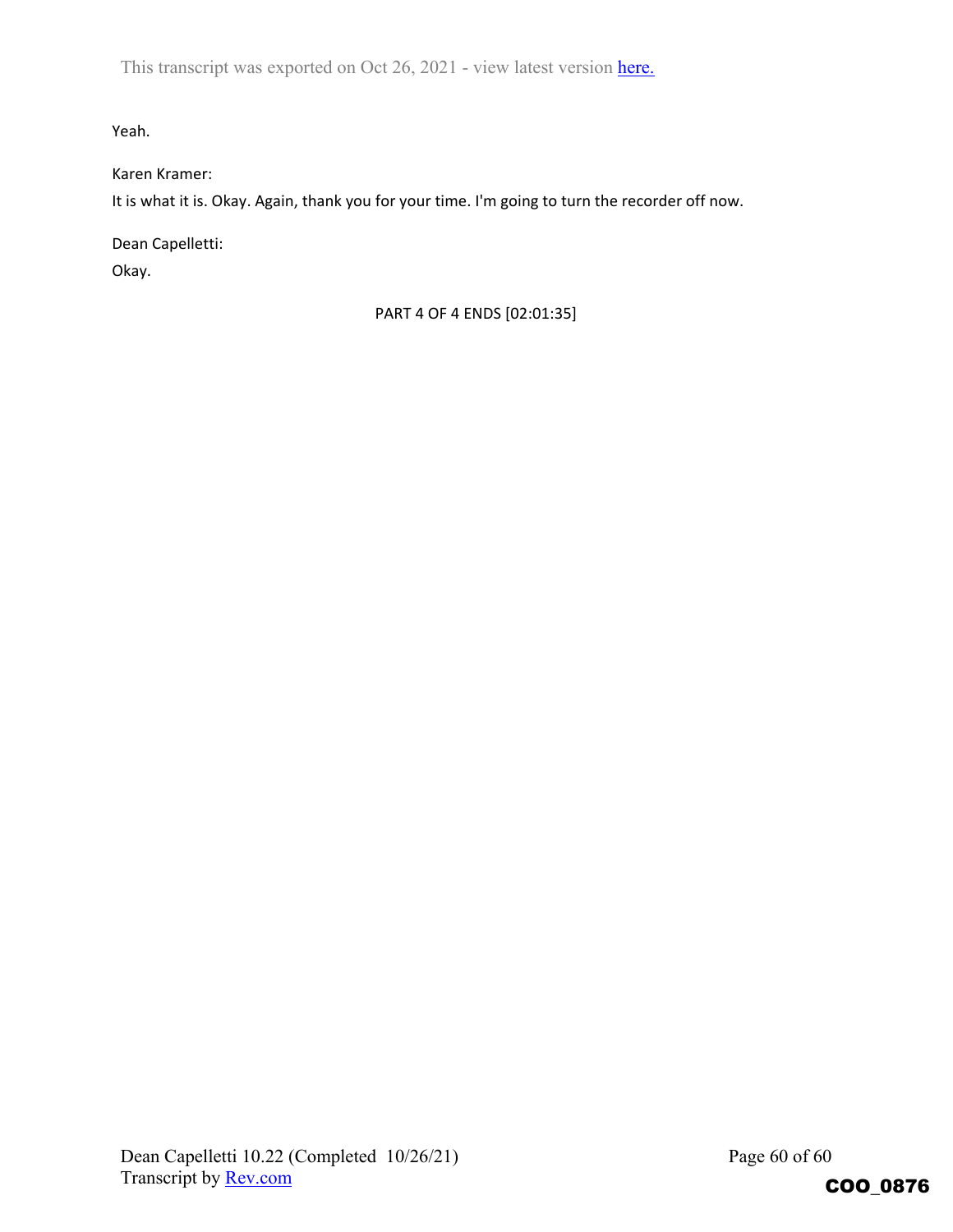Yeah.

Karen Kramer:

It is what it is. Okay. Again, thank you for your time. I'm going to turn the recorder off now.

Dean Capelletti:

Okay.

PART 4 OF 4 ENDS [02:01:35]